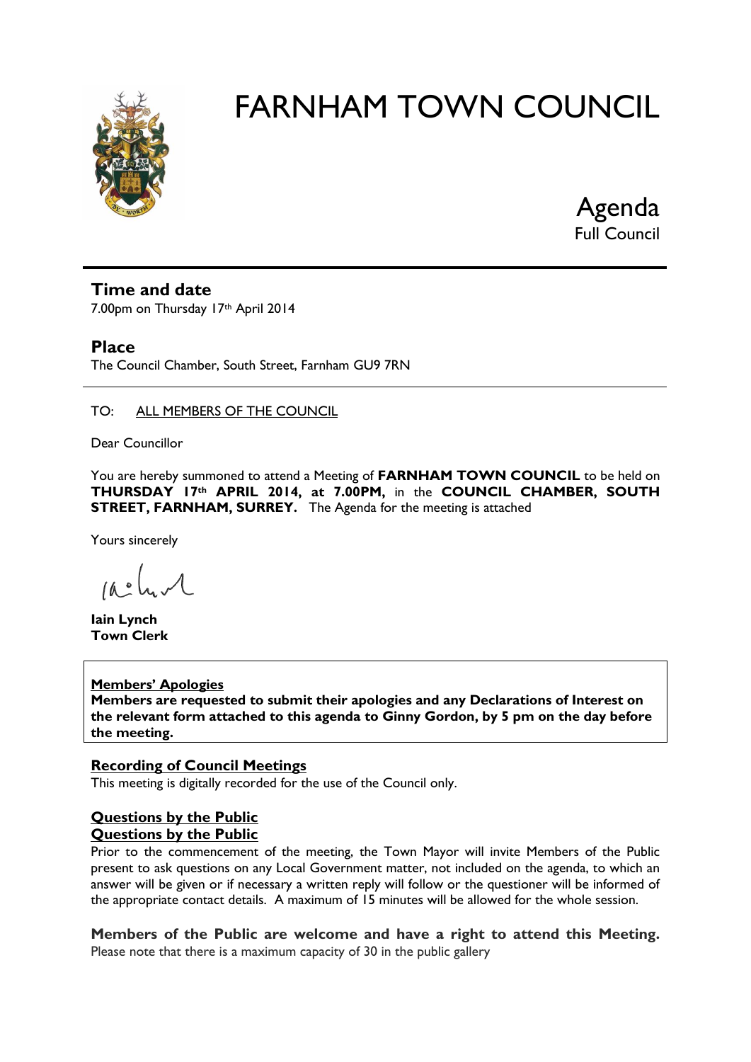# FARNHAM TOWN COUNCIL

**Agenda**
Full Council

## Time and date

7.00pm on Thursday 17th April 2014

## Place

The Council Chamber, South Street, Farnham GU9 7RN

TO: ALL MEMBERS OF THE COUNCIL

Dear Councillor

You are hereby summoned to attend a Meeting of **FARNHAM TOWN COUNCIL** to be held on **THURSDAY 17th APRIL 2014, at 7.00PM,** in the **COUNCIL CHAMBER, SOUTH STREET, FARNHAM, SURREY.** The Agenda for the meeting is attached

Yours sincerely

**Iain Lynch**
**Town Clerk**

**Members' Apologies**
**Members are requested to submit their apologies and any Declarations of Interest on the relevant form attached to this agenda to Ginny Gordon, by 5 pm on the day before the meeting.**

**Recording of Council Meetings**
This meeting is digitally recorded for the use of the Council only.

**Questions by the Public**
**Questions by the Public**
Prior to the commencement of the meeting, the Town Mayor will invite Members of the Public present to ask questions on any Local Government matter, not included on the agenda, to which an answer will be given or if necessary a written reply will follow or the questioner will be informed of the appropriate contact details. A maximum of 15 minutes will be allowed for the whole session.

**Members of the Public are welcome and have a right to attend this Meeting.**
Please note that there is a maximum capacity of 30 in the public gallery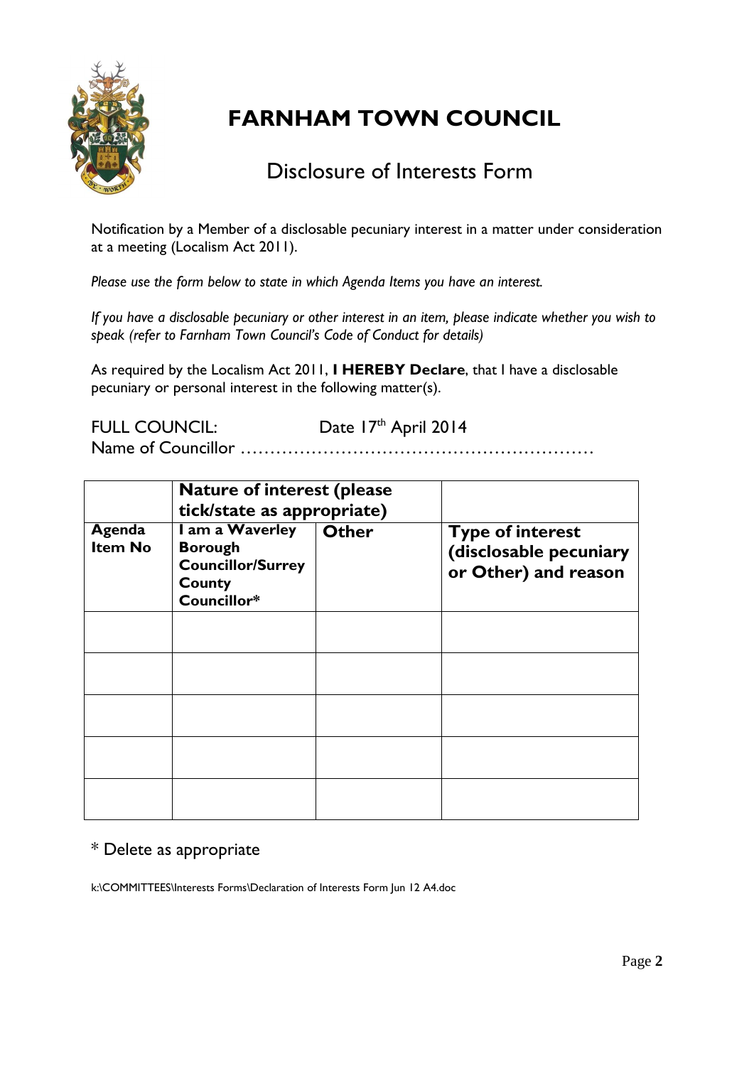# FARNHAM TOWN COUNCIL

## Disclosure of Interests Form

Notification by a Member of a disclosable pecuniary interest in a matter under consideration at a meeting (Localism Act 2011).

*Please use the form below to state in which Agenda Items you have an interest.*

*If you have a disclosable pecuniary or other interest in an item, please indicate whether you wish to speak (refer to Farnham Town Council's Code of Conduct for details)*

As required by the Localism Act 2011, **I HEREBY Declare**, that I have a disclosable pecuniary or personal interest in the following matter(s).

FULL COUNCIL: Date 17th April 2014

Name of Councillor ……………………………………………………

| | **Nature of interest (please tick/state as appropriate)** | | |
|---|---|---|---|
| **Agenda Item No** | **I am a Waverley Borough Councillor/Surrey County Councillor*** | **Other** | **Type of interest (disclosable pecuniary or Other) and reason** |
| | | | |
| | | | |
| | | | |
| | | | |
| | | | |

* Delete as appropriate

k:\COMMITTEES\Interests Forms\Declaration of Interests Form Jun 12 A4.doc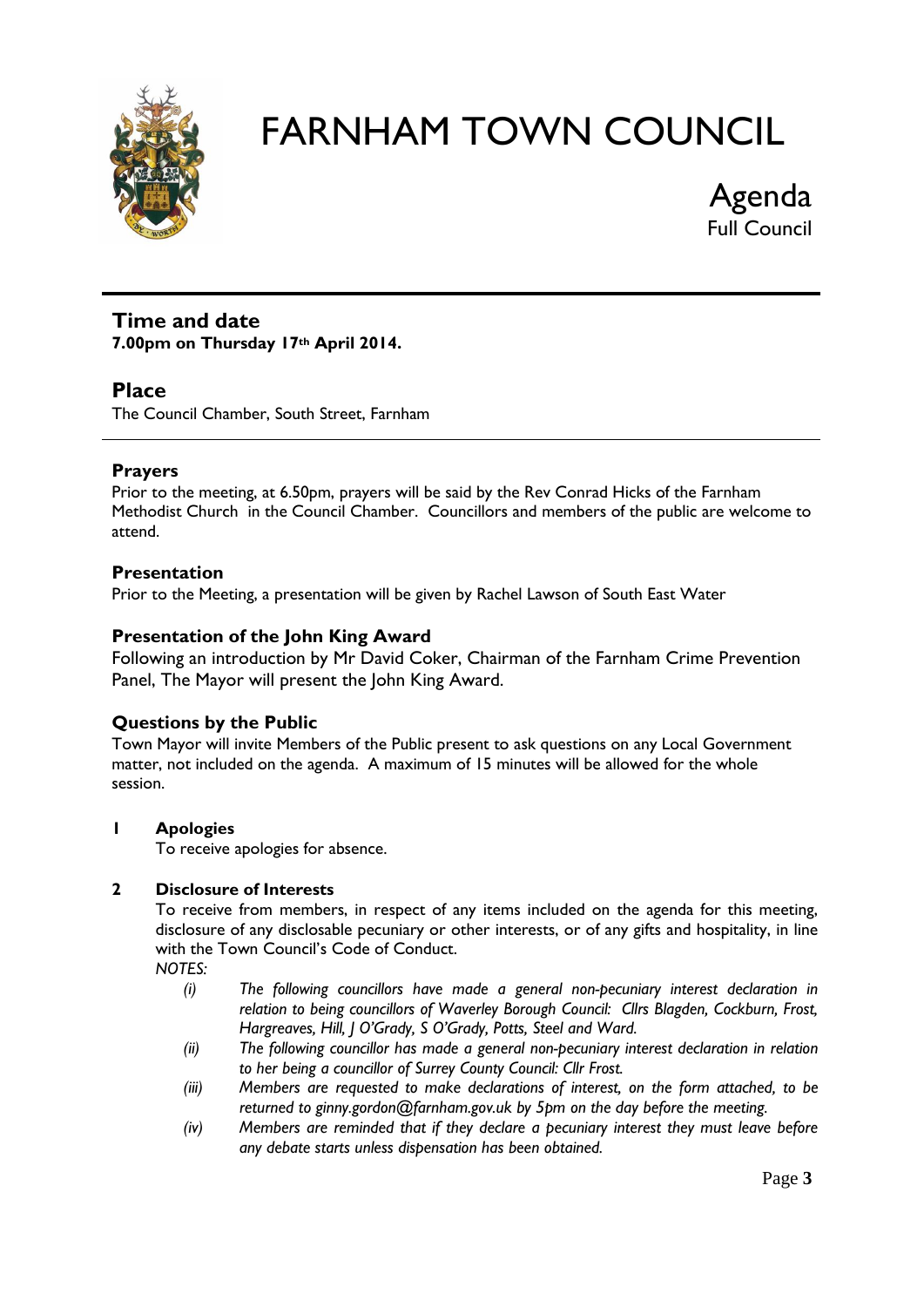# FARNHAM TOWN COUNCIL

## Agenda
Full Council

---

### Time and date
**7.00pm on Thursday 17th April 2014.**

### Place
The Council Chamber, South Street, Farnham

---

#### Prayers
Prior to the meeting, at 6.50pm, prayers will be said by the Rev Conrad Hicks of the Farnham Methodist Church in the Council Chamber. Councillors and members of the public are welcome to attend.

#### Presentation
Prior to the Meeting, a presentation will be given by Rachel Lawson of South East Water

#### Presentation of the John King Award
Following an introduction by Mr David Coker, Chairman of the Farnham Crime Prevention Panel, The Mayor will present the John King Award.

#### Questions by the Public
Town Mayor will invite Members of the Public present to ask questions on any Local Government matter, not included on the agenda. A maximum of 15 minutes will be allowed for the whole session.

**1 Apologies**

To receive apologies for absence.

**2 Disclosure of Interests**

To receive from members, in respect of any items included on the agenda for this meeting, disclosure of any disclosable pecuniary or other interests, or of any gifts and hospitality, in line with the Town Council's Code of Conduct.

*NOTES:*

- *(i) The following councillors have made a general non-pecuniary interest declaration in relation to being councillors of Waverley Borough Council: Cllrs Blagden, Cockburn, Frost, Hargreaves, Hill, J O'Grady, S O'Grady, Potts, Steel and Ward.*
- *(ii) The following councillor has made a general non-pecuniary interest declaration in relation to her being a councillor of Surrey County Council: Cllr Frost.*
- *(iii) Members are requested to make declarations of interest, on the form attached, to be returned to ginny.gordon@farnham.gov.uk by 5pm on the day before the meeting.*
- *(iv) Members are reminded that if they declare a pecuniary interest they must leave before any debate starts unless dispensation has been obtained.*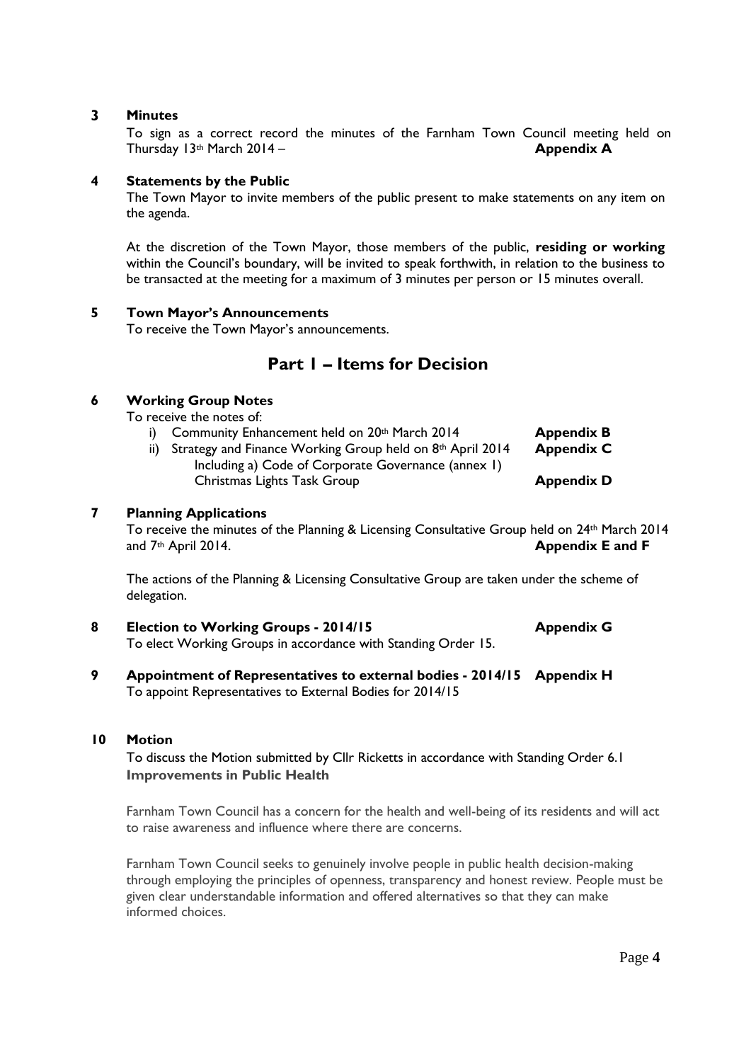**3 Minutes**

To sign as a correct record the minutes of the Farnham Town Council meeting held on Thursday 13th March 2014 – **Appendix A**

**4 Statements by the Public**

The Town Mayor to invite members of the public present to make statements on any item on the agenda.

At the discretion of the Town Mayor, those members of the public, **residing or working** within the Council's boundary, will be invited to speak forthwith, in relation to the business to be transacted at the meeting for a maximum of 3 minutes per person or 15 minutes overall.

**5 Town Mayor's Announcements**

To receive the Town Mayor's announcements.

## Part 1 – Items for Decision

**6 Working Group Notes**

To receive the notes of:

i) Community Enhancement held on 20th March 2014 **Appendix B**
ii) Strategy and Finance Working Group held on 8th April 2014 **Appendix C**
Including a) Code of Corporate Governance (annex 1)
Christmas Lights Task Group **Appendix D**

**7 Planning Applications**

To receive the minutes of the Planning & Licensing Consultative Group held on 24th March 2014 and 7th April 2014. **Appendix E and F**

The actions of the Planning & Licensing Consultative Group are taken under the scheme of delegation.

**8 Election to Working Groups - 2014/15** **Appendix G**

To elect Working Groups in accordance with Standing Order 15.

**9 Appointment of Representatives to external bodies - 2014/15** **Appendix H**

To appoint Representatives to External Bodies for 2014/15

**10 Motion**

To discuss the Motion submitted by Cllr Ricketts in accordance with Standing Order 6.1

**Improvements in Public Health**

Farnham Town Council has a concern for the health and well-being of its residents and will act to raise awareness and influence where there are concerns.

Farnham Town Council seeks to genuinely involve people in public health decision-making through employing the principles of openness, transparency and honest review. People must be given clear understandable information and offered alternatives so that they can make informed choices.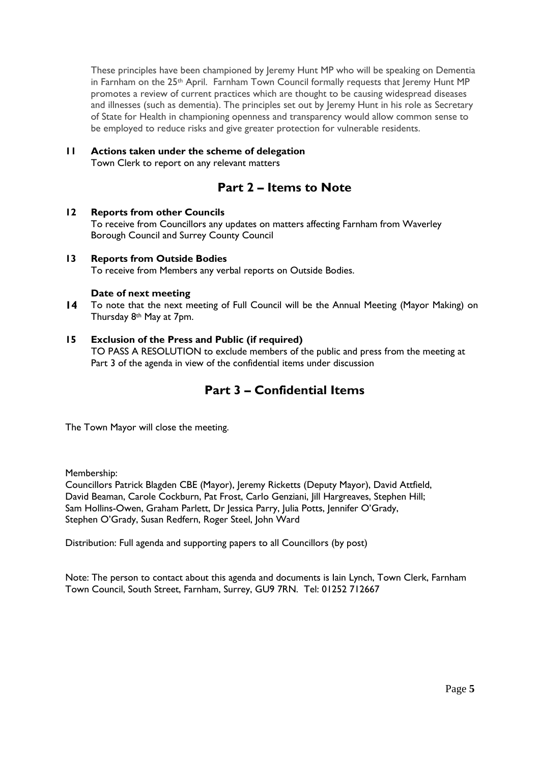These principles have been championed by Jeremy Hunt MP who will be speaking on Dementia in Farnham on the 25th April. Farnham Town Council formally requests that Jeremy Hunt MP promotes a review of current practices which are thought to be causing widespread diseases and illnesses (such as dementia). The principles set out by Jeremy Hunt in his role as Secretary of State for Health in championing openness and transparency would allow common sense to be employed to reduce risks and give greater protection for vulnerable residents.

**11 Actions taken under the scheme of delegation**
Town Clerk to report on any relevant matters

## Part 2 – Items to Note

**12 Reports from other Councils**
To receive from Councillors any updates on matters affecting Farnham from Waverley Borough Council and Surrey County Council

**13 Reports from Outside Bodies**
To receive from Members any verbal reports on Outside Bodies.

**14 Date of next meeting**
To note that the next meeting of Full Council will be the Annual Meeting (Mayor Making) on Thursday 8th May at 7pm.

**15 Exclusion of the Press and Public (if required)**
TO PASS A RESOLUTION to exclude members of the public and press from the meeting at Part 3 of the agenda in view of the confidential items under discussion

## Part 3 – Confidential Items

The Town Mayor will close the meeting.

Membership:
Councillors Patrick Blagden CBE (Mayor), Jeremy Ricketts (Deputy Mayor), David Attfield, David Beaman, Carole Cockburn, Pat Frost, Carlo Genziani, Jill Hargreaves, Stephen Hill; Sam Hollins-Owen, Graham Parlett, Dr Jessica Parry, Julia Potts, Jennifer O'Grady, Stephen O'Grady, Susan Redfern, Roger Steel, John Ward

Distribution: Full agenda and supporting papers to all Councillors (by post)

Note: The person to contact about this agenda and documents is Iain Lynch, Town Clerk, Farnham Town Council, South Street, Farnham, Surrey, GU9 7RN. Tel: 01252 712667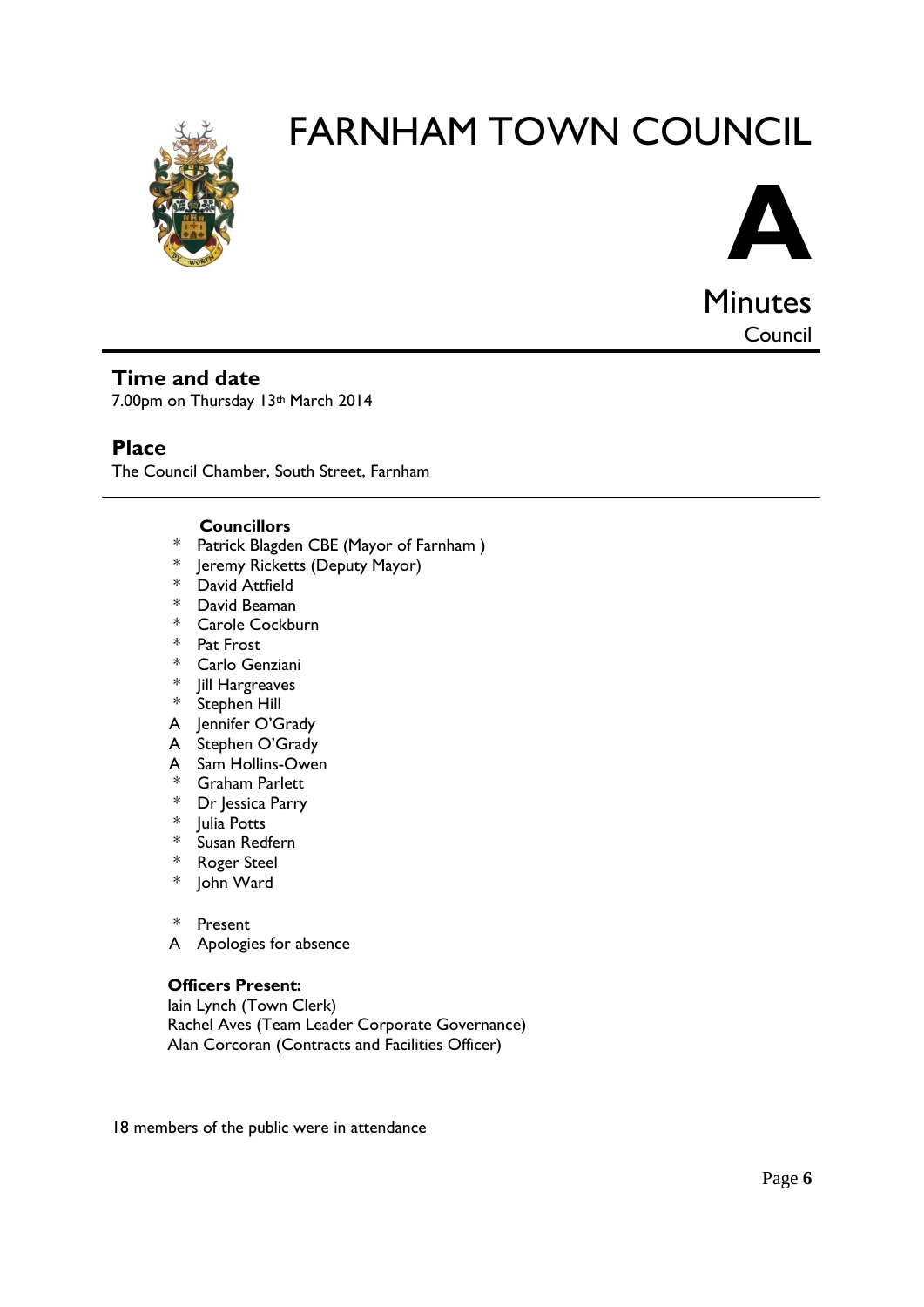# FARNHAM TOWN COUNCIL

**A**

Minutes
Council

## Time and date

7.00pm on Thursday 13th March 2014

## Place

The Council Chamber, South Street, Farnham

**Councillors**

- \* Patrick Blagden CBE (Mayor of Farnham )
- \* Jeremy Ricketts (Deputy Mayor)
- \* David Attfield
- \* David Beaman
- \* Carole Cockburn
- \* Pat Frost
- \* Carlo Genziani
- \* Jill Hargreaves
- \* Stephen Hill
- A Jennifer O'Grady
- A Stephen O'Grady
- A Sam Hollins-Owen
- \* Graham Parlett
- \* Dr Jessica Parry
- \* Julia Potts
- \* Susan Redfern
- \* Roger Steel
- \* John Ward

\* Present
A Apologies for absence

**Officers Present:**

Iain Lynch (Town Clerk)
Rachel Aves (Team Leader Corporate Governance)
Alan Corcoran (Contracts and Facilities Officer)

18 members of the public were in attendance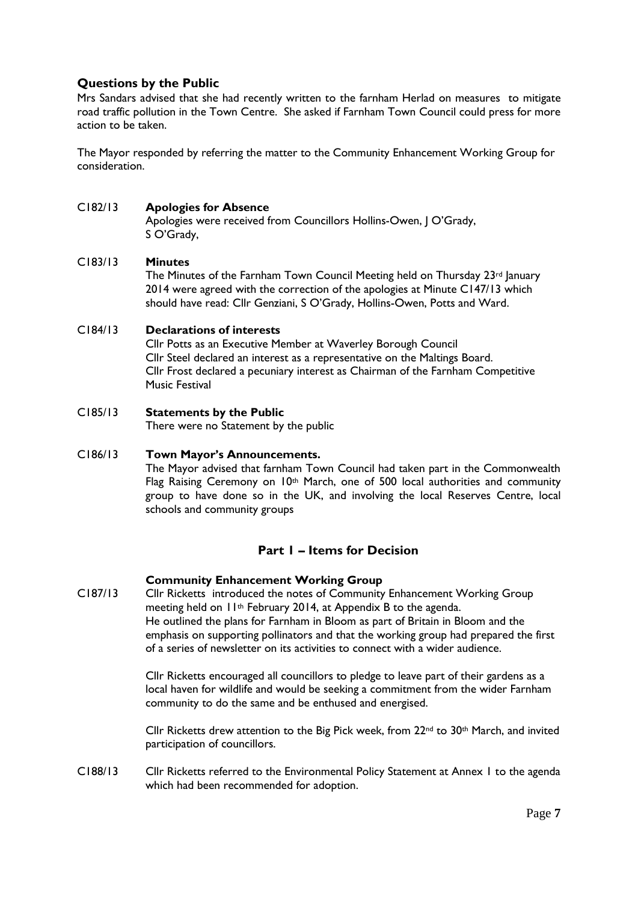## Questions by the Public

Mrs Sandars advised that she had recently written to the farnham Herlad on measures to mitigate road traffic pollution in the Town Centre. She asked if Farnham Town Council could press for more action to be taken.

The Mayor responded by referring the matter to the Community Enhancement Working Group for consideration.

C182/13 **Apologies for Absence**

Apologies were received from Councillors Hollins-Owen, J O'Grady, S O'Grady,

C183/13 **Minutes**

The Minutes of the Farnham Town Council Meeting held on Thursday 23rd January 2014 were agreed with the correction of the apologies at Minute C147/13 which should have read: Cllr Genziani, S O'Grady, Hollins-Owen, Potts and Ward.

C184/13 **Declarations of interests**

Cllr Potts as an Executive Member at Waverley Borough Council
Cllr Steel declared an interest as a representative on the Maltings Board.
Cllr Frost declared a pecuniary interest as Chairman of the Farnham Competitive Music Festival

C185/13 **Statements by the Public**

There were no Statement by the public

C186/13 **Town Mayor's Announcements.**

The Mayor advised that farnham Town Council had taken part in the Commonwealth Flag Raising Ceremony on 10th March, one of 500 local authorities and community group to have done so in the UK, and involving the local Reserves Centre, local schools and community groups

## Part 1 – Items for Decision

### Community Enhancement Working Group

C187/13 Cllr Ricketts introduced the notes of Community Enhancement Working Group meeting held on 11th February 2014, at Appendix B to the agenda.
He outlined the plans for Farnham in Bloom as part of Britain in Bloom and the emphasis on supporting pollinators and that the working group had prepared the first of a series of newsletter on its activities to connect with a wider audience.

Cllr Ricketts encouraged all councillors to pledge to leave part of their gardens as a local haven for wildlife and would be seeking a commitment from the wider Farnham community to do the same and be enthused and energised.

Cllr Ricketts drew attention to the Big Pick week, from 22nd to 30th March, and invited participation of councillors.

C188/13 Cllr Ricketts referred to the Environmental Policy Statement at Annex 1 to the agenda which had been recommended for adoption.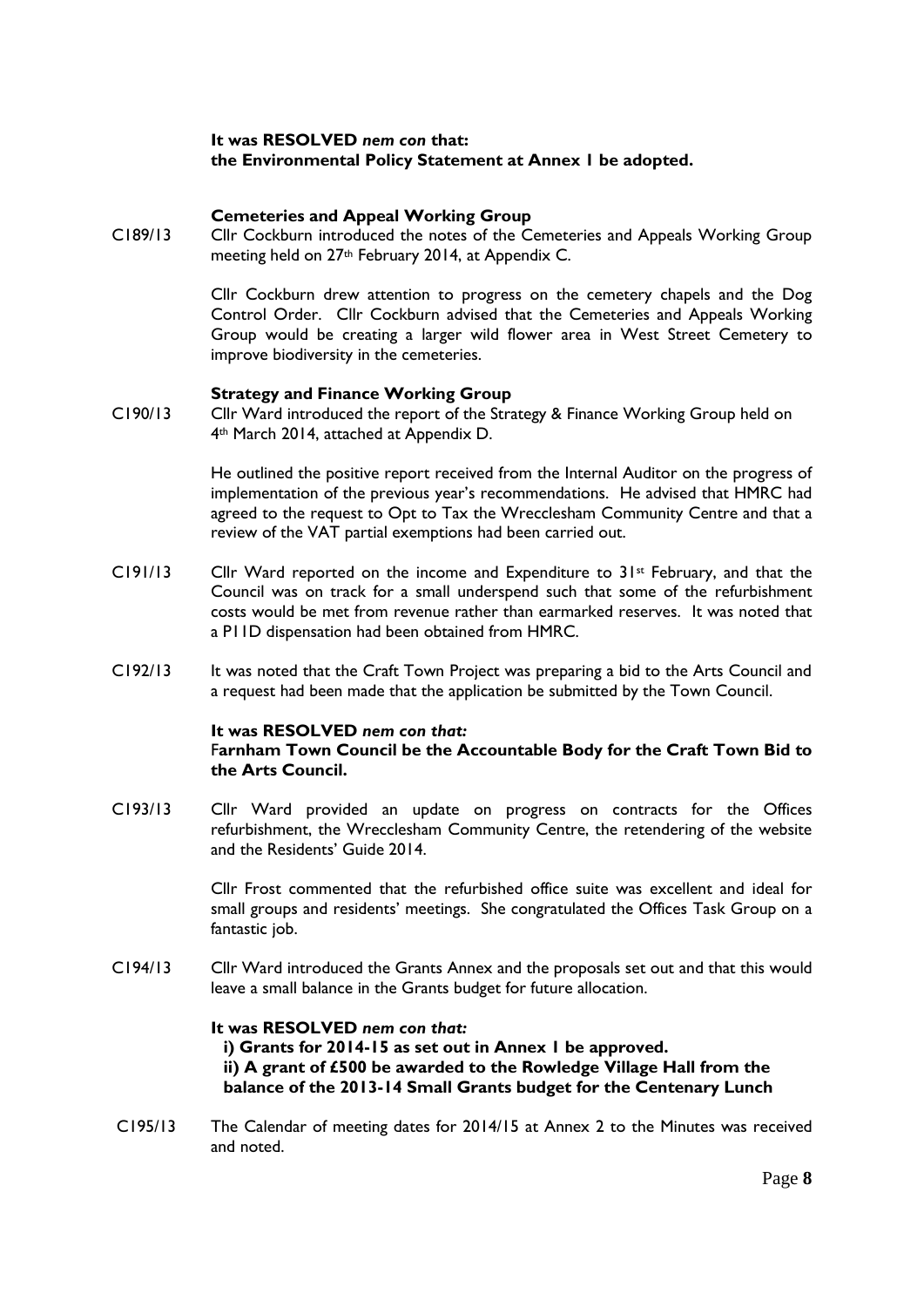**It was RESOLVED *nem con* that:**
**the Environmental Policy Statement at Annex 1 be adopted.**

**Cemeteries and Appeal Working Group**

C189/13 Cllr Cockburn introduced the notes of the Cemeteries and Appeals Working Group meeting held on 27th February 2014, at Appendix C.

Cllr Cockburn drew attention to progress on the cemetery chapels and the Dog Control Order. Cllr Cockburn advised that the Cemeteries and Appeals Working Group would be creating a larger wild flower area in West Street Cemetery to improve biodiversity in the cemeteries.

**Strategy and Finance Working Group**

C190/13 Cllr Ward introduced the report of the Strategy & Finance Working Group held on 4th March 2014, attached at Appendix D.

He outlined the positive report received from the Internal Auditor on the progress of implementation of the previous year's recommendations. He advised that HMRC had agreed to the request to Opt to Tax the Wrecclesham Community Centre and that a review of the VAT partial exemptions had been carried out.

C191/13 Cllr Ward reported on the income and Expenditure to 31st February, and that the Council was on track for a small underspend such that some of the refurbishment costs would be met from revenue rather than earmarked reserves. It was noted that a P11D dispensation had been obtained from HMRC.

C192/13 It was noted that the Craft Town Project was preparing a bid to the Arts Council and a request had been made that the application be submitted by the Town Council.

**It was RESOLVED *nem con that:***
**Farnham Town Council be the Accountable Body for the Craft Town Bid to the Arts Council.**

C193/13 Cllr Ward provided an update on progress on contracts for the Offices refurbishment, the Wrecclesham Community Centre, the retendering of the website and the Residents' Guide 2014.

Cllr Frost commented that the refurbished office suite was excellent and ideal for small groups and residents' meetings. She congratulated the Offices Task Group on a fantastic job.

C194/13 Cllr Ward introduced the Grants Annex and the proposals set out and that this would leave a small balance in the Grants budget for future allocation.

**It was RESOLVED *nem con that:***
**i) Grants for 2014-15 as set out in Annex 1 be approved.**
**ii) A grant of £500 be awarded to the Rowledge Village Hall from the balance of the 2013-14 Small Grants budget for the Centenary Lunch**

C195/13 The Calendar of meeting dates for 2014/15 at Annex 2 to the Minutes was received and noted.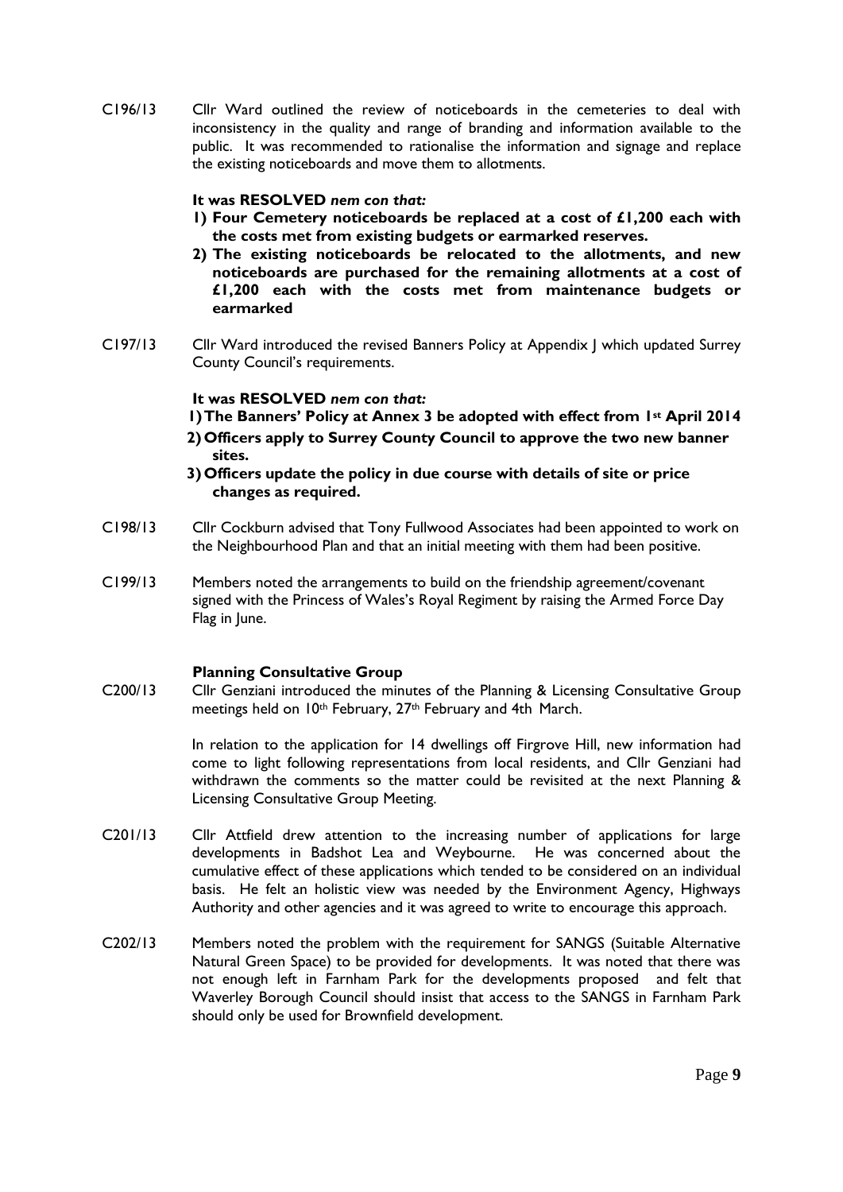C196/13 Cllr Ward outlined the review of noticeboards in the cemeteries to deal with inconsistency in the quality and range of branding and information available to the public. It was recommended to rationalise the information and signage and replace the existing noticeboards and move them to allotments.

**It was RESOLVED *nem con that:***

1) **Four Cemetery noticeboards be replaced at a cost of £1,200 each with the costs met from existing budgets or earmarked reserves.**
2) **The existing noticeboards be relocated to the allotments, and new noticeboards are purchased for the remaining allotments at a cost of £1,200 each with the costs met from maintenance budgets or earmarked**

C197/13 Cllr Ward introduced the revised Banners Policy at Appendix J which updated Surrey County Council's requirements.

**It was RESOLVED *nem con that:***

1) **The Banners' Policy at Annex 3 be adopted with effect from 1st April 2014**
2) **Officers apply to Surrey County Council to approve the two new banner sites.**
3) **Officers update the policy in due course with details of site or price changes as required.**

C198/13 Cllr Cockburn advised that Tony Fullwood Associates had been appointed to work on the Neighbourhood Plan and that an initial meeting with them had been positive.

C199/13 Members noted the arrangements to build on the friendship agreement/covenant signed with the Princess of Wales's Royal Regiment by raising the Armed Force Day Flag in June.

**Planning Consultative Group**

C200/13 Cllr Genziani introduced the minutes of the Planning & Licensing Consultative Group meetings held on 10th February, 27th February and 4th March.

In relation to the application for 14 dwellings off Firgrove Hill, new information had come to light following representations from local residents, and Cllr Genziani had withdrawn the comments so the matter could be revisited at the next Planning & Licensing Consultative Group Meeting.

C201/13 Cllr Attfield drew attention to the increasing number of applications for large developments in Badshot Lea and Weybourne. He was concerned about the cumulative effect of these applications which tended to be considered on an individual basis. He felt an holistic view was needed by the Environment Agency, Highways Authority and other agencies and it was agreed to write to encourage this approach.

C202/13 Members noted the problem with the requirement for SANGS (Suitable Alternative Natural Green Space) to be provided for developments. It was noted that there was not enough left in Farnham Park for the developments proposed and felt that Waverley Borough Council should insist that access to the SANGS in Farnham Park should only be used for Brownfield development.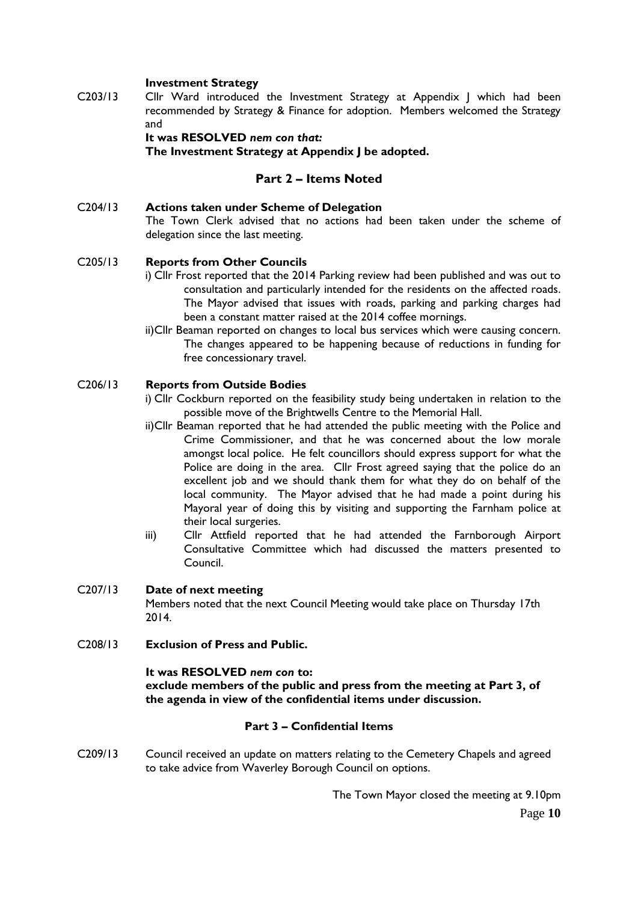**Investment Strategy**

C203/13 Cllr Ward introduced the Investment Strategy at Appendix J which had been recommended by Strategy & Finance for adoption. Members welcomed the Strategy and

**It was RESOLVED *nem con that:***
**The Investment Strategy at Appendix J be adopted.**

## Part 2 – Items Noted

C204/13 **Actions taken under Scheme of Delegation**
The Town Clerk advised that no actions had been taken under the scheme of delegation since the last meeting.

C205/13 **Reports from Other Councils**

i) Cllr Frost reported that the 2014 Parking review had been published and was out to consultation and particularly intended for the residents on the affected roads. The Mayor advised that issues with roads, parking and parking charges had been a constant matter raised at the 2014 coffee mornings.

ii) Cllr Beaman reported on changes to local bus services which were causing concern. The changes appeared to be happening because of reductions in funding for free concessionary travel.

C206/13 **Reports from Outside Bodies**

i) Cllr Cockburn reported on the feasibility study being undertaken in relation to the possible move of the Brightwells Centre to the Memorial Hall.

ii) Cllr Beaman reported that he had attended the public meeting with the Police and Crime Commissioner, and that he was concerned about the low morale amongst local police. He felt councillors should express support for what the Police are doing in the area. Cllr Frost agreed saying that the police do an excellent job and we should thank them for what they do on behalf of the local community. The Mayor advised that he had made a point during his Mayoral year of doing this by visiting and supporting the Farnham police at their local surgeries.

iii) Cllr Attfield reported that he had attended the Farnborough Airport Consultative Committee which had discussed the matters presented to Council.

C207/13 **Date of next meeting**
Members noted that the next Council Meeting would take place on Thursday 17th 2014.

C208/13 **Exclusion of Press and Public.**

**It was RESOLVED *nem con* to:**
**exclude members of the public and press from the meeting at Part 3, of the agenda in view of the confidential items under discussion.**

## Part 3 – Confidential Items

C209/13 Council received an update on matters relating to the Cemetery Chapels and agreed to take advice from Waverley Borough Council on options.

The Town Mayor closed the meeting at 9.10pm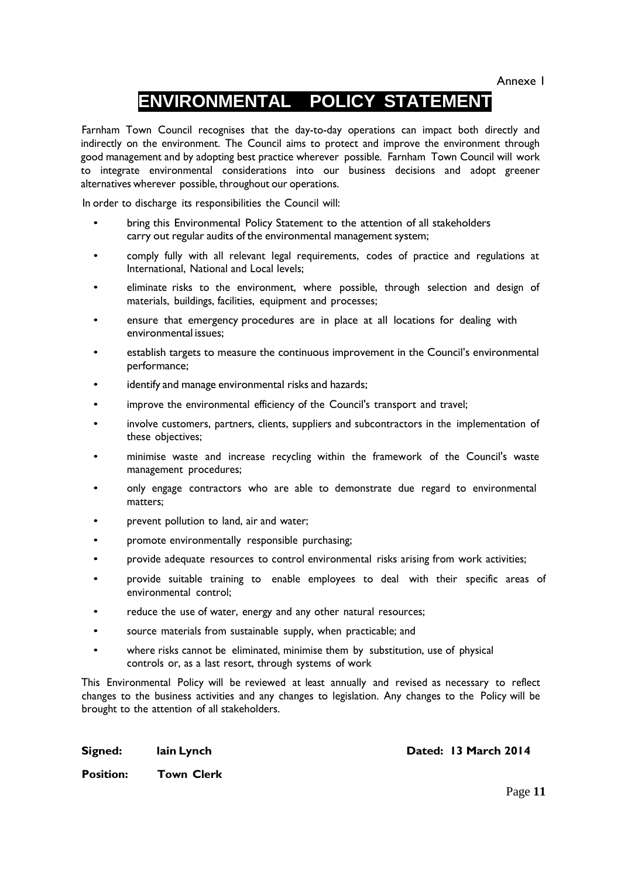Annexe I

# ENVIRONMENTAL POLICY STATEMENT

Farnham Town Council recognises that the day-to-day operations can impact both directly and indirectly on the environment. The Council aims to protect and improve the environment through good management and by adopting best practice wherever possible. Farnham Town Council will work to integrate environmental considerations into our business decisions and adopt greener alternatives wherever possible, throughout our operations.

In order to discharge its responsibilities the Council will:

- bring this Environmental Policy Statement to the attention of all stakeholders carry out regular audits of the environmental management system;
- comply fully with all relevant legal requirements, codes of practice and regulations at International, National and Local levels;
- eliminate risks to the environment, where possible, through selection and design of materials, buildings, facilities, equipment and processes;
- ensure that emergency procedures are in place at all locations for dealing with environmental issues;
- establish targets to measure the continuous improvement in the Council's environmental performance;
- identify and manage environmental risks and hazards;
- improve the environmental efficiency of the Council's transport and travel;
- involve customers, partners, clients, suppliers and subcontractors in the implementation of these objectives;
- minimise waste and increase recycling within the framework of the Council's waste management procedures;
- only engage contractors who are able to demonstrate due regard to environmental matters;
- prevent pollution to land, air and water;
- promote environmentally responsible purchasing;
- provide adequate resources to control environmental risks arising from work activities;
- provide suitable training to enable employees to deal with their specific areas of environmental control;
- reduce the use of water, energy and any other natural resources;
- source materials from sustainable supply, when practicable; and
- where risks cannot be eliminated, minimise them by substitution, use of physical controls or, as a last resort, through systems of work

This Environmental Policy will be reviewed at least annually and revised as necessary to reflect changes to the business activities and any changes to legislation. Any changes to the Policy will be brought to the attention of all stakeholders.

**Signed:** **Iain Lynch** **Dated: 13 March 2014**

**Position:** **Town Clerk**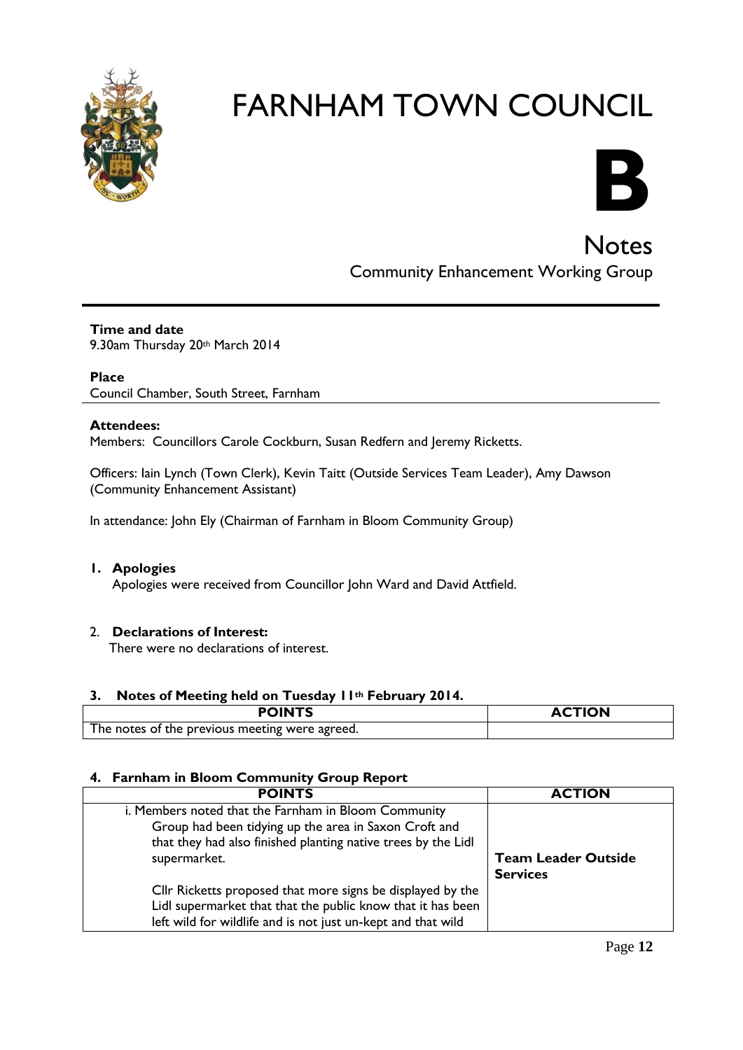# FARNHAM TOWN COUNCIL

**B**

## Notes

Community Enhancement Working Group

**Time and date**
9.30am Thursday 20th March 2014

**Place**
Council Chamber, South Street, Farnham

**Attendees:**
Members: Councillors Carole Cockburn, Susan Redfern and Jeremy Ricketts.

Officers: Iain Lynch (Town Clerk), Kevin Taitt (Outside Services Team Leader), Amy Dawson (Community Enhancement Assistant)

In attendance: John Ely (Chairman of Farnham in Bloom Community Group)

1. **Apologies**
   Apologies were received from Councillor John Ward and David Attfield.

2. **Declarations of Interest:**
   There were no declarations of interest.

3. **Notes of Meeting held on Tuesday 11th February 2014.**

| POINTS | ACTION |
| --- | --- |
| The notes of the previous meeting were agreed. | |

4. **Farnham in Bloom Community Group Report**

| POINTS | ACTION |
| --- | --- |
| i. Members noted that the Farnham in Bloom Community Group had been tidying up the area in Saxon Croft and that they had also finished planting native trees by the Lidl supermarket.<br><br>Cllr Ricketts proposed that more signs be displayed by the Lidl supermarket that that the public know that it has been left wild for wildlife and is not just un-kept and that wild | **Team Leader Outside Services** |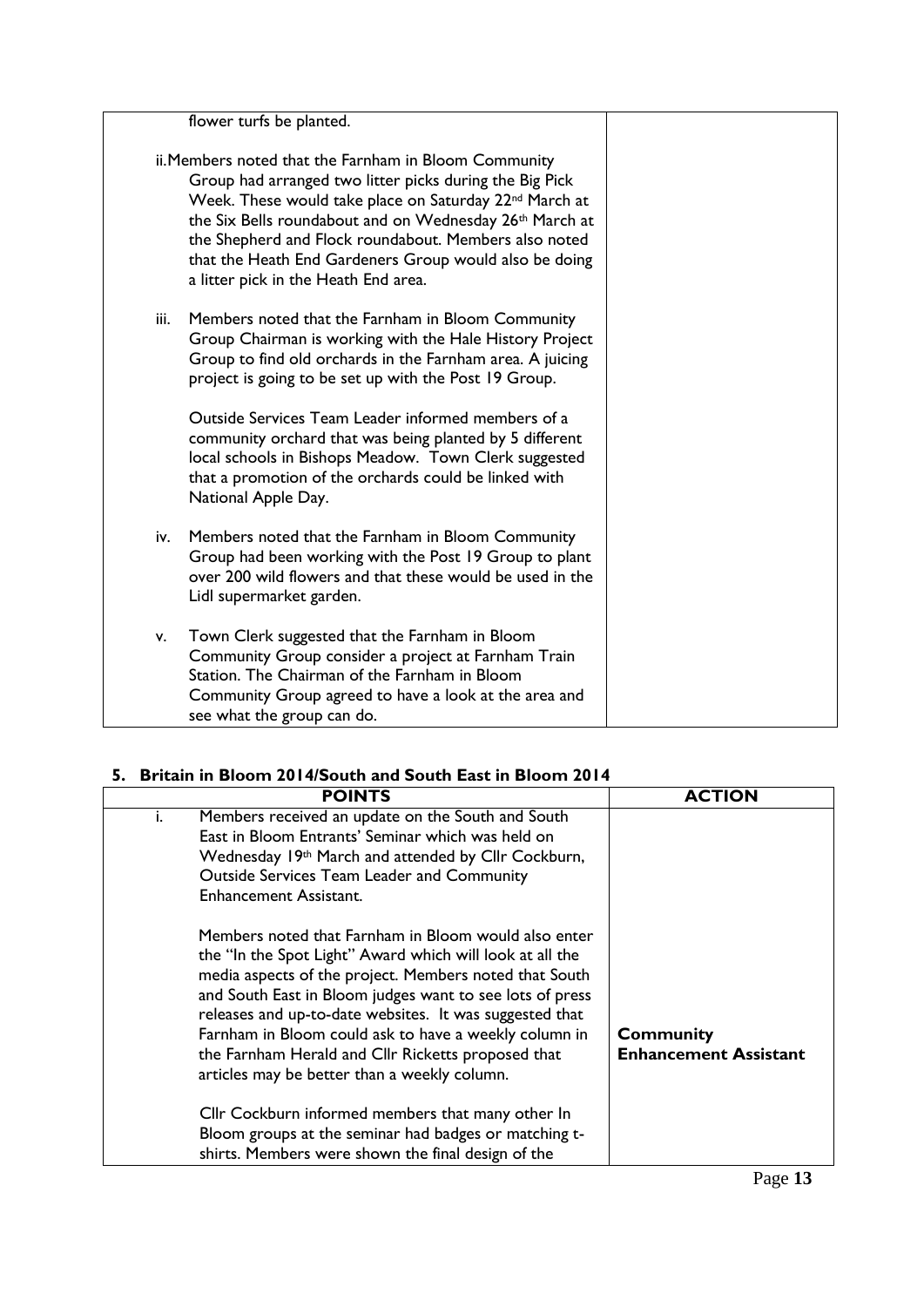| | |
|---|---|
| flower turfs be planted.<br><br>ii. Members noted that the Farnham in Bloom Community Group had arranged two litter picks during the Big Pick Week. These would take place on Saturday 22nd March at the Six Bells roundabout and on Wednesday 26th March at the Shepherd and Flock roundabout. Members also noted that the Heath End Gardeners Group would also be doing a litter pick in the Heath End area.<br><br>iii. Members noted that the Farnham in Bloom Community Group Chairman is working with the Hale History Project Group to find old orchards in the Farnham area. A juicing project is going to be set up with the Post 19 Group.<br><br>Outside Services Team Leader informed members of a community orchard that was being planted by 5 different local schools in Bishops Meadow. Town Clerk suggested that a promotion of the orchards could be linked with National Apple Day.<br><br>iv. Members noted that the Farnham in Bloom Community Group had been working with the Post 19 Group to plant over 200 wild flowers and that these would be used in the Lidl supermarket garden.<br><br>v. Town Clerk suggested that the Farnham in Bloom Community Group consider a project at Farnham Train Station. The Chairman of the Farnham in Bloom Community Group agreed to have a look at the area and see what the group can do. | |

## 5. Britain in Bloom 2014/South and South East in Bloom 2014

| POINTS | ACTION |
|---|---|
| i. Members received an update on the South and South East in Bloom Entrants' Seminar which was held on Wednesday 19th March and attended by Cllr Cockburn, Outside Services Team Leader and Community Enhancement Assistant.<br><br>Members noted that Farnham in Bloom would also enter the "In the Spot Light" Award which will look at all the media aspects of the project. Members noted that South and South East in Bloom judges want to see lots of press releases and up-to-date websites. It was suggested that Farnham in Bloom could ask to have a weekly column in the Farnham Herald and Cllr Ricketts proposed that articles may be better than a weekly column.<br><br>Cllr Cockburn informed members that many other In Bloom groups at the seminar had badges or matching t-shirts. Members were shown the final design of the | **Community Enhancement Assistant** |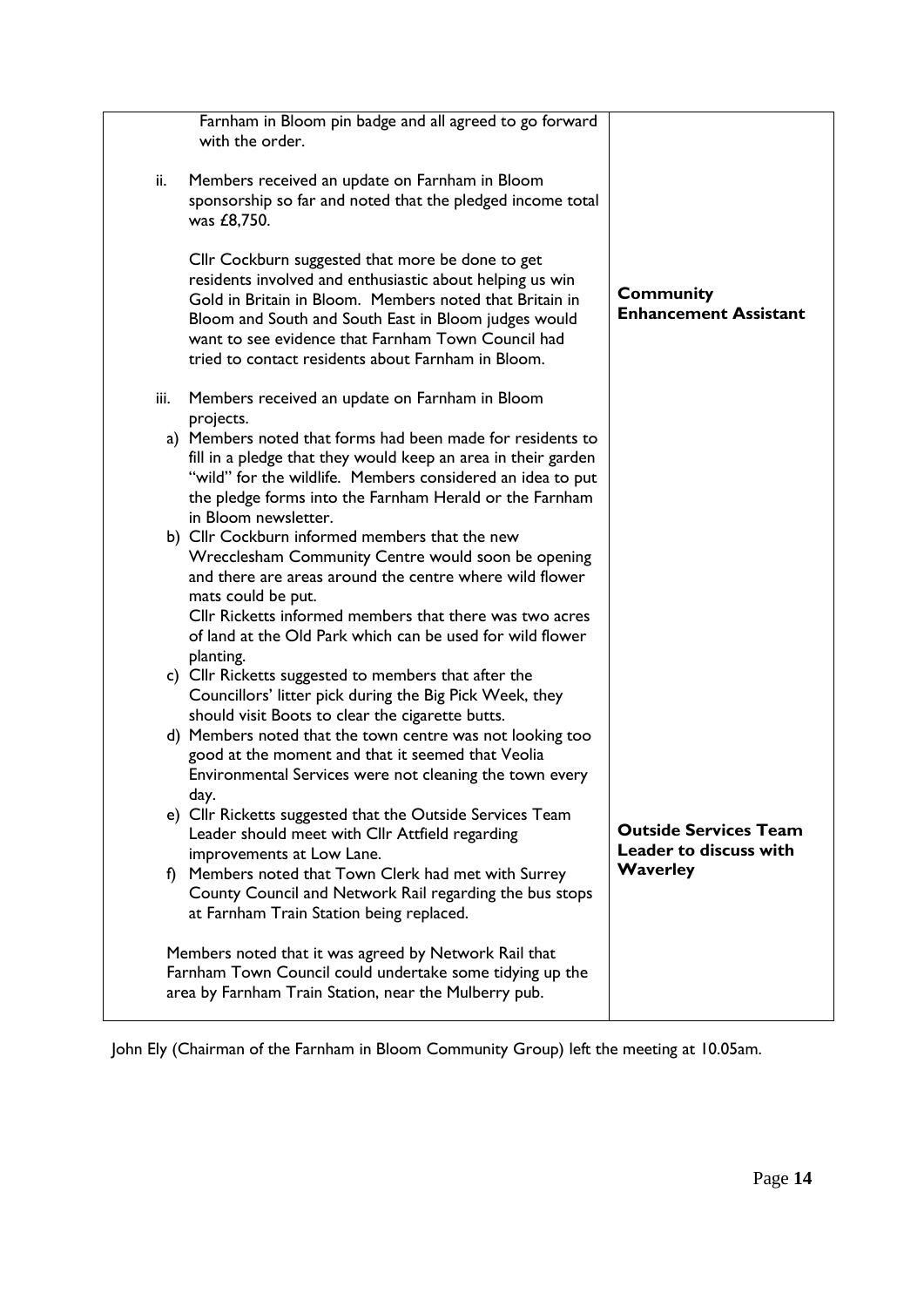| | |
|---|---|
| Farnham in Bloom pin badge and all agreed to go forward with the order.<br><br>ii. Members received an update on Farnham in Bloom sponsorship so far and noted that the pledged income total was £8,750.<br><br>Cllr Cockburn suggested that more be done to get residents involved and enthusiastic about helping us win Gold in Britain in Bloom. Members noted that Britain in Bloom and South and South East in Bloom judges would want to see evidence that Farnham Town Council had tried to contact residents about Farnham in Bloom. | **Community Enhancement Assistant** |
| iii. Members received an update on Farnham in Bloom projects.<br>a) Members noted that forms had been made for residents to fill in a pledge that they would keep an area in their garden "wild" for the wildlife. Members considered an idea to put the pledge forms into the Farnham Herald or the Farnham in Bloom newsletter.<br>b) Cllr Cockburn informed members that the new Wrecclesham Community Centre would soon be opening and there are areas around the centre where wild flower mats could be put.<br>Cllr Ricketts informed members that there was two acres of land at the Old Park which can be used for wild flower planting.<br>c) Cllr Ricketts suggested to members that after the Councillors' litter pick during the Big Pick Week, they should visit Boots to clear the cigarette butts.<br>d) Members noted that the town centre was not looking too good at the moment and that it seemed that Veolia Environmental Services were not cleaning the town every day.<br>e) Cllr Ricketts suggested that the Outside Services Team Leader should meet with Cllr Attfield regarding improvements at Low Lane.<br>f) Members noted that Town Clerk had met with Surrey County Council and Network Rail regarding the bus stops at Farnham Train Station being replaced.<br><br>Members noted that it was agreed by Network Rail that Farnham Town Council could undertake some tidying up the area by Farnham Train Station, near the Mulberry pub. | **Outside Services Team Leader to discuss with Waverley** |

John Ely (Chairman of the Farnham in Bloom Community Group) left the meeting at 10.05am.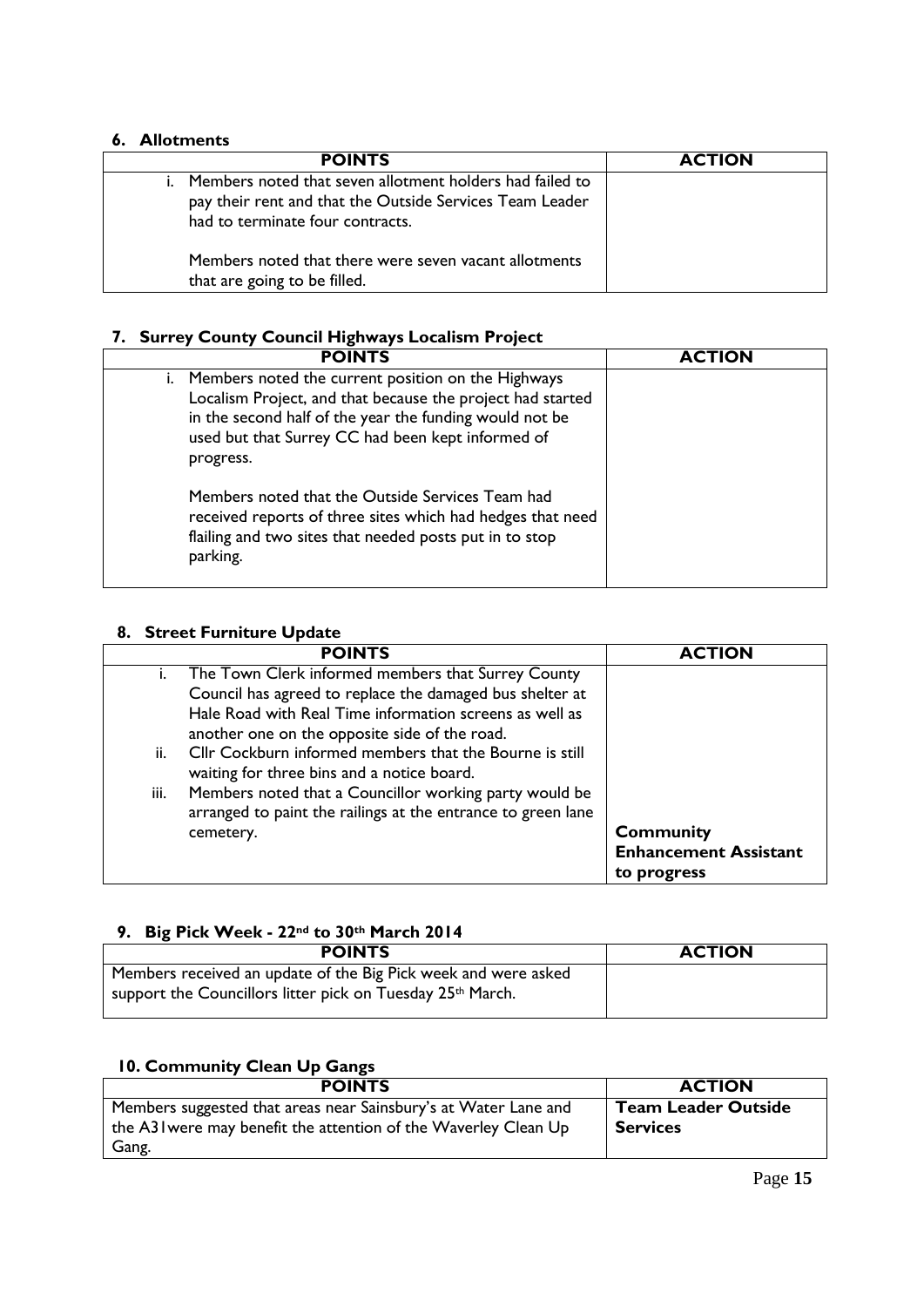### 6. Allotments

| POINTS | ACTION |
|---|---|
| i. Members noted that seven allotment holders had failed to pay their rent and that the Outside Services Team Leader had to terminate four contracts.<br><br>Members noted that there were seven vacant allotments that are going to be filled. | |

### 7. Surrey County Council Highways Localism Project

| POINTS | ACTION |
|---|---|
| i. Members noted the current position on the Highways Localism Project, and that because the project had started in the second half of the year the funding would not be used but that Surrey CC had been kept informed of progress.<br><br>Members noted that the Outside Services Team had received reports of three sites which had hedges that need flailing and two sites that needed posts put in to stop parking. | |

### 8. Street Furniture Update

| POINTS | ACTION |
|---|---|
| i. The Town Clerk informed members that Surrey County Council has agreed to replace the damaged bus shelter at Hale Road with Real Time information screens as well as another one on the opposite side of the road.<br>ii. Cllr Cockburn informed members that the Bourne is still waiting for three bins and a notice board.<br>iii. Members noted that a Councillor working party would be arranged to paint the railings at the entrance to green lane cemetery. | **Community Enhancement Assistant to progress** |

### 9. Big Pick Week - 22nd to 30th March 2014

| POINTS | ACTION |
|---|---|
| Members received an update of the Big Pick week and were asked support the Councillors litter pick on Tuesday 25th March. | |

### 10. Community Clean Up Gangs

| POINTS | ACTION |
|---|---|
| Members suggested that areas near Sainsbury's at Water Lane and the A31were may benefit the attention of the Waverley Clean Up Gang. | **Team Leader Outside Services** |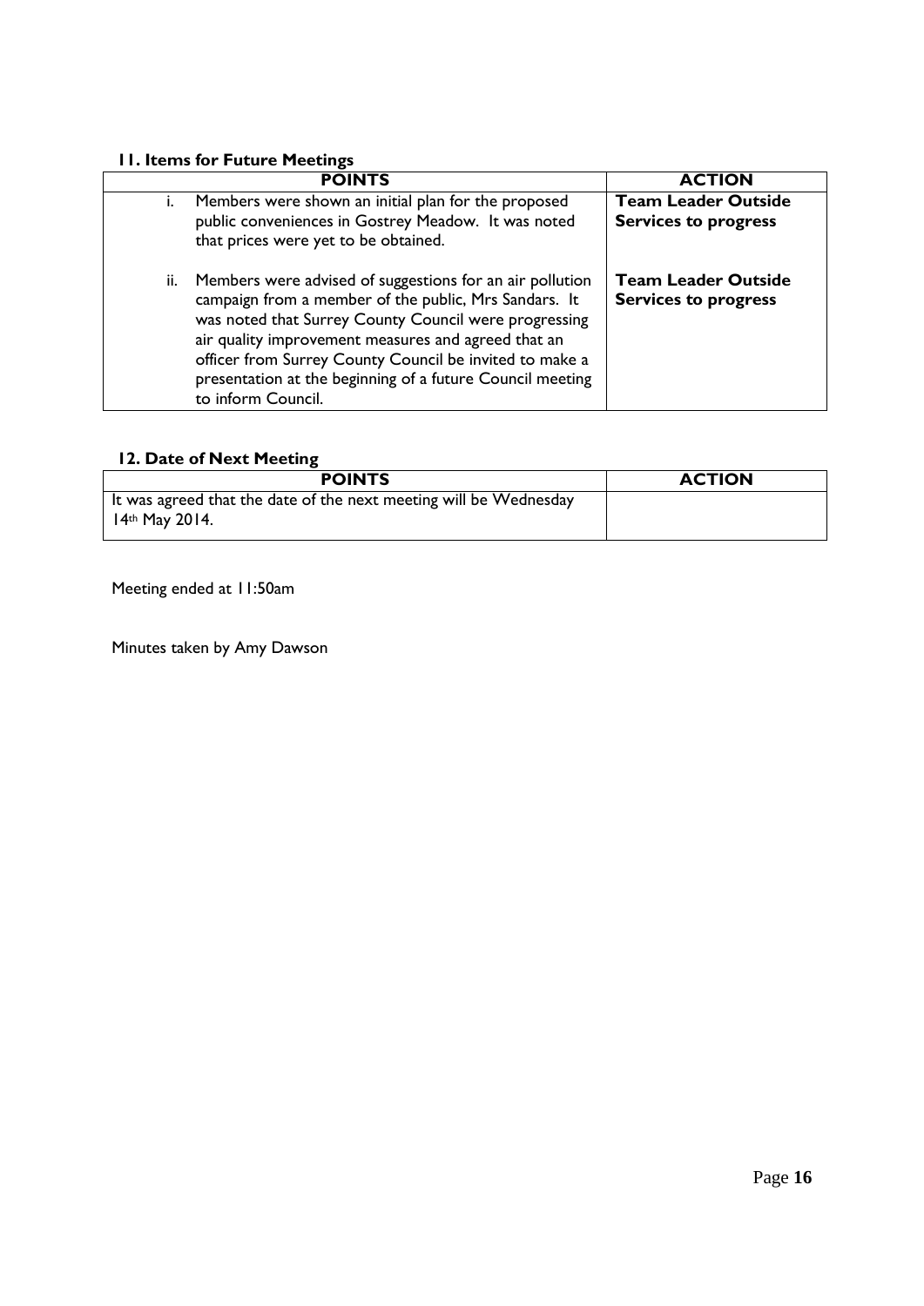### 11. Items for Future Meetings

| POINTS | ACTION |
|---|---|
| i. Members were shown an initial plan for the proposed public conveniences in Gostrey Meadow. It was noted that prices were yet to be obtained. | **Team Leader Outside Services to progress** |
| ii. Members were advised of suggestions for an air pollution campaign from a member of the public, Mrs Sandars. It was noted that Surrey County Council were progressing air quality improvement measures and agreed that an officer from Surrey County Council be invited to make a presentation at the beginning of a future Council meeting to inform Council. | **Team Leader Outside Services to progress** |

### 12. Date of Next Meeting

| POINTS | ACTION |
|---|---|
| It was agreed that the date of the next meeting will be Wednesday 14th May 2014. | |

Meeting ended at 11:50am

Minutes taken by Amy Dawson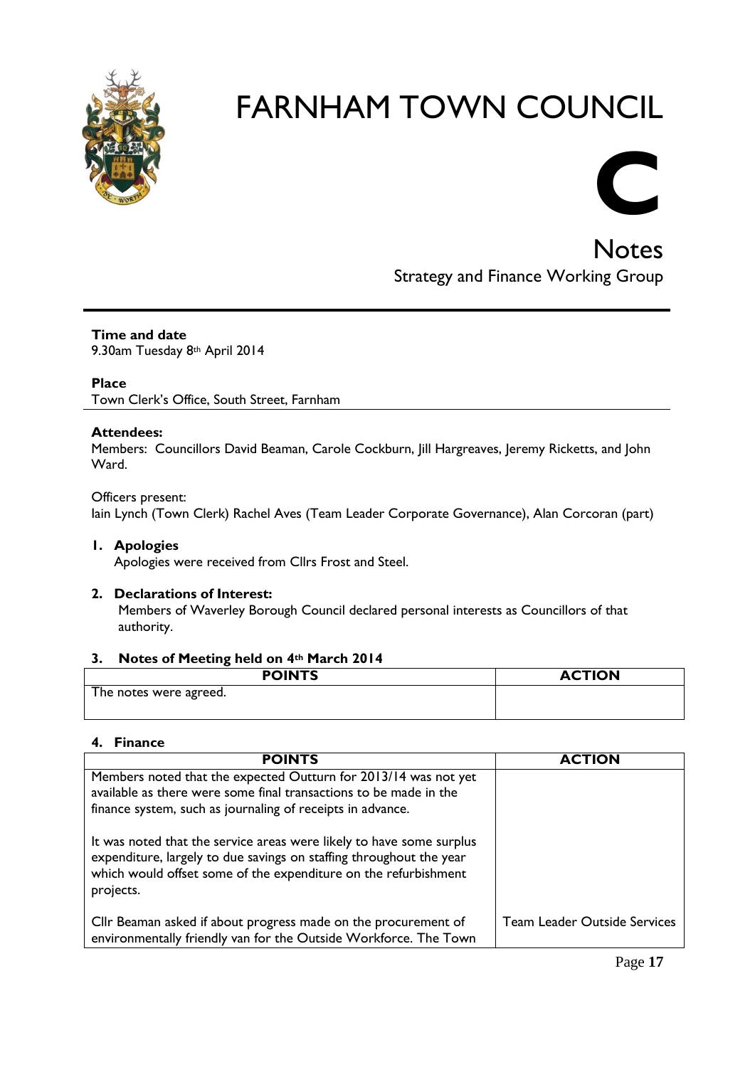# FARNHAM TOWN COUNCIL

# C

## Notes

Strategy and Finance Working Group

**Time and date**
9.30am Tuesday 8th April 2014

**Place**
Town Clerk's Office, South Street, Farnham

**Attendees:**
Members: Councillors David Beaman, Carole Cockburn, Jill Hargreaves, Jeremy Ricketts, and John Ward.

Officers present:
Iain Lynch (Town Clerk) Rachel Aves (Team Leader Corporate Governance), Alan Corcoran (part)

### 1. Apologies

Apologies were received from Cllrs Frost and Steel.

### 2. Declarations of Interest:

Members of Waverley Borough Council declared personal interests as Councillors of that authority.

### 3. Notes of Meeting held on 4th March 2014

| POINTS | ACTION |
|---|---|
| The notes were agreed. | |

### 4. Finance

| POINTS | ACTION |
|---|---|
| Members noted that the expected Outturn for 2013/14 was not yet available as there were some final transactions to be made in the finance system, such as journaling of receipts in advance.<br><br>It was noted that the service areas were likely to have some surplus expenditure, largely to due savings on staffing throughout the year which would offset some of the expenditure on the refurbishment projects.<br><br>Cllr Beaman asked if about progress made on the procurement of environmentally friendly van for the Outside Workforce. The Town | Team Leader Outside Services |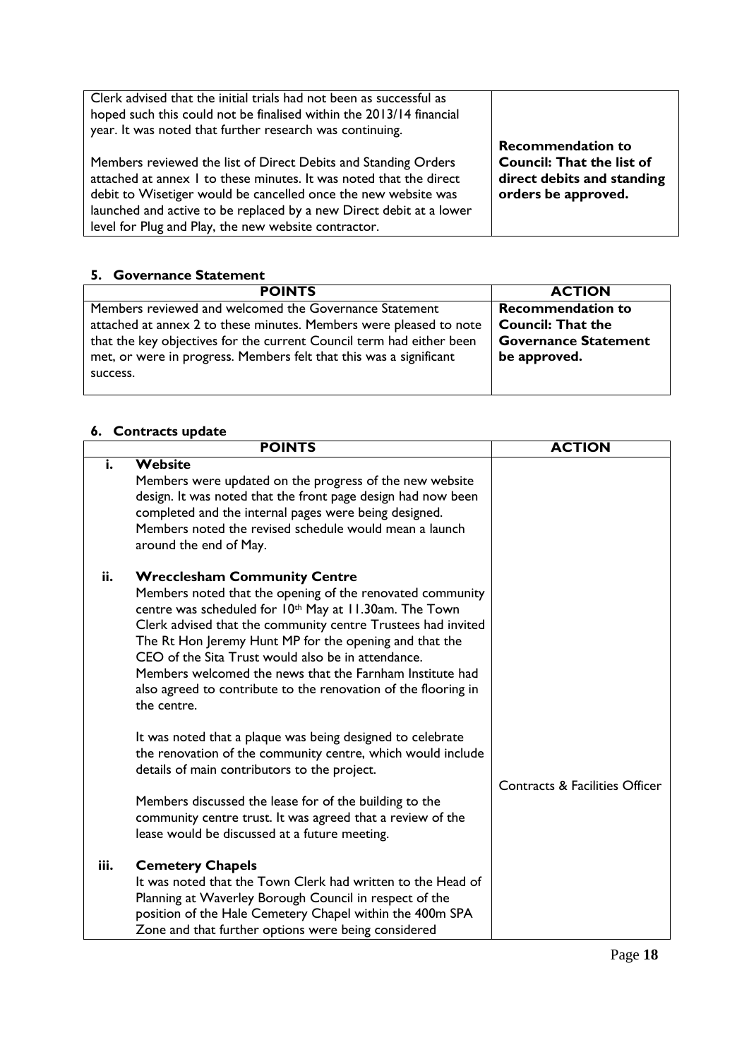| | |
|---|---|
| Clerk advised that the initial trials had not been as successful as hoped such this could not be finalised within the 2013/14 financial year. It was noted that further research was continuing.<br><br>Members reviewed the list of Direct Debits and Standing Orders attached at annex 1 to these minutes. It was noted that the direct debit to Wisetiger would be cancelled once the new website was launched and active to be replaced by a new Direct debit at a lower level for Plug and Play, the new website contractor. | **Recommendation to Council: That the list of direct debits and standing orders be approved.** |

## 5. Governance Statement

| POINTS | ACTION |
|---|---|
| Members reviewed and welcomed the Governance Statement attached at annex 2 to these minutes. Members were pleased to note that the key objectives for the current Council term had either been met, or were in progress. Members felt that this was a significant success. | **Recommendation to Council: That the Governance Statement be approved.** |

## 6. Contracts update

| | POINTS | ACTION |
|---|---|---|
| i. | **Website**<br>Members were updated on the progress of the new website design. It was noted that the front page design had now been completed and the internal pages were being designed. Members noted the revised schedule would mean a launch around the end of May. | |
| ii. | **Wrecclesham Community Centre**<br>Members noted that the opening of the renovated community centre was scheduled for 10th May at 11.30am. The Town Clerk advised that the community centre Trustees had invited The Rt Hon Jeremy Hunt MP for the opening and that the CEO of the Sita Trust would also be in attendance. Members welcomed the news that the Farnham Institute had also agreed to contribute to the renovation of the flooring in the centre.<br><br>It was noted that a plaque was being designed to celebrate the renovation of the community centre, which would include details of main contributors to the project.<br><br>Members discussed the lease for of the building to the community centre trust. It was agreed that a review of the lease would be discussed at a future meeting. | Contracts & Facilities Officer |
| iii. | **Cemetery Chapels**<br>It was noted that the Town Clerk had written to the Head of Planning at Waverley Borough Council in respect of the position of the Hale Cemetery Chapel within the 400m SPA Zone and that further options were being considered | |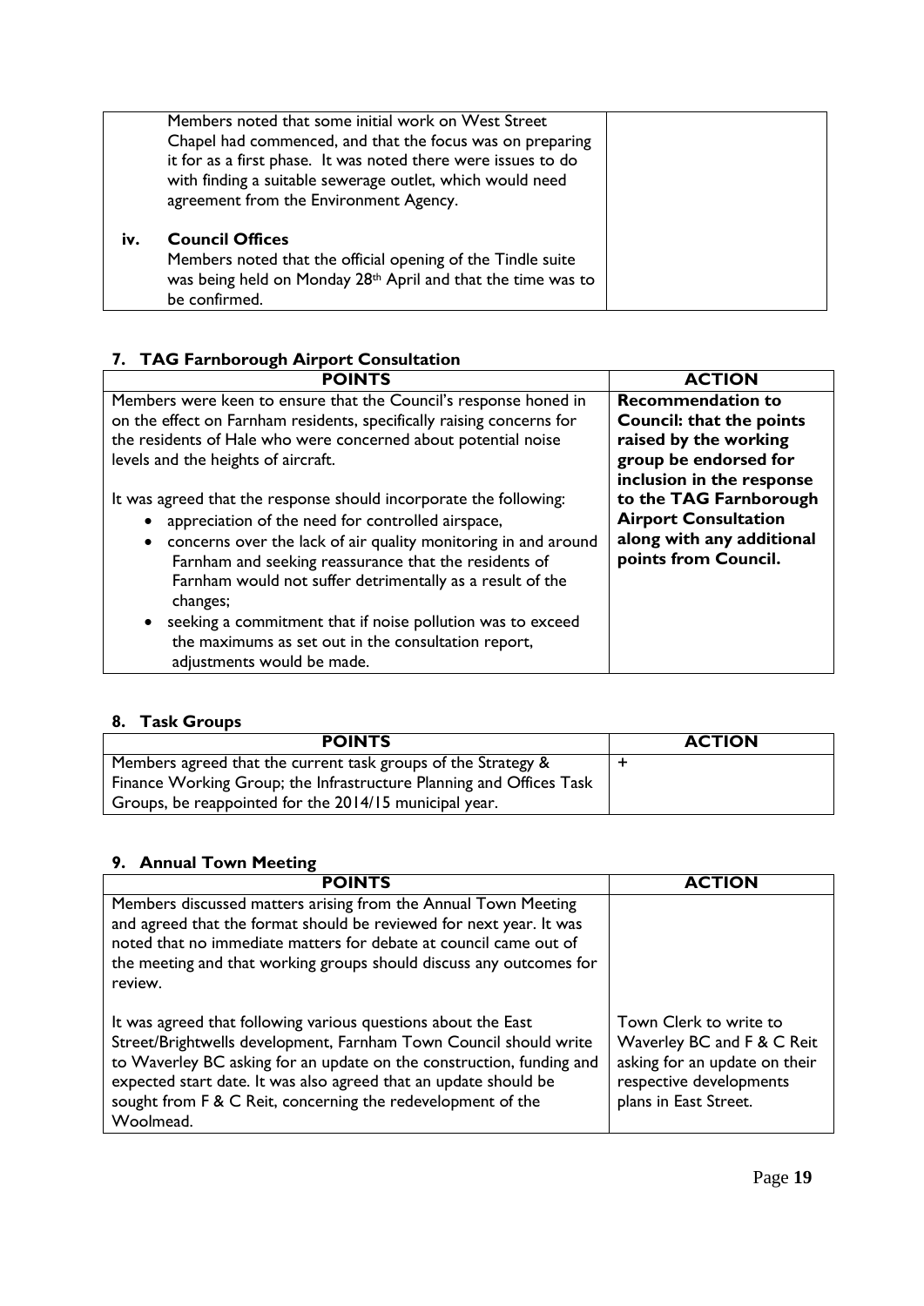| | | |
|---|---|---|
| | Members noted that some initial work on West Street Chapel had commenced, and that the focus was on preparing it for as a first phase. It was noted there were issues to do with finding a suitable sewerage outlet, which would need agreement from the Environment Agency. | |
| **iv.** | **Council Offices**<br>Members noted that the official opening of the Tindle suite was being held on Monday 28th April and that the time was to be confirmed. | |

## 7. TAG Farnborough Airport Consultation

| POINTS | ACTION |
|---|---|
| Members were keen to ensure that the Council's response honed in on the effect on Farnham residents, specifically raising concerns for the residents of Hale who were concerned about potential noise levels and the heights of aircraft.<br><br>It was agreed that the response should incorporate the following:<br>• appreciation of the need for controlled airspace,<br>• concerns over the lack of air quality monitoring in and around Farnham and seeking reassurance that the residents of Farnham would not suffer detrimentally as a result of the changes;<br>• seeking a commitment that if noise pollution was to exceed the maximums as set out in the consultation report, adjustments would be made. | **Recommendation to Council: that the points raised by the working group be endorsed for inclusion in the response to the TAG Farnborough Airport Consultation along with any additional points from Council.** |

## 8. Task Groups

| POINTS | ACTION |
|---|---|
| Members agreed that the current task groups of the Strategy & Finance Working Group; the Infrastructure Planning and Offices Task Groups, be reappointed for the 2014/15 municipal year. | + |

## 9. Annual Town Meeting

| POINTS | ACTION |
|---|---|
| Members discussed matters arising from the Annual Town Meeting and agreed that the format should be reviewed for next year. It was noted that no immediate matters for debate at council came out of the meeting and that working groups should discuss any outcomes for review. | |
| It was agreed that following various questions about the East Street/Brightwells development, Farnham Town Council should write to Waverley BC asking for an update on the construction, funding and expected start date. It was also agreed that an update should be sought from F & C Reit, concerning the redevelopment of the Woolmead. | Town Clerk to write to Waverley BC and F & C Reit asking for an update on their respective developments plans in East Street. |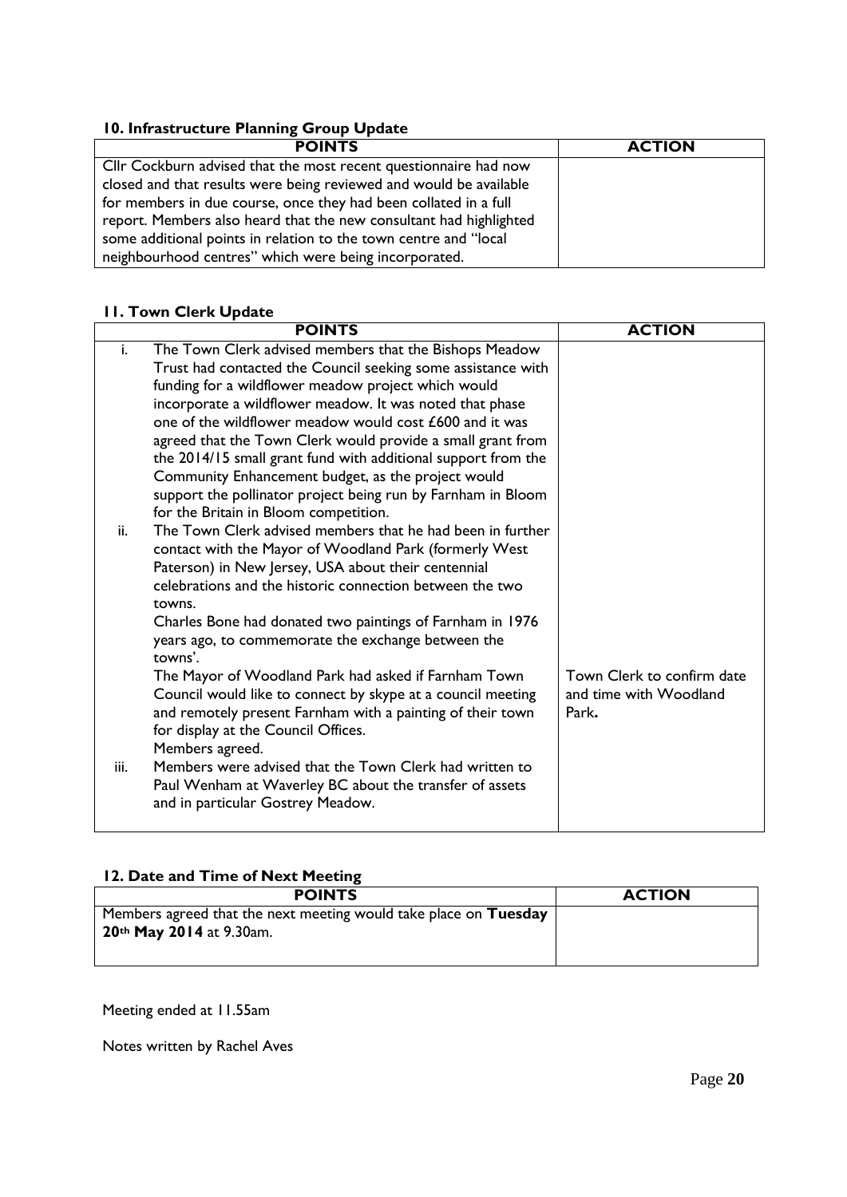### 10. Infrastructure Planning Group Update

| POINTS | ACTION |
| --- | --- |
| Cllr Cockburn advised that the most recent questionnaire had now closed and that results were being reviewed and would be available for members in due course, once they had been collated in a full report. Members also heard that the new consultant had highlighted some additional points in relation to the town centre and "local neighbourhood centres" which were being incorporated. | |

### 11. Town Clerk Update

| POINTS | ACTION |
| --- | --- |
| i. The Town Clerk advised members that the Bishops Meadow Trust had contacted the Council seeking some assistance with funding for a wildflower meadow project which would incorporate a wildflower meadow. It was noted that phase one of the wildflower meadow would cost £600 and it was agreed that the Town Clerk would provide a small grant from the 2014/15 small grant fund with additional support from the Community Enhancement budget, as the project would support the pollinator project being run by Farnham in Bloom for the Britain in Bloom competition. | |
| ii. The Town Clerk advised members that he had been in further contact with the Mayor of Woodland Park (formerly West Paterson) in New Jersey, USA about their centennial celebrations and the historic connection between the two towns. Charles Bone had donated two paintings of Farnham in 1976 years ago, to commemorate the exchange between the towns'. The Mayor of Woodland Park had asked if Farnham Town Council would like to connect by skype at a council meeting and remotely present Farnham with a painting of their town for display at the Council Offices. Members agreed. | Town Clerk to confirm date and time with Woodland Park**.** |
| iii. Members were advised that the Town Clerk had written to Paul Wenham at Waverley BC about the transfer of assets and in particular Gostrey Meadow. | |

### 12. Date and Time of Next Meeting

| POINTS | ACTION |
| --- | --- |
| Members agreed that the next meeting would take place on **Tuesday 20th May 2014** at 9.30am. | |

Meeting ended at 11.55am

Notes written by Rachel Aves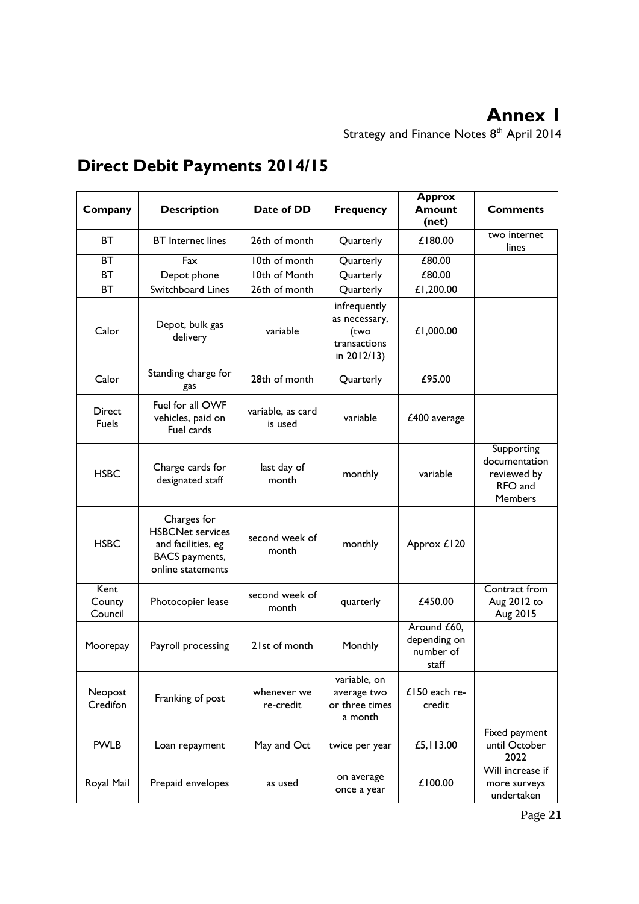# Annex 1

Strategy and Finance Notes 8th April 2014

## Direct Debit Payments 2014/15

| Company | Description | Date of DD | Frequency | Approx Amount (net) | Comments |
|---|---|---|---|---|---|
| BT | BT Internet lines | 26th of month | Quarterly | £180.00 | two internet lines |
| BT | Fax | 10th of month | Quarterly | £80.00 | |
| BT | Depot phone | 10th of Month | Quarterly | £80.00 | |
| BT | Switchboard Lines | 26th of month | Quarterly | £1,200.00 | |
| Calor | Depot, bulk gas delivery | variable | infrequently as necessary, (two transactions in 2012/13) | £1,000.00 | |
| Calor | Standing charge for gas | 28th of month | Quarterly | £95.00 | |
| Direct Fuels | Fuel for all OWF vehicles, paid on Fuel cards | variable, as card is used | variable | £400 average | |
| HSBC | Charge cards for designated staff | last day of month | monthly | variable | Supporting documentation reviewed by RFO and Members |
| HSBC | Charges for HSBCNet services and facilities, eg BACS payments, online statements | second week of month | monthly | Approx £120 | |
| Kent County Council | Photocopier lease | second week of month | quarterly | £450.00 | Contract from Aug 2012 to Aug 2015 |
| Moorepay | Payroll processing | 21st of month | Monthly | Around £60, depending on number of staff | |
| Neopost Credifon | Franking of post | whenever we re-credit | variable, on average two or three times a month | £150 each re-credit | |
| PWLB | Loan repayment | May and Oct | twice per year | £5,113.00 | Fixed payment until October 2022 |
| Royal Mail | Prepaid envelopes | as used | on average once a year | £100.00 | Will increase if more surveys undertaken |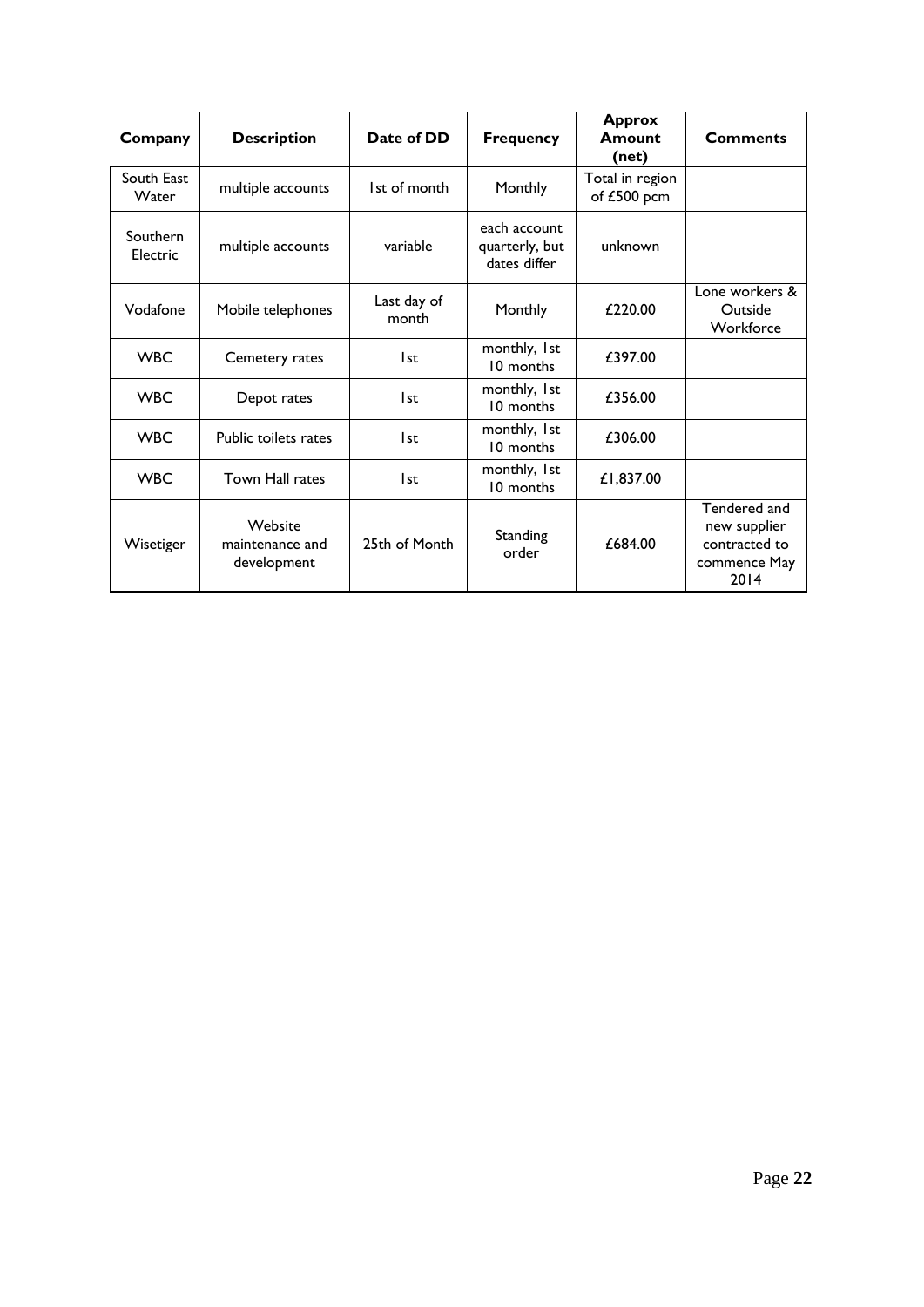| Company | Description | Date of DD | Frequency | Approx Amount (net) | Comments |
|---|---|---|---|---|---|
| South East Water | multiple accounts | 1st of month | Monthly | Total in region of £500 pcm | |
| Southern Electric | multiple accounts | variable | each account quarterly, but dates differ | unknown | |
| Vodafone | Mobile telephones | Last day of month | Monthly | £220.00 | Lone workers & Outside Workforce |
| WBC | Cemetery rates | 1st | monthly, 1st 10 months | £397.00 | |
| WBC | Depot rates | 1st | monthly, 1st 10 months | £356.00 | |
| WBC | Public toilets rates | 1st | monthly, 1st 10 months | £306.00 | |
| WBC | Town Hall rates | 1st | monthly, 1st 10 months | £1,837.00 | |
| Wisetiger | Website maintenance and development | 25th of Month | Standing order | £684.00 | Tendered and new supplier contracted to commence May 2014 |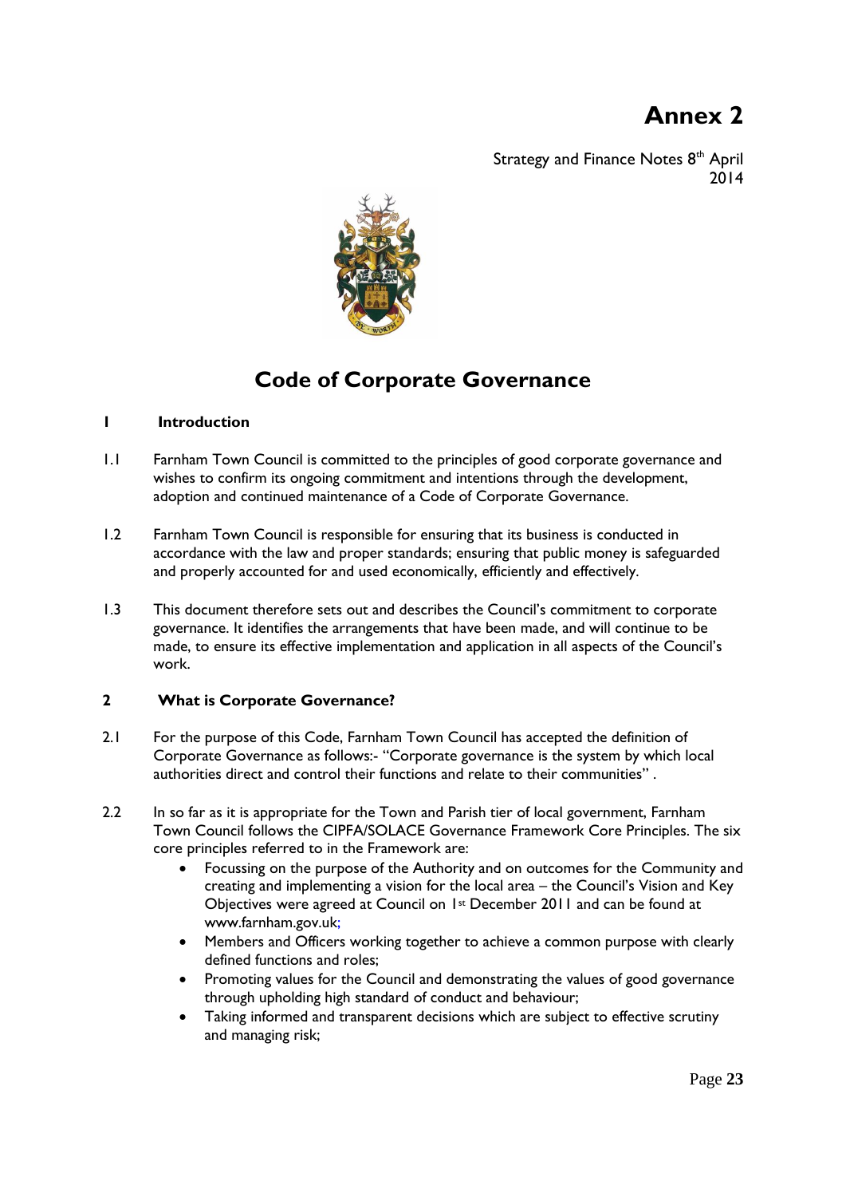# Annex 2

Strategy and Finance Notes 8th April 2014

## Code of Corporate Governance

### 1 Introduction

1.1 Farnham Town Council is committed to the principles of good corporate governance and wishes to confirm its ongoing commitment and intentions through the development, adoption and continued maintenance of a Code of Corporate Governance.

1.2 Farnham Town Council is responsible for ensuring that its business is conducted in accordance with the law and proper standards; ensuring that public money is safeguarded and properly accounted for and used economically, efficiently and effectively.

1.3 This document therefore sets out and describes the Council's commitment to corporate governance. It identifies the arrangements that have been made, and will continue to be made, to ensure its effective implementation and application in all aspects of the Council's work.

### 2 What is Corporate Governance?

2.1 For the purpose of this Code, Farnham Town Council has accepted the definition of Corporate Governance as follows:- "Corporate governance is the system by which local authorities direct and control their functions and relate to their communities" .

2.2 In so far as it is appropriate for the Town and Parish tier of local government, Farnham Town Council follows the CIPFA/SOLACE Governance Framework Core Principles. The six core principles referred to in the Framework are:

- Focussing on the purpose of the Authority and on outcomes for the Community and creating and implementing a vision for the local area – the Council's Vision and Key Objectives were agreed at Council on 1st December 2011 and can be found at www.farnham.gov.uk;
- Members and Officers working together to achieve a common purpose with clearly defined functions and roles;
- Promoting values for the Council and demonstrating the values of good governance through upholding high standard of conduct and behaviour;
- Taking informed and transparent decisions which are subject to effective scrutiny and managing risk;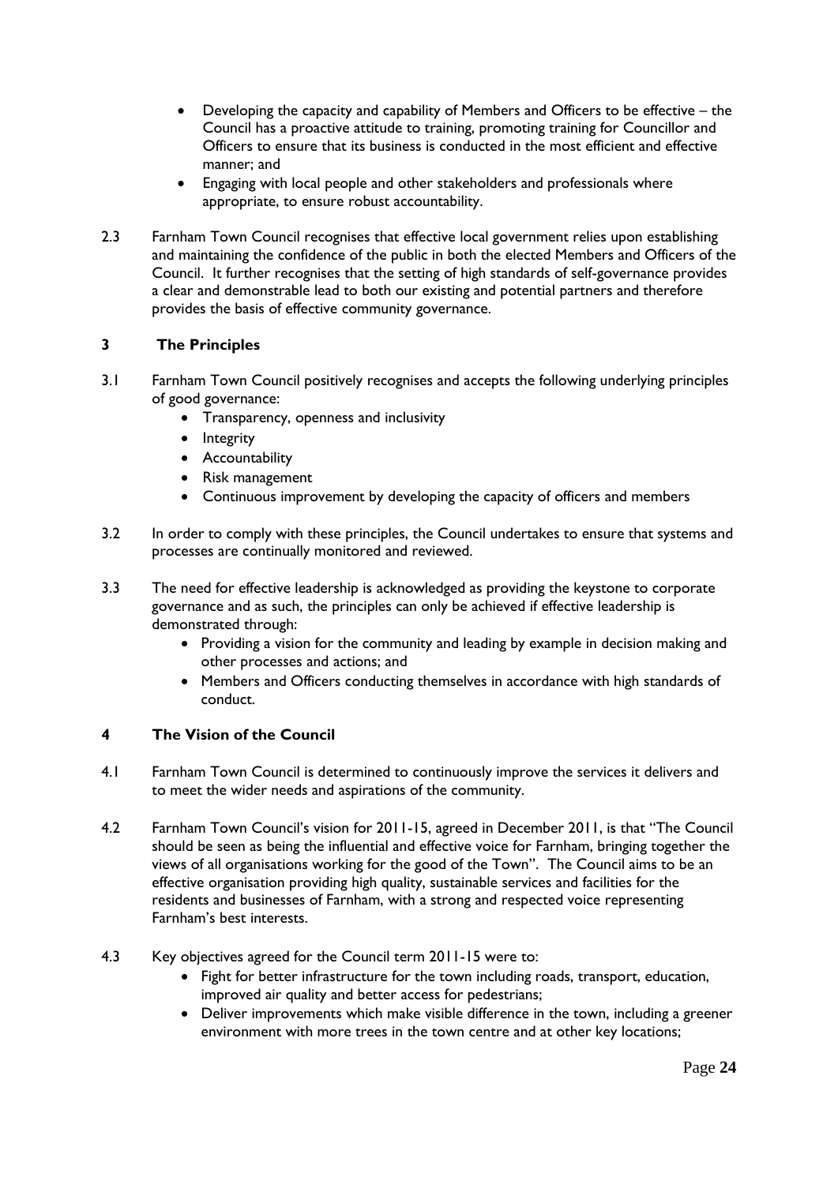- Developing the capacity and capability of Members and Officers to be effective – the Council has a proactive attitude to training, promoting training for Councillor and Officers to ensure that its business is conducted in the most efficient and effective manner; and
- Engaging with local people and other stakeholders and professionals where appropriate, to ensure robust accountability.

2.3 Farnham Town Council recognises that effective local government relies upon establishing and maintaining the confidence of the public in both the elected Members and Officers of the Council. It further recognises that the setting of high standards of self-governance provides a clear and demonstrable lead to both our existing and potential partners and therefore provides the basis of effective community governance.

## 3 The Principles

3.1 Farnham Town Council positively recognises and accepts the following underlying principles of good governance:

- Transparency, openness and inclusivity
- Integrity
- Accountability
- Risk management
- Continuous improvement by developing the capacity of officers and members

3.2 In order to comply with these principles, the Council undertakes to ensure that systems and processes are continually monitored and reviewed.

3.3 The need for effective leadership is acknowledged as providing the keystone to corporate governance and as such, the principles can only be achieved if effective leadership is demonstrated through:

- Providing a vision for the community and leading by example in decision making and other processes and actions; and
- Members and Officers conducting themselves in accordance with high standards of conduct.

## 4 The Vision of the Council

4.1 Farnham Town Council is determined to continuously improve the services it delivers and to meet the wider needs and aspirations of the community.

4.2 Farnham Town Council's vision for 2011-15, agreed in December 2011, is that "The Council should be seen as being the influential and effective voice for Farnham, bringing together the views of all organisations working for the good of the Town". The Council aims to be an effective organisation providing high quality, sustainable services and facilities for the residents and businesses of Farnham, with a strong and respected voice representing Farnham's best interests.

4.3 Key objectives agreed for the Council term 2011-15 were to:

- Fight for better infrastructure for the town including roads, transport, education, improved air quality and better access for pedestrians;
- Deliver improvements which make visible difference in the town, including a greener environment with more trees in the town centre and at other key locations;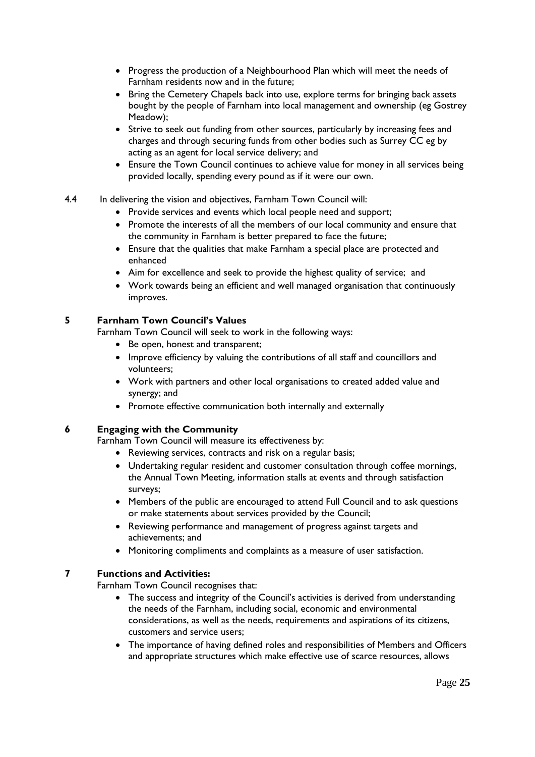- Progress the production of a Neighbourhood Plan which will meet the needs of Farnham residents now and in the future;
- Bring the Cemetery Chapels back into use, explore terms for bringing back assets bought by the people of Farnham into local management and ownership (eg Gostrey Meadow);
- Strive to seek out funding from other sources, particularly by increasing fees and charges and through securing funds from other bodies such as Surrey CC eg by acting as an agent for local service delivery; and
- Ensure the Town Council continues to achieve value for money in all services being provided locally, spending every pound as if it were our own.

4.4 In delivering the vision and objectives, Farnham Town Council will:

- Provide services and events which local people need and support;
- Promote the interests of all the members of our local community and ensure that the community in Farnham is better prepared to face the future;
- Ensure that the qualities that make Farnham a special place are protected and enhanced
- Aim for excellence and seek to provide the highest quality of service; and
- Work towards being an efficient and well managed organisation that continuously improves.

## 5 Farnham Town Council's Values

Farnham Town Council will seek to work in the following ways:

- Be open, honest and transparent;
- Improve efficiency by valuing the contributions of all staff and councillors and volunteers;
- Work with partners and other local organisations to created added value and synergy; and
- Promote effective communication both internally and externally

## 6 Engaging with the Community

Farnham Town Council will measure its effectiveness by:

- Reviewing services, contracts and risk on a regular basis;
- Undertaking regular resident and customer consultation through coffee mornings, the Annual Town Meeting, information stalls at events and through satisfaction surveys;
- Members of the public are encouraged to attend Full Council and to ask questions or make statements about services provided by the Council;
- Reviewing performance and management of progress against targets and achievements; and
- Monitoring compliments and complaints as a measure of user satisfaction.

## 7 Functions and Activities:

Farnham Town Council recognises that:

- The success and integrity of the Council's activities is derived from understanding the needs of the Farnham, including social, economic and environmental considerations, as well as the needs, requirements and aspirations of its citizens, customers and service users;
- The importance of having defined roles and responsibilities of Members and Officers and appropriate structures which make effective use of scarce resources, allows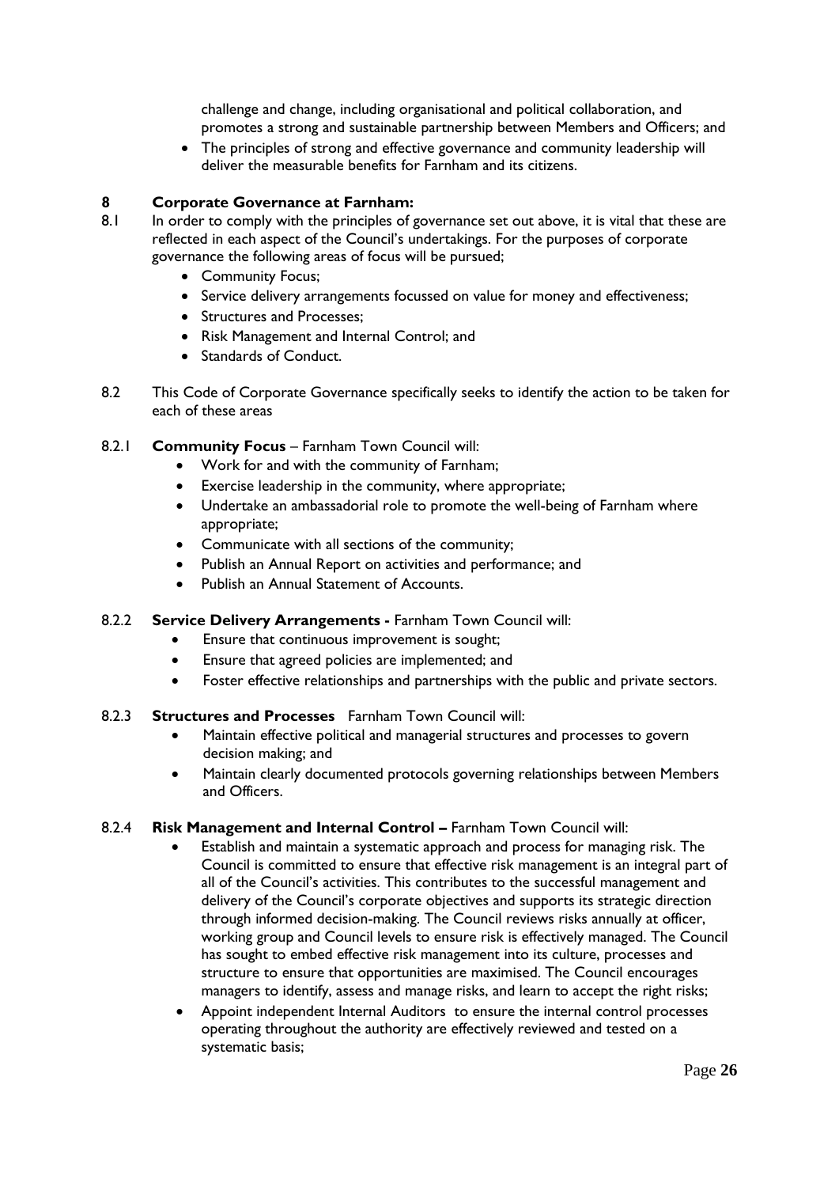challenge and change, including organisational and political collaboration, and promotes a strong and sustainable partnership between Members and Officers; and

- The principles of strong and effective governance and community leadership will deliver the measurable benefits for Farnham and its citizens.

## 8 Corporate Governance at Farnham:

8.1 In order to comply with the principles of governance set out above, it is vital that these are reflected in each aspect of the Council's undertakings. For the purposes of corporate governance the following areas of focus will be pursued;

- Community Focus;
- Service delivery arrangements focussed on value for money and effectiveness;
- Structures and Processes;
- Risk Management and Internal Control; and
- Standards of Conduct.

8.2 This Code of Corporate Governance specifically seeks to identify the action to be taken for each of these areas

8.2.1 **Community Focus** – Farnham Town Council will:

- Work for and with the community of Farnham;
- Exercise leadership in the community, where appropriate;
- Undertake an ambassadorial role to promote the well-being of Farnham where appropriate;
- Communicate with all sections of the community;
- Publish an Annual Report on activities and performance; and
- Publish an Annual Statement of Accounts.

8.2.2 **Service Delivery Arrangements -** Farnham Town Council will:

- Ensure that continuous improvement is sought;
- Ensure that agreed policies are implemented; and
- Foster effective relationships and partnerships with the public and private sectors.

8.2.3 **Structures and Processes** Farnham Town Council will:

- Maintain effective political and managerial structures and processes to govern decision making; and
- Maintain clearly documented protocols governing relationships between Members and Officers.

8.2.4 **Risk Management and Internal Control –** Farnham Town Council will:

- Establish and maintain a systematic approach and process for managing risk. The Council is committed to ensure that effective risk management is an integral part of all of the Council's activities. This contributes to the successful management and delivery of the Council's corporate objectives and supports its strategic direction through informed decision-making. The Council reviews risks annually at officer, working group and Council levels to ensure risk is effectively managed. The Council has sought to embed effective risk management into its culture, processes and structure to ensure that opportunities are maximised. The Council encourages managers to identify, assess and manage risks, and learn to accept the right risks;
- Appoint independent Internal Auditors to ensure the internal control processes operating throughout the authority are effectively reviewed and tested on a systematic basis;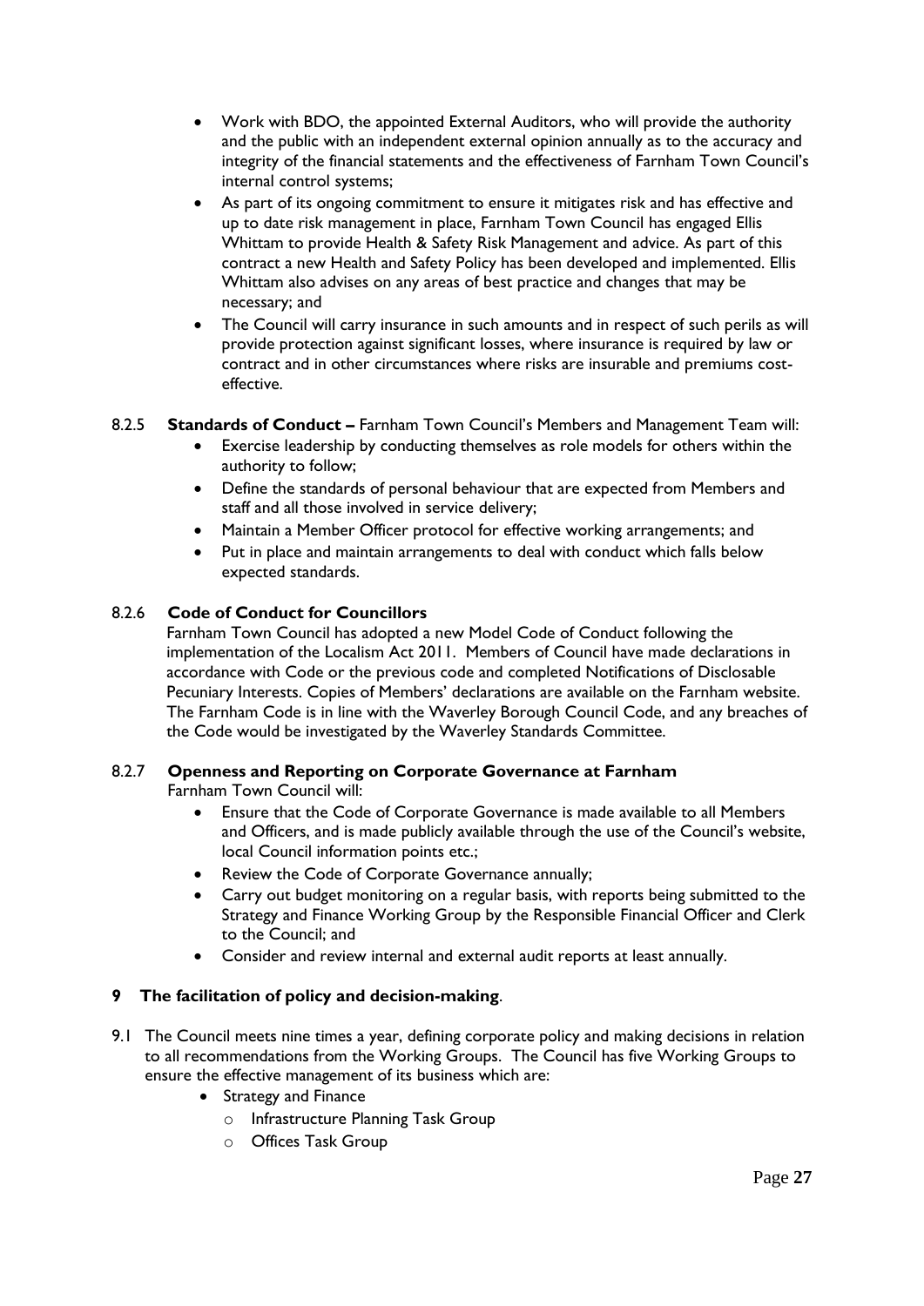- Work with BDO, the appointed External Auditors, who will provide the authority and the public with an independent external opinion annually as to the accuracy and integrity of the financial statements and the effectiveness of Farnham Town Council's internal control systems;
- As part of its ongoing commitment to ensure it mitigates risk and has effective and up to date risk management in place, Farnham Town Council has engaged Ellis Whittam to provide Health & Safety Risk Management and advice. As part of this contract a new Health and Safety Policy has been developed and implemented. Ellis Whittam also advises on any areas of best practice and changes that may be necessary; and
- The Council will carry insurance in such amounts and in respect of such perils as will provide protection against significant losses, where insurance is required by law or contract and in other circumstances where risks are insurable and premiums cost-effective.

8.2.5 **Standards of Conduct –** Farnham Town Council's Members and Management Team will:

- Exercise leadership by conducting themselves as role models for others within the authority to follow;
- Define the standards of personal behaviour that are expected from Members and staff and all those involved in service delivery;
- Maintain a Member Officer protocol for effective working arrangements; and
- Put in place and maintain arrangements to deal with conduct which falls below expected standards.

8.2.6 **Code of Conduct for Councillors**

Farnham Town Council has adopted a new Model Code of Conduct following the implementation of the Localism Act 2011. Members of Council have made declarations in accordance with Code or the previous code and completed Notifications of Disclosable Pecuniary Interests. Copies of Members' declarations are available on the Farnham website. The Farnham Code is in line with the Waverley Borough Council Code, and any breaches of the Code would be investigated by the Waverley Standards Committee.

8.2.7 **Openness and Reporting on Corporate Governance at Farnham**

Farnham Town Council will:

- Ensure that the Code of Corporate Governance is made available to all Members and Officers, and is made publicly available through the use of the Council's website, local Council information points etc.;
- Review the Code of Corporate Governance annually;
- Carry out budget monitoring on a regular basis, with reports being submitted to the Strategy and Finance Working Group by the Responsible Financial Officer and Clerk to the Council; and
- Consider and review internal and external audit reports at least annually.

## 9 The facilitation of policy and decision-making.

9.1 The Council meets nine times a year, defining corporate policy and making decisions in relation to all recommendations from the Working Groups. The Council has five Working Groups to ensure the effective management of its business which are:

- Strategy and Finance
  - Infrastructure Planning Task Group
  - Offices Task Group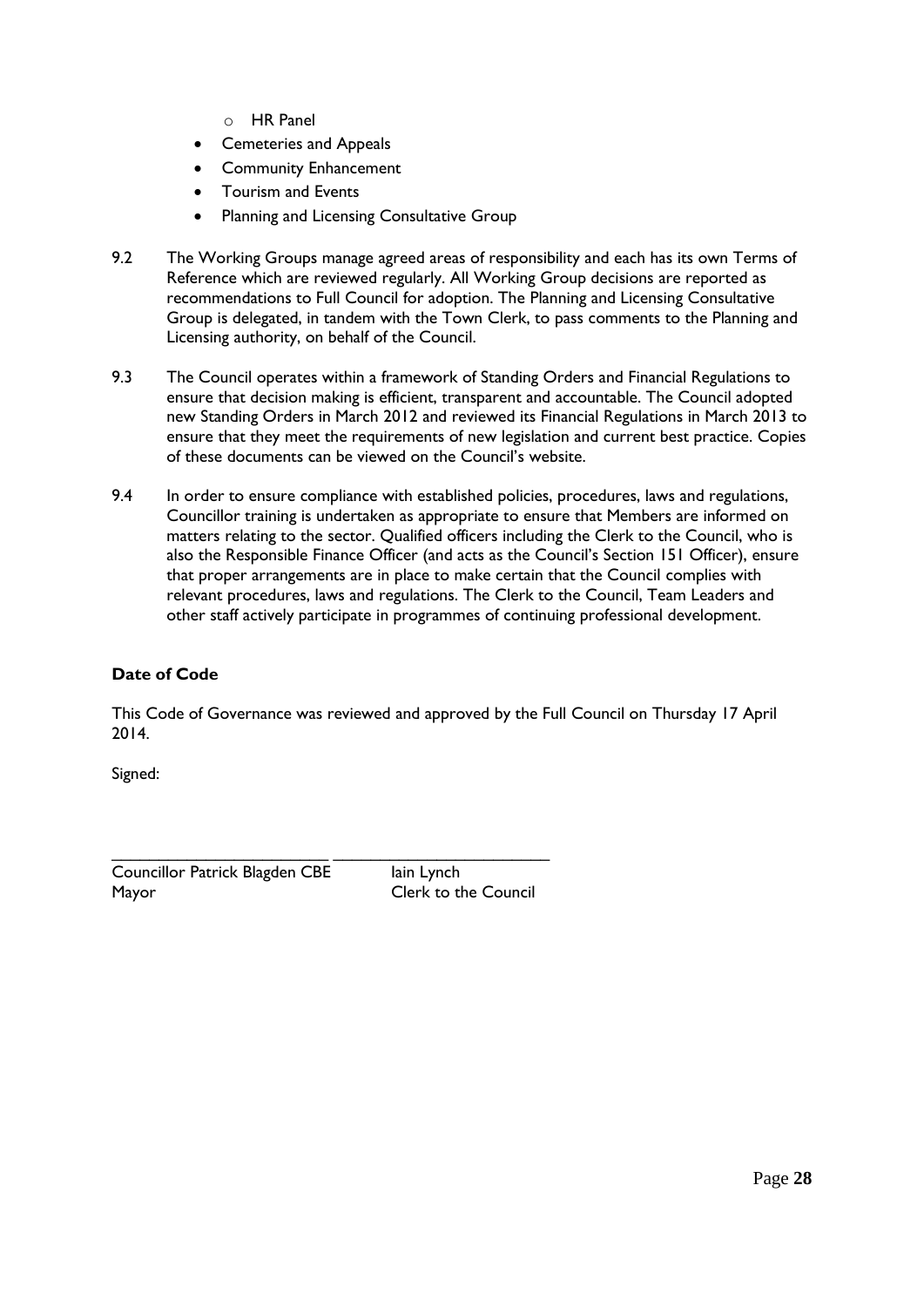- HR Panel
- Cemeteries and Appeals
- Community Enhancement
- Tourism and Events
- Planning and Licensing Consultative Group

9.2 The Working Groups manage agreed areas of responsibility and each has its own Terms of Reference which are reviewed regularly. All Working Group decisions are reported as recommendations to Full Council for adoption. The Planning and Licensing Consultative Group is delegated, in tandem with the Town Clerk, to pass comments to the Planning and Licensing authority, on behalf of the Council.

9.3 The Council operates within a framework of Standing Orders and Financial Regulations to ensure that decision making is efficient, transparent and accountable. The Council adopted new Standing Orders in March 2012 and reviewed its Financial Regulations in March 2013 to ensure that they meet the requirements of new legislation and current best practice. Copies of these documents can be viewed on the Council's website.

9.4 In order to ensure compliance with established policies, procedures, laws and regulations, Councillor training is undertaken as appropriate to ensure that Members are informed on matters relating to the sector. Qualified officers including the Clerk to the Council, who is also the Responsible Finance Officer (and acts as the Council's Section 151 Officer), ensure that proper arrangements are in place to make certain that the Council complies with relevant procedures, laws and regulations. The Clerk to the Council, Team Leaders and other staff actively participate in programmes of continuing professional development.

**Date of Code**

This Code of Governance was reviewed and approved by the Full Council on Thursday 17 April 2014.

Signed:

\_\_\_\_\_\_\_\_\_\_\_\_\_\_\_\_\_\_\_\_\_\_\_\_\_ \_\_\_\_\_\_\_\_\_\_\_\_\_\_\_\_\_\_\_\_\_\_\_\_\_

| Councillor Patrick Blagden CBE | Iain Lynch |
|---|---|
| Mayor | Clerk to the Council |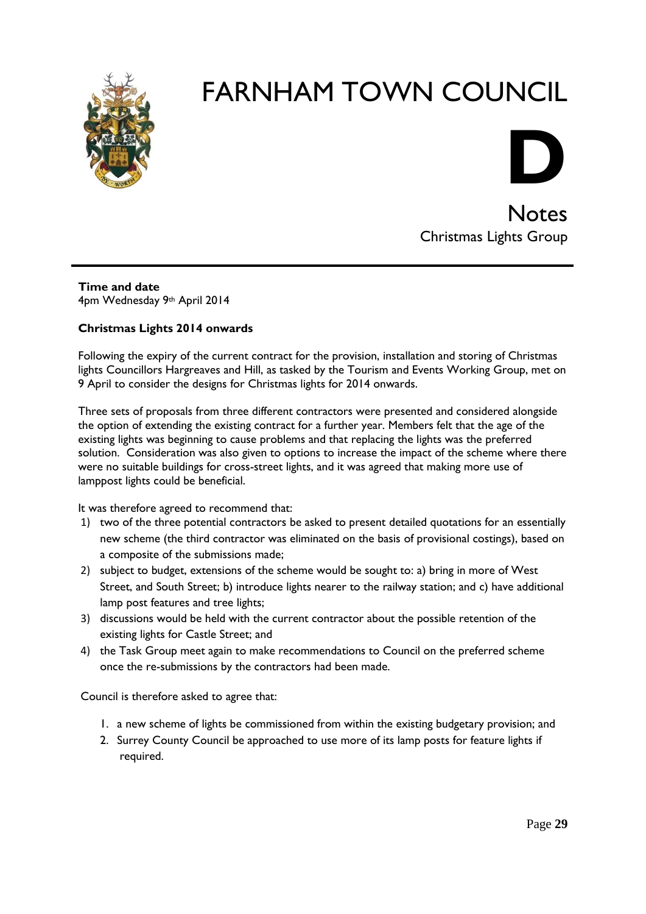# FARNHAM TOWN COUNCIL

# D

## Notes

Christmas Lights Group

**Time and date**
4pm Wednesday 9th April 2014

**Christmas Lights 2014 onwards**

Following the expiry of the current contract for the provision, installation and storing of Christmas lights Councillors Hargreaves and Hill, as tasked by the Tourism and Events Working Group, met on 9 April to consider the designs for Christmas lights for 2014 onwards.

Three sets of proposals from three different contractors were presented and considered alongside the option of extending the existing contract for a further year. Members felt that the age of the existing lights was beginning to cause problems and that replacing the lights was the preferred solution. Consideration was also given to options to increase the impact of the scheme where there were no suitable buildings for cross-street lights, and it was agreed that making more use of lamppost lights could be beneficial.

It was therefore agreed to recommend that:

1) two of the three potential contractors be asked to present detailed quotations for an essentially new scheme (the third contractor was eliminated on the basis of provisional costings), based on a composite of the submissions made;
2) subject to budget, extensions of the scheme would be sought to: a) bring in more of West Street, and South Street; b) introduce lights nearer to the railway station; and c) have additional lamp post features and tree lights;
3) discussions would be held with the current contractor about the possible retention of the existing lights for Castle Street; and
4) the Task Group meet again to make recommendations to Council on the preferred scheme once the re-submissions by the contractors had been made.

Council is therefore asked to agree that:

1. a new scheme of lights be commissioned from within the existing budgetary provision; and
2. Surrey County Council be approached to use more of its lamp posts for feature lights if required.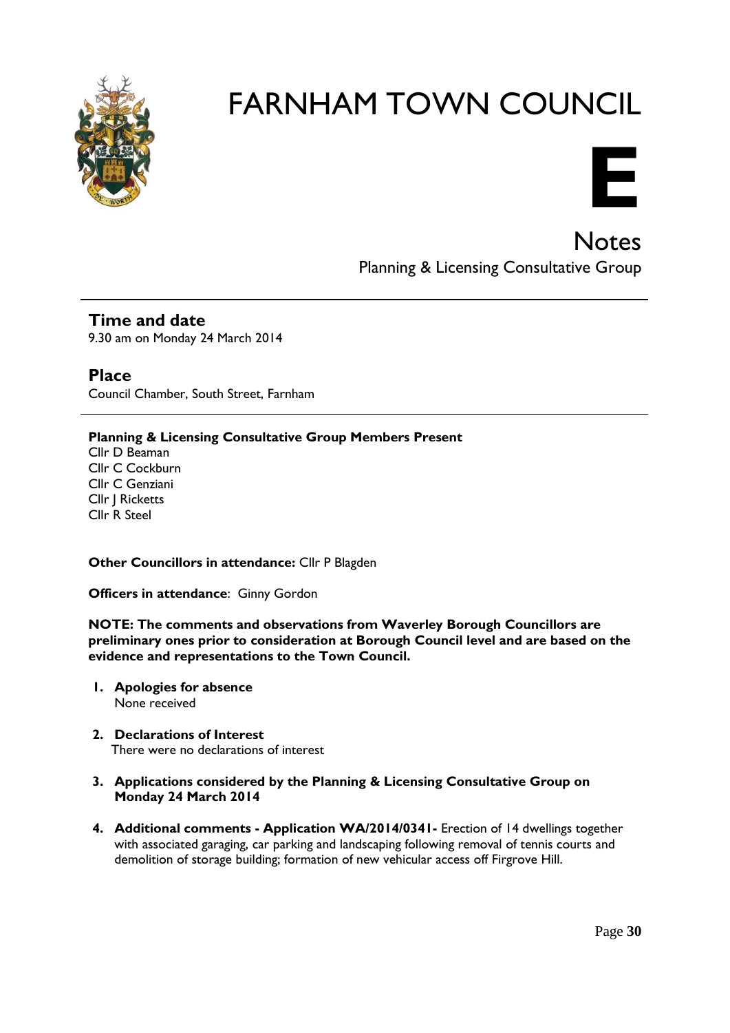# FARNHAM TOWN COUNCIL

**E**

## Notes

Planning & Licensing Consultative Group

---

### Time and date

9.30 am on Monday 24 March 2014

### Place

Council Chamber, South Street, Farnham

---

**Planning & Licensing Consultative Group Members Present**

Cllr D Beaman
Cllr C Cockburn
Cllr C Genziani
Cllr J Ricketts
Cllr R Steel

**Other Councillors in attendance:** Cllr P Blagden

**Officers in attendance**: Ginny Gordon

**NOTE: The comments and observations from Waverley Borough Councillors are preliminary ones prior to consideration at Borough Council level and are based on the evidence and representations to the Town Council.**

1. **Apologies for absence**
   None received

2. **Declarations of Interest**
   There were no declarations of interest

3. **Applications considered by the Planning & Licensing Consultative Group on Monday 24 March 2014**

4. **Additional comments - Application WA/2014/0341-** Erection of 14 dwellings together with associated garaging, car parking and landscaping following removal of tennis courts and demolition of storage building; formation of new vehicular access off Firgrove Hill.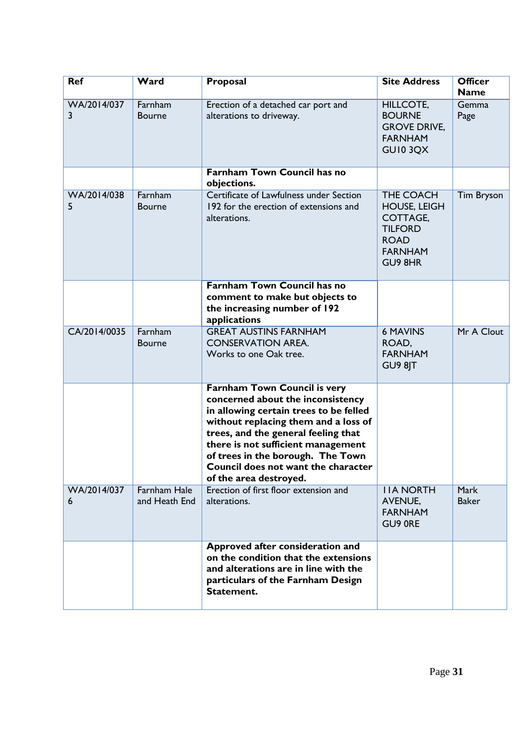| Ref | Ward | Proposal | Site Address | Officer Name |
|---|---|---|---|---|
| WA/2014/0373 | Farnham Bourne | Erection of a detached car port and alterations to driveway. | HILLCOTE, BOURNE GROVE DRIVE, FARNHAM GU10 3QX | Gemma Page |
| | | **Farnham Town Council has no objections.** | | |
| WA/2014/0385 | Farnham Bourne | Certificate of Lawfulness under Section 192 for the erection of extensions and alterations. | THE COACH HOUSE, LEIGH COTTAGE, TILFORD ROAD FARNHAM GU9 8HR | Tim Bryson |
| | | **Farnham Town Council has no comment to make but objects to the increasing number of 192 applications** | | |
| CA/2014/0035 | Farnham Bourne | GREAT AUSTINS FARNHAM CONSERVATION AREA. Works to one Oak tree. | 6 MAVINS ROAD, FARNHAM GU9 8JT | Mr A Clout |
| | | **Farnham Town Council is very concerned about the inconsistency in allowing certain trees to be felled without replacing them and a loss of trees, and the general feeling that there is not sufficient management of trees in the borough. The Town Council does not want the character of the area destroyed.** | | |
| WA/2014/0376 | Farnham Hale and Heath End | Erection of first floor extension and alterations. | 11A NORTH AVENUE, FARNHAM GU9 0RE | Mark Baker |
| | | **Approved after consideration and on the condition that the extensions and alterations are in line with the particulars of the Farnham Design Statement.** | | |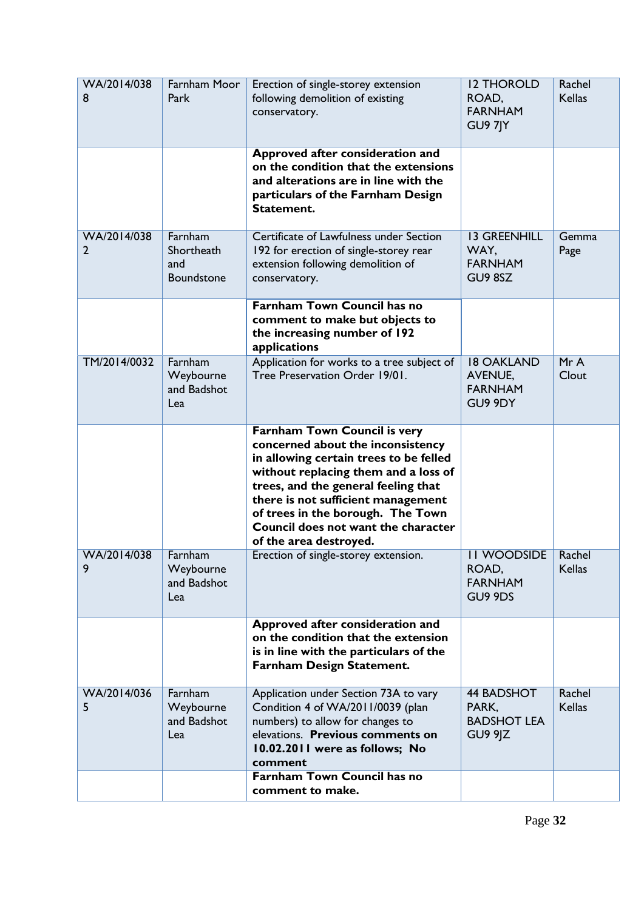| | | | | |
|---|---|---|---|---|
| WA/2014/0388 | Farnham Moor Park | Erection of single-storey extension following demolition of existing conservatory. | 12 THOROLD ROAD, FARNHAM GU9 7JY | Rachel Kellas |
| | | **Approved after consideration and on the condition that the extensions and alterations are in line with the particulars of the Farnham Design Statement.** | | |
| WA/2014/0382 | Farnham Shortheath and Boundstone | Certificate of Lawfulness under Section 192 for erection of single-storey rear extension following demolition of conservatory. | 13 GREENHILL WAY, FARNHAM GU9 8SZ | Gemma Page |
| | | **Farnham Town Council has no comment to make but objects to the increasing number of 192 applications** | | |
| TM/2014/0032 | Farnham Weybourne and Badshot Lea | Application for works to a tree subject of Tree Preservation Order 19/01. | 18 OAKLAND AVENUE, FARNHAM GU9 9DY | Mr A Clout |
| | | **Farnham Town Council is very concerned about the inconsistency in allowing certain trees to be felled without replacing them and a loss of trees, and the general feeling that there is not sufficient management of trees in the borough. The Town Council does not want the character of the area destroyed.** | | |
| WA/2014/0389 | Farnham Weybourne and Badshot Lea | Erection of single-storey extension. | 11 WOODSIDE ROAD, FARNHAM GU9 9DS | Rachel Kellas |
| | | **Approved after consideration and on the condition that the extension is in line with the particulars of the Farnham Design Statement.** | | |
| WA/2014/0365 | Farnham Weybourne and Badshot Lea | Application under Section 73A to vary Condition 4 of WA/2011/0039 (plan numbers) to allow for changes to elevations. **Previous comments on 10.02.2011 were as follows; No comment** | 44 BADSHOT PARK, BADSHOT LEA GU9 9JZ | Rachel Kellas |
| | | **Farnham Town Council has no comment to make.** | | |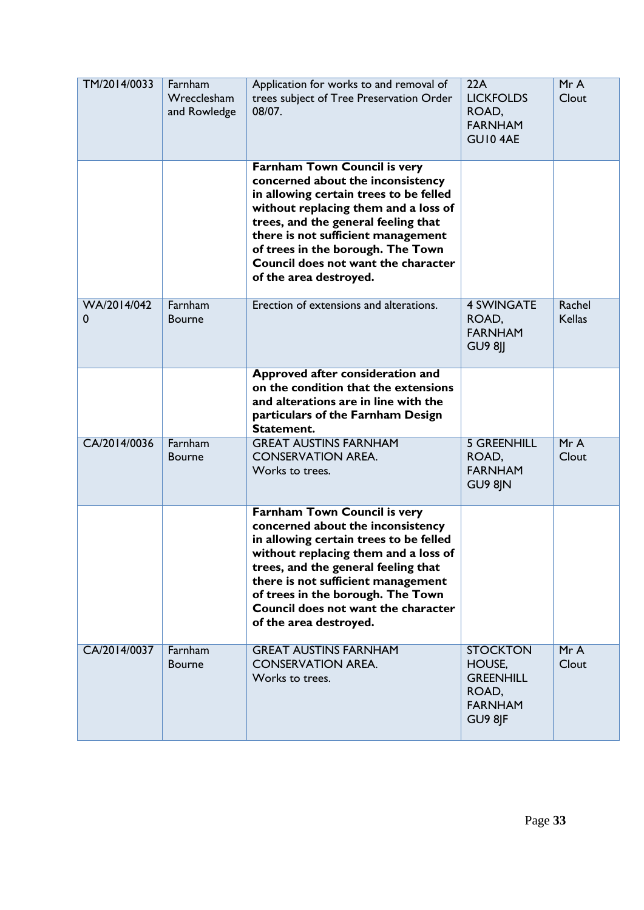| | | | | |
|---|---|---|---|---|
| TM/2014/0033 | Farnham Wrecclesham and Rowledge | Application for works to and removal of trees subject of Tree Preservation Order 08/07. | 22A LICKFOLDS ROAD, FARNHAM GU10 4AE | Mr A Clout |
| | | **Farnham Town Council is very concerned about the inconsistency in allowing certain trees to be felled without replacing them and a loss of trees, and the general feeling that there is not sufficient management of trees in the borough. The Town Council does not want the character of the area destroyed.** | | |
| WA/2014/0420 | Farnham Bourne | Erection of extensions and alterations. | 4 SWINGATE ROAD, FARNHAM GU9 8JJ | Rachel Kellas |
| | | **Approved after consideration and on the condition that the extensions and alterations are in line with the particulars of the Farnham Design Statement.** | | |
| CA/2014/0036 | Farnham Bourne | GREAT AUSTINS FARNHAM CONSERVATION AREA. Works to trees. | 5 GREENHILL ROAD, FARNHAM GU9 8JN | Mr A Clout |
| | | **Farnham Town Council is very concerned about the inconsistency in allowing certain trees to be felled without replacing them and a loss of trees, and the general feeling that there is not sufficient management of trees in the borough. The Town Council does not want the character of the area destroyed.** | | |
| CA/2014/0037 | Farnham Bourne | GREAT AUSTINS FARNHAM CONSERVATION AREA. Works to trees. | STOCKTON HOUSE, GREENHILL ROAD, FARNHAM GU9 8JF | Mr A Clout |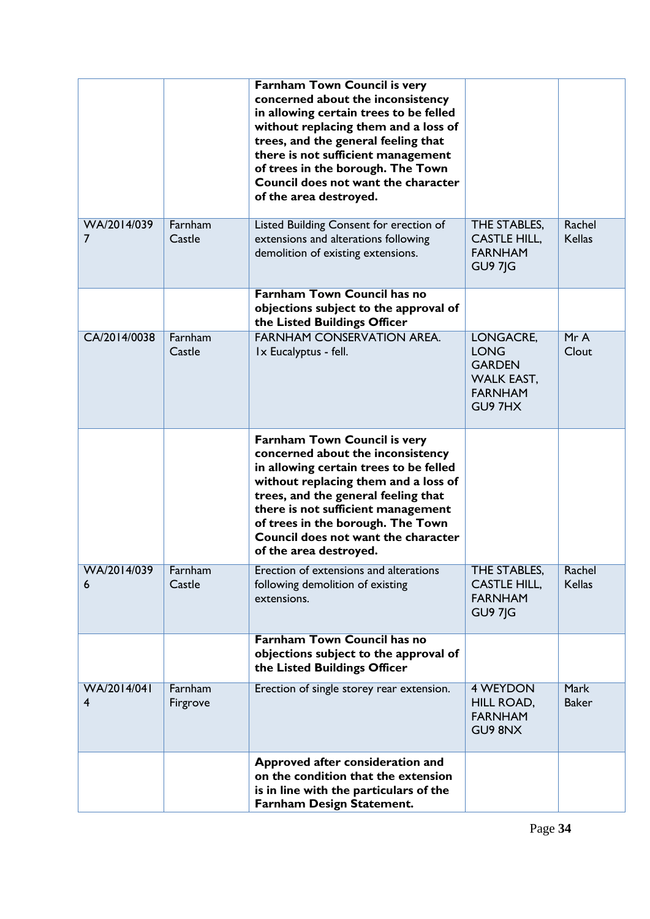| | | | | |
|---|---|---|---|---|
| | | **Farnham Town Council is very concerned about the inconsistency in allowing certain trees to be felled without replacing them and a loss of trees, and the general feeling that there is not sufficient management of trees in the borough. The Town Council does not want the character of the area destroyed.** | | |
| WA/2014/0397 | Farnham Castle | Listed Building Consent for erection of extensions and alterations following demolition of existing extensions. | THE STABLES, CASTLE HILL, FARNHAM GU9 7JG | Rachel Kellas |
| | | **Farnham Town Council has no objections subject to the approval of the Listed Buildings Officer** | | |
| CA/2014/0038 | Farnham Castle | FARNHAM CONSERVATION AREA. 1x Eucalyptus - fell. | LONGACRE, LONG GARDEN WALK EAST, FARNHAM GU9 7HX | Mr A Clout |
| | | **Farnham Town Council is very concerned about the inconsistency in allowing certain trees to be felled without replacing them and a loss of trees, and the general feeling that there is not sufficient management of trees in the borough. The Town Council does not want the character of the area destroyed.** | | |
| WA/2014/0396 | Farnham Castle | Erection of extensions and alterations following demolition of existing extensions. | THE STABLES, CASTLE HILL, FARNHAM GU9 7JG | Rachel Kellas |
| | | **Farnham Town Council has no objections subject to the approval of the Listed Buildings Officer** | | |
| WA/2014/0414 | Farnham Firgrove | Erection of single storey rear extension. | 4 WEYDON HILL ROAD, FARNHAM GU9 8NX | Mark Baker |
| | | **Approved after consideration and on the condition that the extension is in line with the particulars of the Farnham Design Statement.** | | |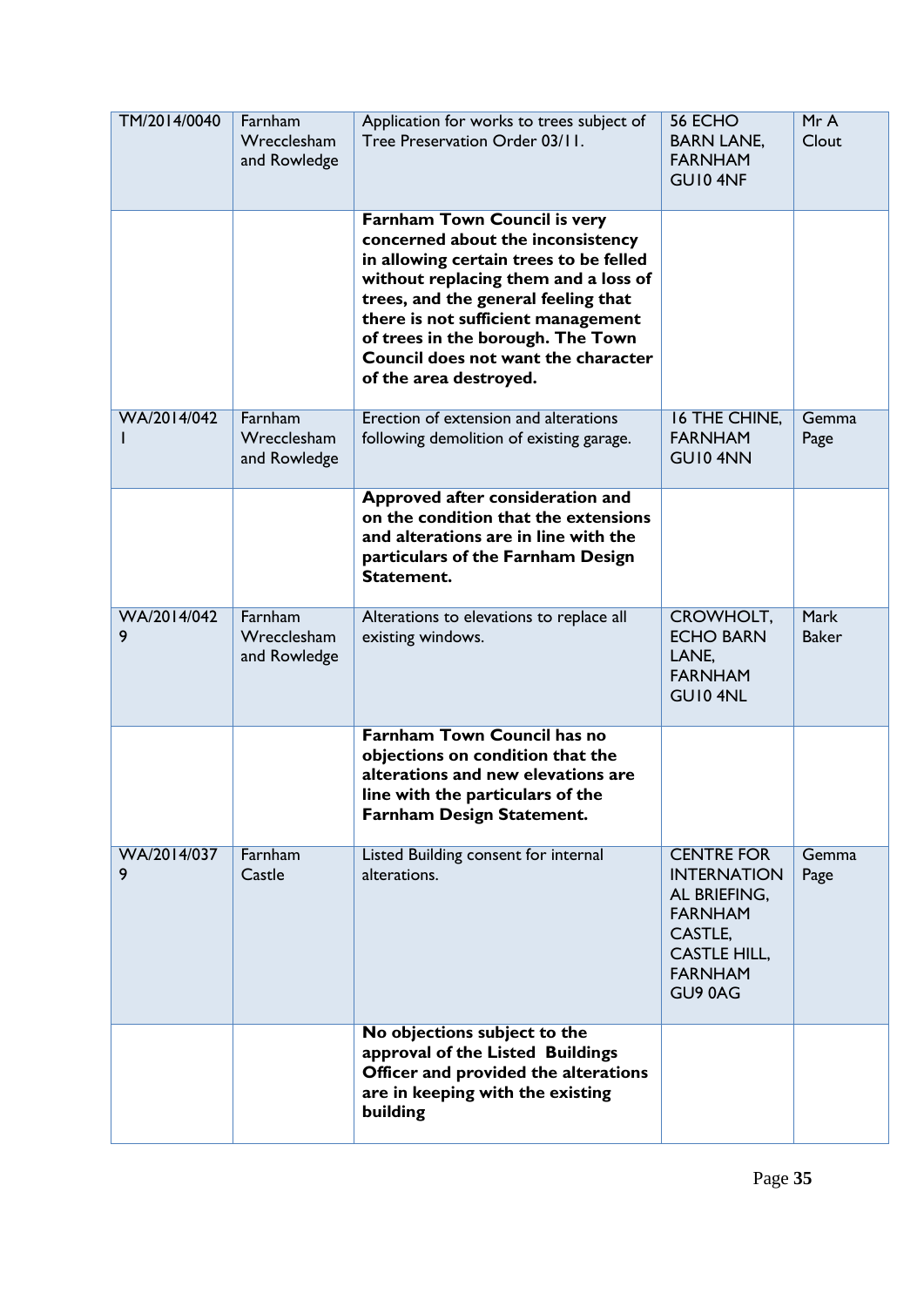| | | | | |
|---|---|---|---|---|
| TM/2014/0040 | Farnham Wrecclesham and Rowledge | Application for works to trees subject of Tree Preservation Order 03/11. | 56 ECHO BARN LANE, FARNHAM GU10 4NF | Mr A Clout |
| | | **Farnham Town Council is very concerned about the inconsistency in allowing certain trees to be felled without replacing them and a loss of trees, and the general feeling that there is not sufficient management of trees in the borough. The Town Council does not want the character of the area destroyed.** | | |
| WA/2014/0421 | Farnham Wrecclesham and Rowledge | Erection of extension and alterations following demolition of existing garage. | 16 THE CHINE, FARNHAM GU10 4NN | Gemma Page |
| | | **Approved after consideration and on the condition that the extensions and alterations are in line with the particulars of the Farnham Design Statement.** | | |
| WA/2014/0429 | Farnham Wrecclesham and Rowledge | Alterations to elevations to replace all existing windows. | CROWHOLT, ECHO BARN LANE, FARNHAM GU10 4NL | Mark Baker |
| | | **Farnham Town Council has no objections on condition that the alterations and new elevations are line with the particulars of the Farnham Design Statement.** | | |
| WA/2014/0379 | Farnham Castle | Listed Building consent for internal alterations. | CENTRE FOR INTERNATIONAL BRIEFING, FARNHAM CASTLE, CASTLE HILL, FARNHAM GU9 0AG | Gemma Page |
| | | **No objections subject to the approval of the Listed Buildings Officer and provided the alterations are in keeping with the existing building** | | |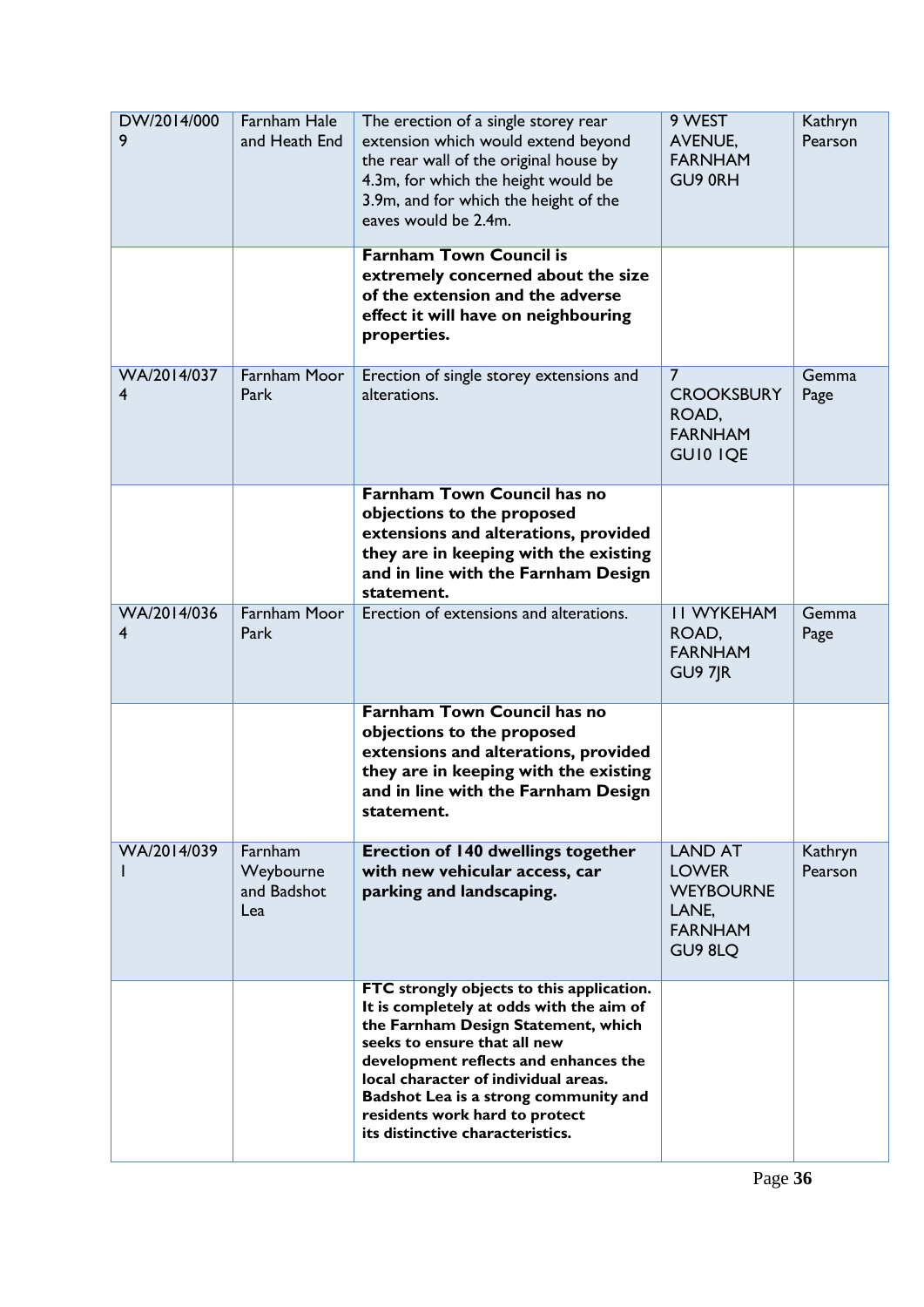| | | | | |
|---|---|---|---|---|
| DW/2014/0009 | Farnham Hale and Heath End | The erection of a single storey rear extension which would extend beyond the rear wall of the original house by 4.3m, for which the height would be 3.9m, and for which the height of the eaves would be 2.4m. | 9 WEST AVENUE, FARNHAM GU9 0RH | Kathryn Pearson |
| | | **Farnham Town Council is extremely concerned about the size of the extension and the adverse effect it will have on neighbouring properties.** | | |
| WA/2014/0374 | Farnham Moor Park | Erection of single storey extensions and alterations. | 7 CROOKSBURY ROAD, FARNHAM GU10 1QE | Gemma Page |
| | | **Farnham Town Council has no objections to the proposed extensions and alterations, provided they are in keeping with the existing and in line with the Farnham Design statement.** | | |
| WA/2014/0364 | Farnham Moor Park | Erection of extensions and alterations. | 11 WYKEHAM ROAD, FARNHAM GU9 7JR | Gemma Page |
| | | **Farnham Town Council has no objections to the proposed extensions and alterations, provided they are in keeping with the existing and in line with the Farnham Design statement.** | | |
| WA/2014/0391 | Farnham Weybourne and Badshot Lea | **Erection of 140 dwellings together with new vehicular access, car parking and landscaping.** | LAND AT LOWER WEYBOURNE LANE, FARNHAM GU9 8LQ | Kathryn Pearson |
| | | **FTC strongly objects to this application. It is completely at odds with the aim of the Farnham Design Statement, which seeks to ensure that all new development reflects and enhances the local character of individual areas. Badshot Lea is a strong community and residents work hard to protect its distinctive characteristics.** | | |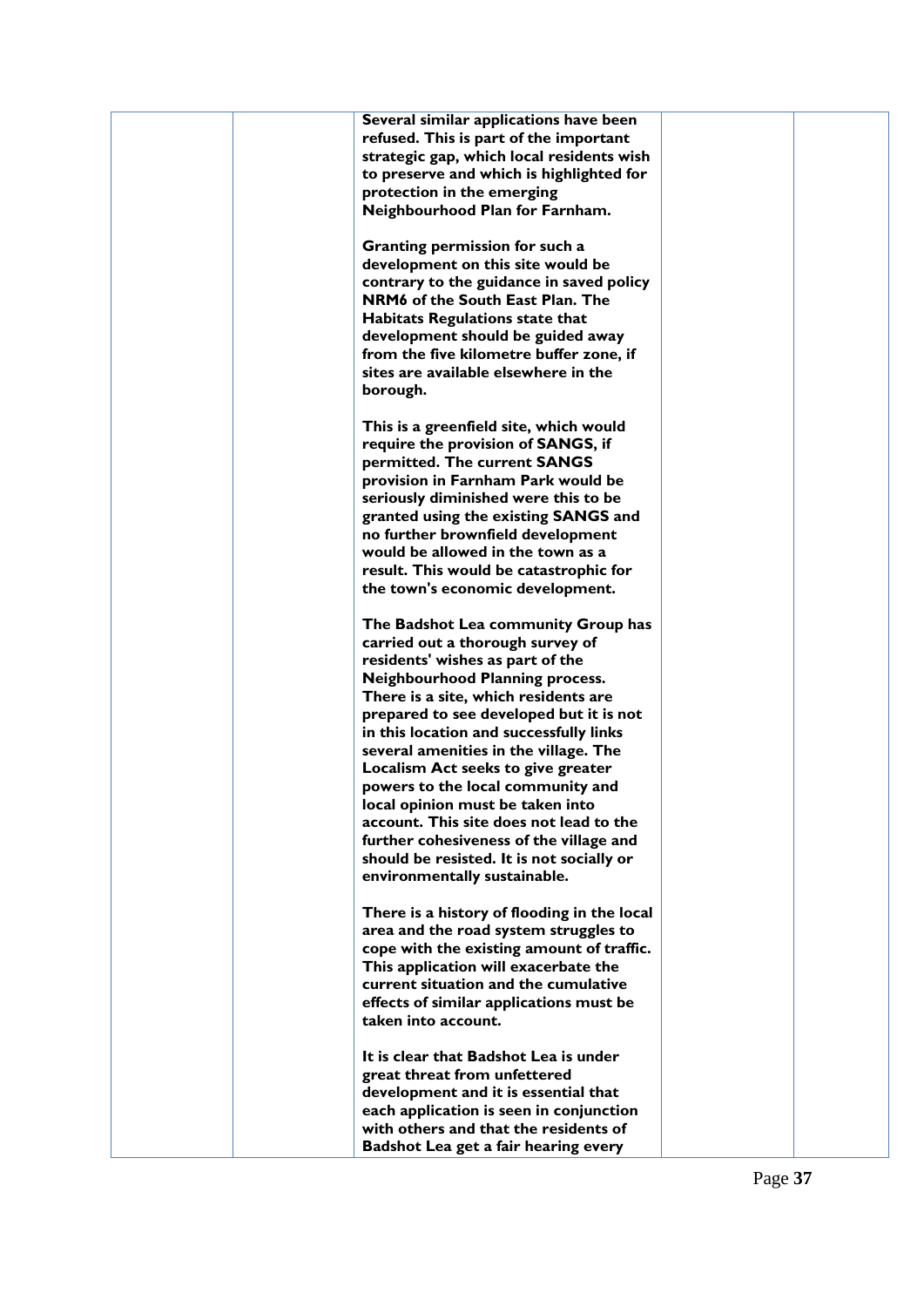|  |  | **Several similar applications have been refused. This is part of the important strategic gap, which local residents wish to preserve and which is highlighted for protection in the emerging Neighbourhood Plan for Farnham.**<br><br>**Granting permission for such a development on this site would be contrary to the guidance in saved policy NRM6 of the South East Plan. The Habitats Regulations state that development should be guided away from the five kilometre buffer zone, if sites are available elsewhere in the borough.**<br><br>**This is a greenfield site, which would require the provision of SANGS, if permitted. The current SANGS provision in Farnham Park would be seriously diminished were this to be granted using the existing SANGS and no further brownfield development would be allowed in the town as a result. This would be catastrophic for the town's economic development.**<br><br>**The Badshot Lea community Group has carried out a thorough survey of residents' wishes as part of the Neighbourhood Planning process. There is a site, which residents are prepared to see developed but it is not in this location and successfully links several amenities in the village. The Localism Act seeks to give greater powers to the local community and local opinion must be taken into account. This site does not lead to the further cohesiveness of the village and should be resisted. It is not socially or environmentally sustainable.**<br><br>**There is a history of flooding in the local area and the road system struggles to cope with the existing amount of traffic. This application will exacerbate the current situation and the cumulative effects of similar applications must be taken into account.**<br><br>**It is clear that Badshot Lea is under great threat from unfettered development and it is essential that each application is seen in conjunction with others and that the residents of Badshot Lea get a fair hearing every** |  |  |
|---|---|---|---|---|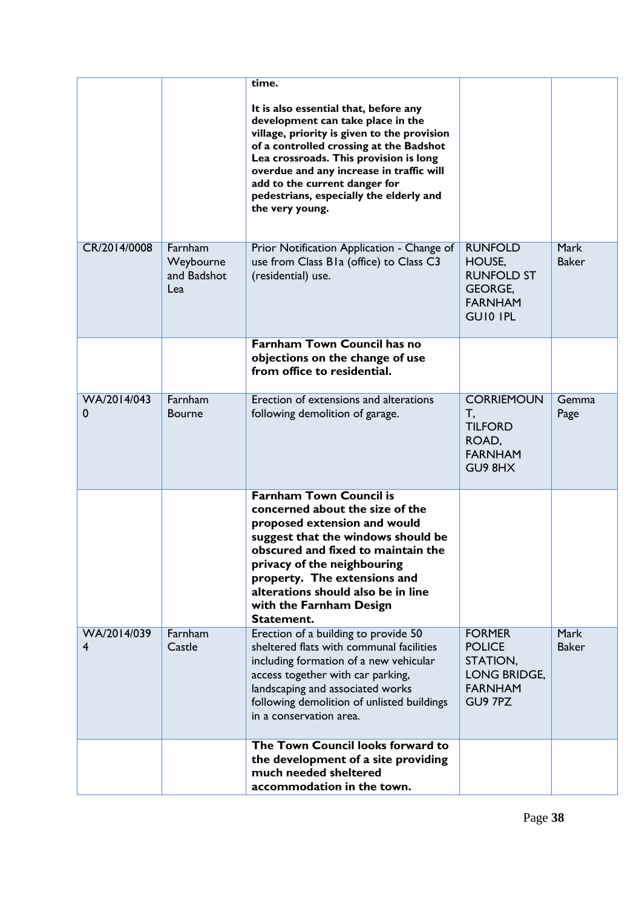| | | | | |
|---|---|---|---|---|
| | | **time.**<br><br>**It is also essential that, before any development can take place in the village, priority is given to the provision of a controlled crossing at the Badshot Lea crossroads. This provision is long overdue and any increase in traffic will add to the current danger for pedestrians, especially the elderly and the very young.** | | |
| CR/2014/0008 | Farnham Weybourne and Badshot Lea | Prior Notification Application - Change of use from Class B1a (office) to Class C3 (residential) use. | RUNFOLD HOUSE, RUNFOLD ST GEORGE, FARNHAM GU10 1PL | Mark Baker |
| | | **Farnham Town Council has no objections on the change of use from office to residential.** | | |
| WA/2014/0430 | Farnham Bourne | Erection of extensions and alterations following demolition of garage. | CORRIEMOUNT, TILFORD ROAD, FARNHAM GU9 8HX | Gemma Page |
| | | **Farnham Town Council is concerned about the size of the proposed extension and would suggest that the windows should be obscured and fixed to maintain the privacy of the neighbouring property. The extensions and alterations should also be in line with the Farnham Design Statement.** | | |
| WA/2014/0394 | Farnham Castle | Erection of a building to provide 50 sheltered flats with communal facilities including formation of a new vehicular access together with car parking, landscaping and associated works following demolition of unlisted buildings in a conservation area. | FORMER POLICE STATION, LONG BRIDGE, FARNHAM GU9 7PZ | Mark Baker |
| | | **The Town Council looks forward to the development of a site providing much needed sheltered accommodation in the town.** | | |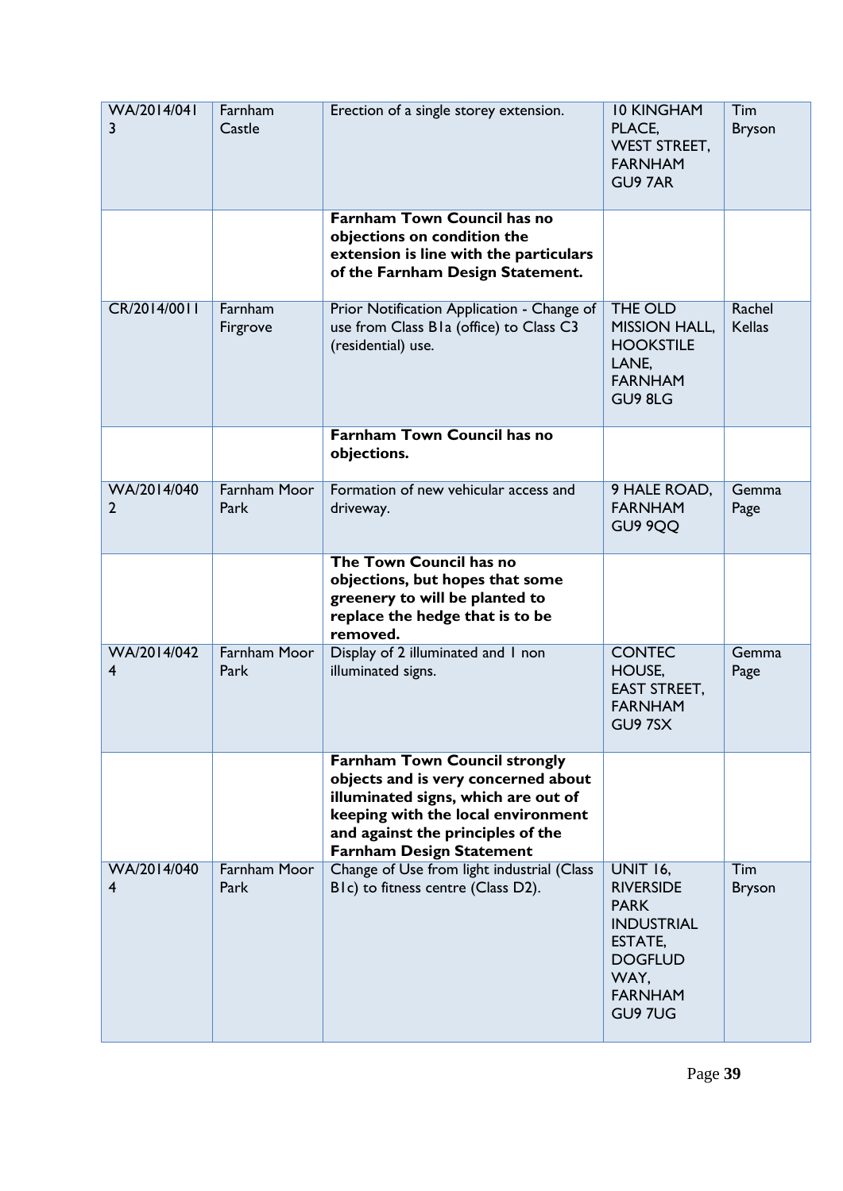| | | | | |
|---|---|---|---|---|
| WA/2014/0413 | Farnham Castle | Erection of a single storey extension. | 10 KINGHAM PLACE, WEST STREET, FARNHAM GU9 7AR | Tim Bryson |
| | | **Farnham Town Council has no objections on condition the extension is line with the particulars of the Farnham Design Statement.** | | |
| CR/2014/0011 | Farnham Firgrove | Prior Notification Application - Change of use from Class B1a (office) to Class C3 (residential) use. | THE OLD MISSION HALL, HOOKSTILE LANE, FARNHAM GU9 8LG | Rachel Kellas |
| | | **Farnham Town Council has no objections.** | | |
| WA/2014/0402 | Farnham Moor Park | Formation of new vehicular access and driveway. | 9 HALE ROAD, FARNHAM GU9 9QQ | Gemma Page |
| | | **The Town Council has no objections, but hopes that some greenery to will be planted to replace the hedge that is to be removed.** | | |
| WA/2014/0424 | Farnham Moor Park | Display of 2 illuminated and 1 non illuminated signs. | CONTEC HOUSE, EAST STREET, FARNHAM GU9 7SX | Gemma Page |
| | | **Farnham Town Council strongly objects and is very concerned about illuminated signs, which are out of keeping with the local environment and against the principles of the Farnham Design Statement** | | |
| WA/2014/0404 | Farnham Moor Park | Change of Use from light industrial (Class B1c) to fitness centre (Class D2). | UNIT 16, RIVERSIDE PARK INDUSTRIAL ESTATE, DOGFLUD WAY, FARNHAM GU9 7UG | Tim Bryson |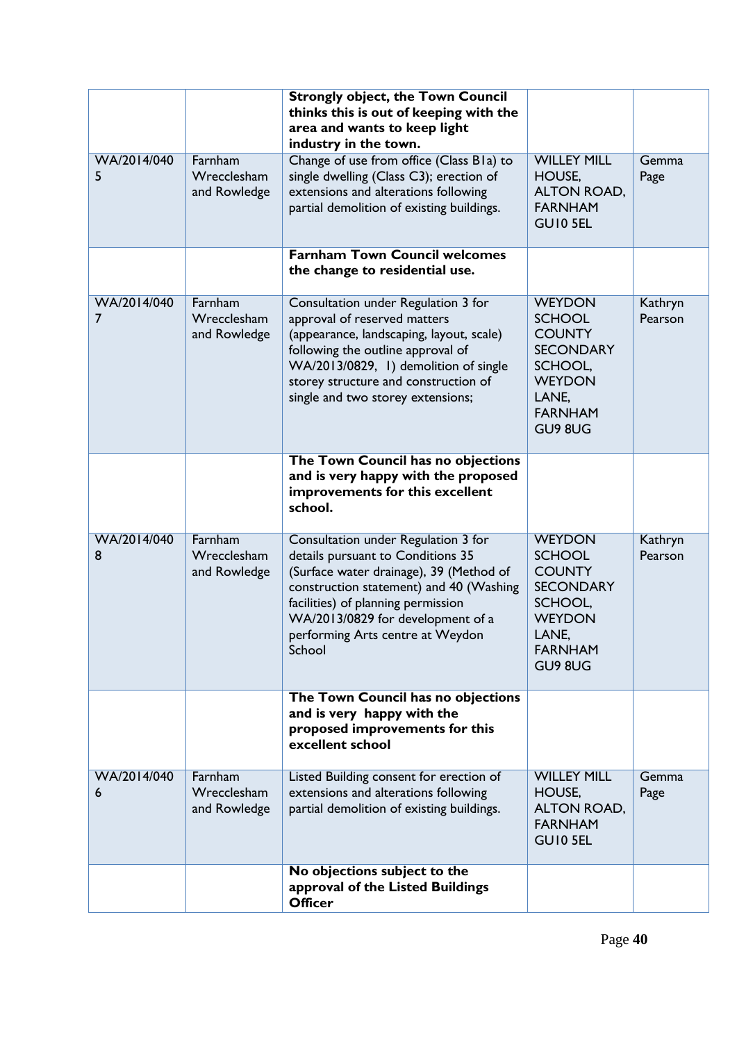| | | | | |
|---|---|---|---|---|
| | | **Strongly object, the Town Council thinks this is out of keeping with the area and wants to keep light industry in the town.** | | |
| WA/2014/0405 | Farnham Wrecclesham and Rowledge | Change of use from office (Class B1a) to single dwelling (Class C3); erection of extensions and alterations following partial demolition of existing buildings. | WILLEY MILL HOUSE, ALTON ROAD, FARNHAM GU10 5EL | Gemma Page |
| | | **Farnham Town Council welcomes the change to residential use.** | | |
| WA/2014/0407 | Farnham Wrecclesham and Rowledge | Consultation under Regulation 3 for approval of reserved matters (appearance, landscaping, layout, scale) following the outline approval of WA/2013/0829, 1) demolition of single storey structure and construction of single and two storey extensions; | WEYDON SCHOOL COUNTY SECONDARY SCHOOL, WEYDON LANE, FARNHAM GU9 8UG | Kathryn Pearson |
| | | **The Town Council has no objections and is very happy with the proposed improvements for this excellent school.** | | |
| WA/2014/0408 | Farnham Wrecclesham and Rowledge | Consultation under Regulation 3 for details pursuant to Conditions 35 (Surface water drainage), 39 (Method of construction statement) and 40 (Washing facilities) of planning permission WA/2013/0829 for development of a performing Arts centre at Weydon School | WEYDON SCHOOL COUNTY SECONDARY SCHOOL, WEYDON LANE, FARNHAM GU9 8UG | Kathryn Pearson |
| | | **The Town Council has no objections and is very happy with the proposed improvements for this excellent school** | | |
| WA/2014/0406 | Farnham Wrecclesham and Rowledge | Listed Building consent for erection of extensions and alterations following partial demolition of existing buildings. | WILLEY MILL HOUSE, ALTON ROAD, FARNHAM GU10 5EL | Gemma Page |
| | | **No objections subject to the approval of the Listed Buildings Officer** | | |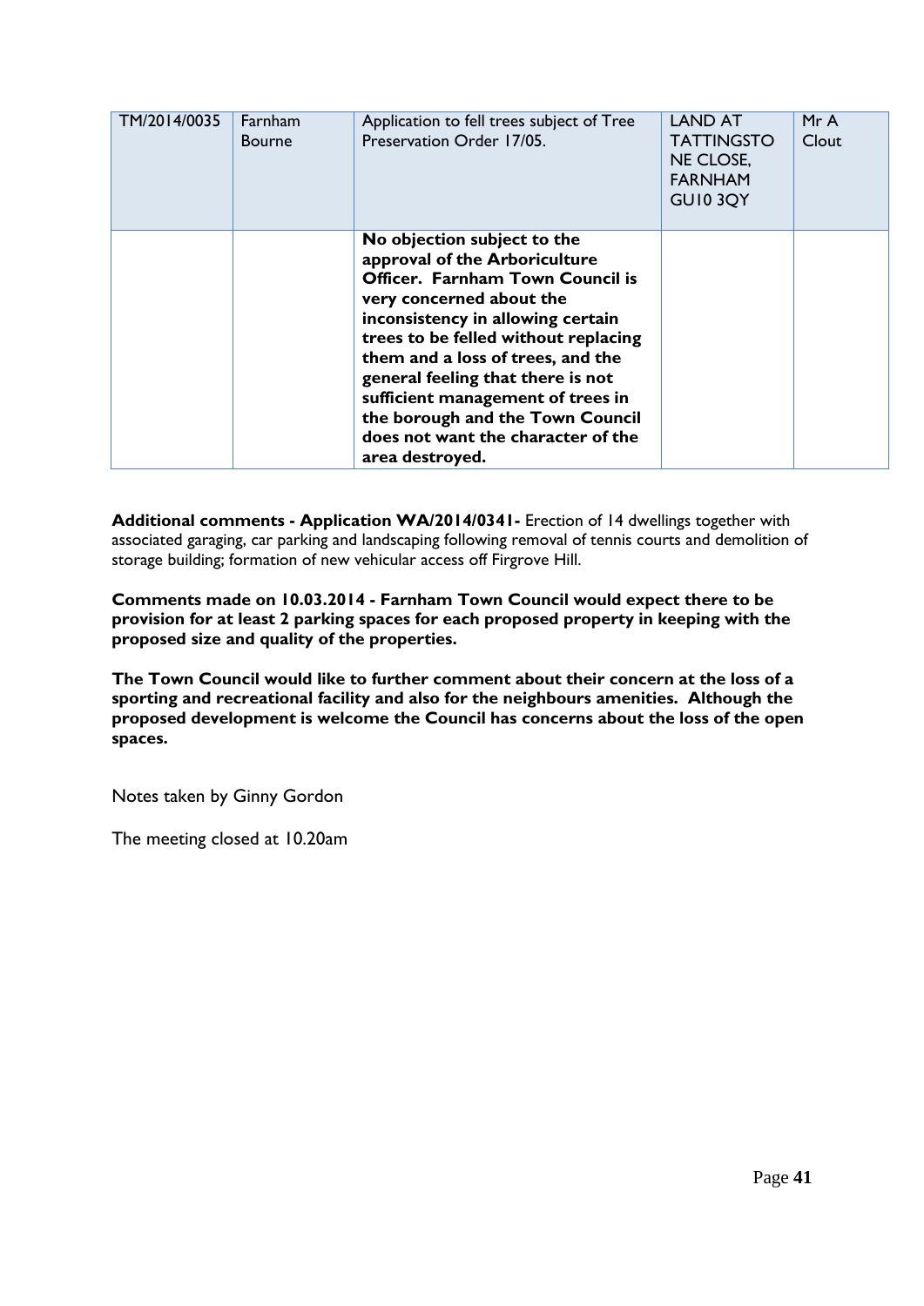| TM/2014/0035 | Farnham Bourne | Application to fell trees subject of Tree Preservation Order 17/05. | LAND AT TATTINGSTONE CLOSE, FARNHAM GU10 3QY | Mr A Clout |
|---|---|---|---|---|
| | | **No objection subject to the approval of the Arboriculture Officer. Farnham Town Council is very concerned about the inconsistency in allowing certain trees to be felled without replacing them and a loss of trees, and the general feeling that there is not sufficient management of trees in the borough and the Town Council does not want the character of the area destroyed.** | | |

**Additional comments - Application WA/2014/0341-** Erection of 14 dwellings together with associated garaging, car parking and landscaping following removal of tennis courts and demolition of storage building; formation of new vehicular access off Firgrove Hill.

**Comments made on 10.03.2014 - Farnham Town Council would expect there to be provision for at least 2 parking spaces for each proposed property in keeping with the proposed size and quality of the properties.**

**The Town Council would like to further comment about their concern at the loss of a sporting and recreational facility and also for the neighbours amenities. Although the proposed development is welcome the Council has concerns about the loss of the open spaces.**

Notes taken by Ginny Gordon

The meeting closed at 10.20am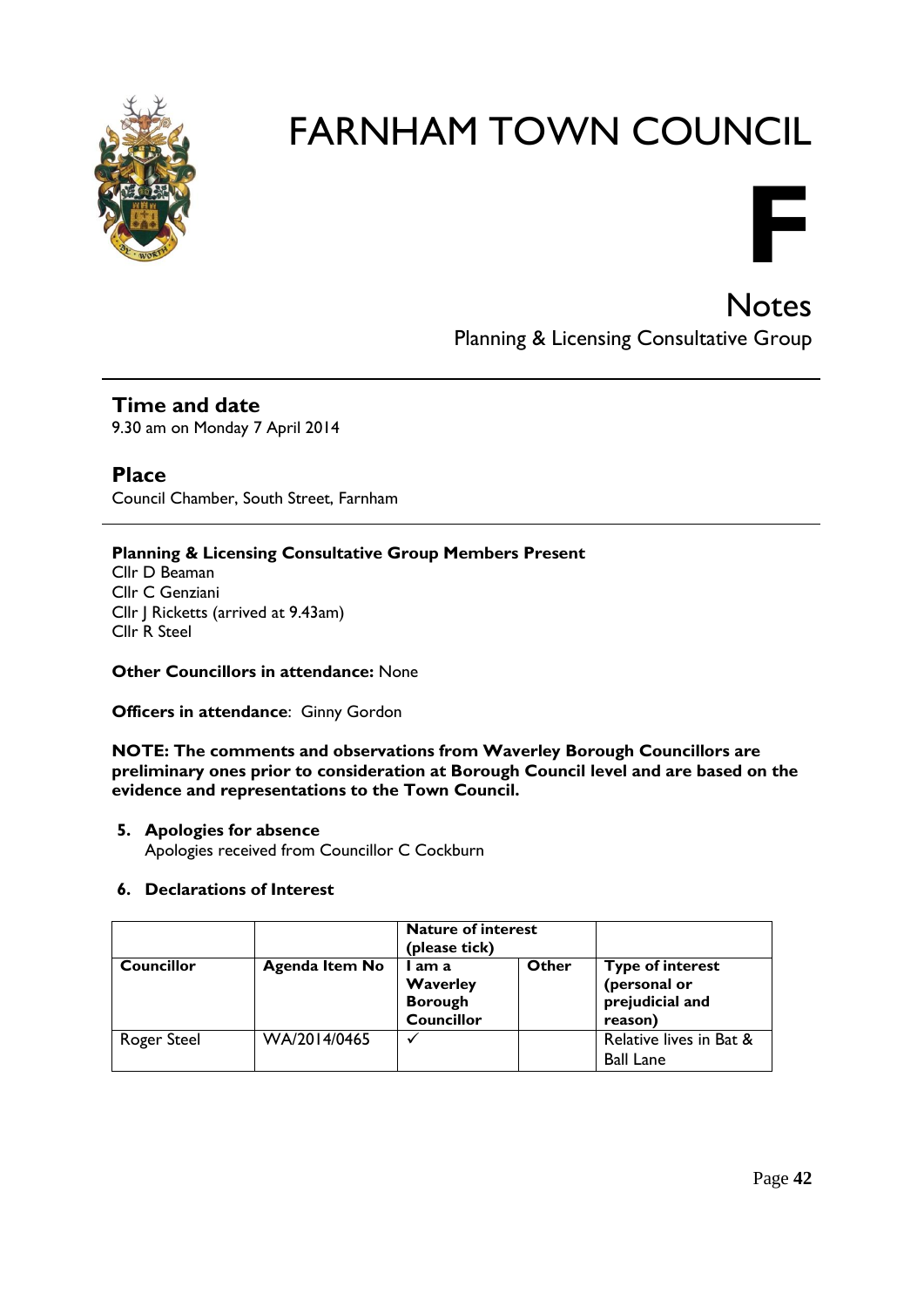# FARNHAM TOWN COUNCIL

**F**

## Notes

Planning & Licensing Consultative Group

---

### Time and date

9.30 am on Monday 7 April 2014

### Place

Council Chamber, South Street, Farnham

---

**Planning & Licensing Consultative Group Members Present**
Cllr D Beaman
Cllr C Genziani
Cllr J Ricketts (arrived at 9.43am)
Cllr R Steel

**Other Councillors in attendance:** None

**Officers in attendance**: Ginny Gordon

**NOTE: The comments and observations from Waverley Borough Councillors are preliminary ones prior to consideration at Borough Council level and are based on the evidence and representations to the Town Council.**

5. **Apologies for absence**
   Apologies received from Councillor C Cockburn

6. **Declarations of Interest**

| | | **Nature of interest (please tick)** | | |
|---|---|---|---|---|
| **Councillor** | **Agenda Item No** | **I am a Waverley Borough Councillor** | **Other** | **Type of interest (personal or prejudicial and reason)** |
| Roger Steel | WA/2014/0465 | ✓ | | Relative lives in Bat & Ball Lane |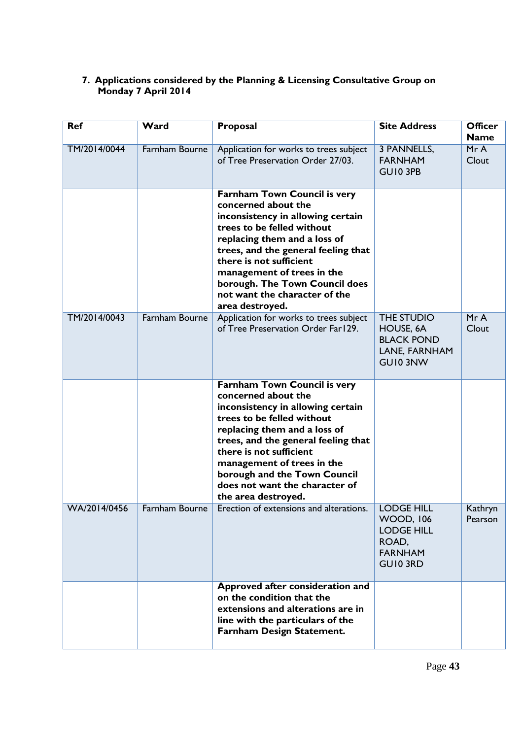**7. Applications considered by the Planning & Licensing Consultative Group on Monday 7 April 2014**

| Ref | Ward | Proposal | Site Address | Officer Name |
|---|---|---|---|---|
| TM/2014/0044 | Farnham Bourne | Application for works to trees subject of Tree Preservation Order 27/03. | 3 PANNELLS, FARNHAM GU10 3PB | Mr A Clout |
| | | **Farnham Town Council is very concerned about the inconsistency in allowing certain trees to be felled without replacing them and a loss of trees, and the general feeling that there is not sufficient management of trees in the borough. The Town Council does not want the character of the area destroyed.** | | |
| TM/2014/0043 | Farnham Bourne | Application for works to trees subject of Tree Preservation Order Far129. | THE STUDIO HOUSE, 6A BLACK POND LANE, FARNHAM GU10 3NW | Mr A Clout |
| | | **Farnham Town Council is very concerned about the inconsistency in allowing certain trees to be felled without replacing them and a loss of trees, and the general feeling that there is not sufficient management of trees in the borough and the Town Council does not want the character of the area destroyed.** | | |
| WA/2014/0456 | Farnham Bourne | Erection of extensions and alterations. | LODGE HILL WOOD, 106 LODGE HILL ROAD, FARNHAM GU10 3RD | Kathryn Pearson |
| | | **Approved after consideration and on the condition that the extensions and alterations are in line with the particulars of the Farnham Design Statement.** | | |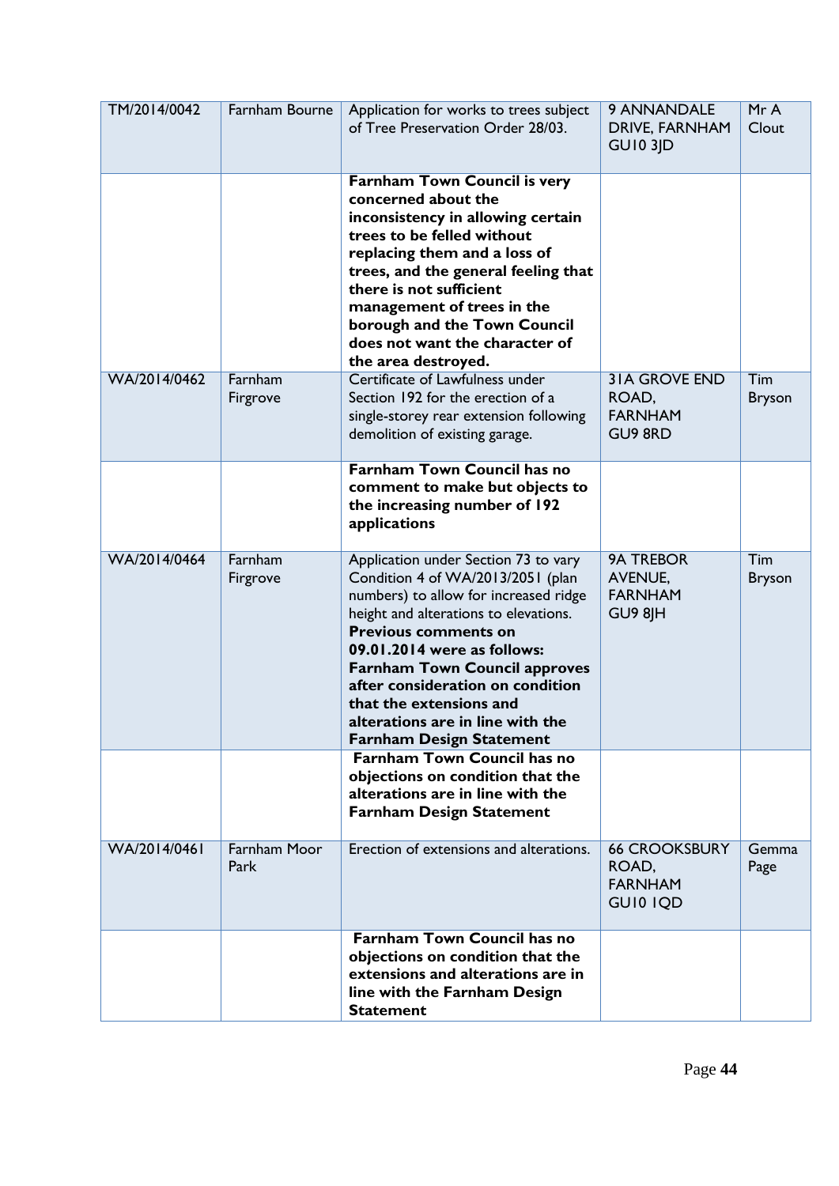| TM/2014/0042 | Farnham Bourne | Application for works to trees subject of Tree Preservation Order 28/03. | 9 ANNANDALE DRIVE, FARNHAM GU10 3JD | Mr A Clout |
|---|---|---|---|---|
| | | **Farnham Town Council is very concerned about the inconsistency in allowing certain trees to be felled without replacing them and a loss of trees, and the general feeling that there is not sufficient management of trees in the borough and the Town Council does not want the character of the area destroyed.** | | |
| WA/2014/0462 | Farnham Firgrove | Certificate of Lawfulness under Section 192 for the erection of a single-storey rear extension following demolition of existing garage. | 31A GROVE END ROAD, FARNHAM GU9 8RD | Tim Bryson |
| | | **Farnham Town Council has no comment to make but objects to the increasing number of 192 applications** | | |
| WA/2014/0464 | Farnham Firgrove | Application under Section 73 to vary Condition 4 of WA/2013/2051 (plan numbers) to allow for increased ridge height and alterations to elevations. **Previous comments on 09.01.2014 were as follows: Farnham Town Council approves after consideration on condition that the extensions and alterations are in line with the Farnham Design Statement** | 9A TREBOR AVENUE, FARNHAM GU9 8JH | Tim Bryson |
| | | **Farnham Town Council has no objections on condition that the alterations are in line with the Farnham Design Statement** | | |
| WA/2014/0461 | Farnham Moor Park | Erection of extensions and alterations. | 66 CROOKSBURY ROAD, FARNHAM GU10 1QD | Gemma Page |
| | | **Farnham Town Council has no objections on condition that the extensions and alterations are in line with the Farnham Design Statement** | | |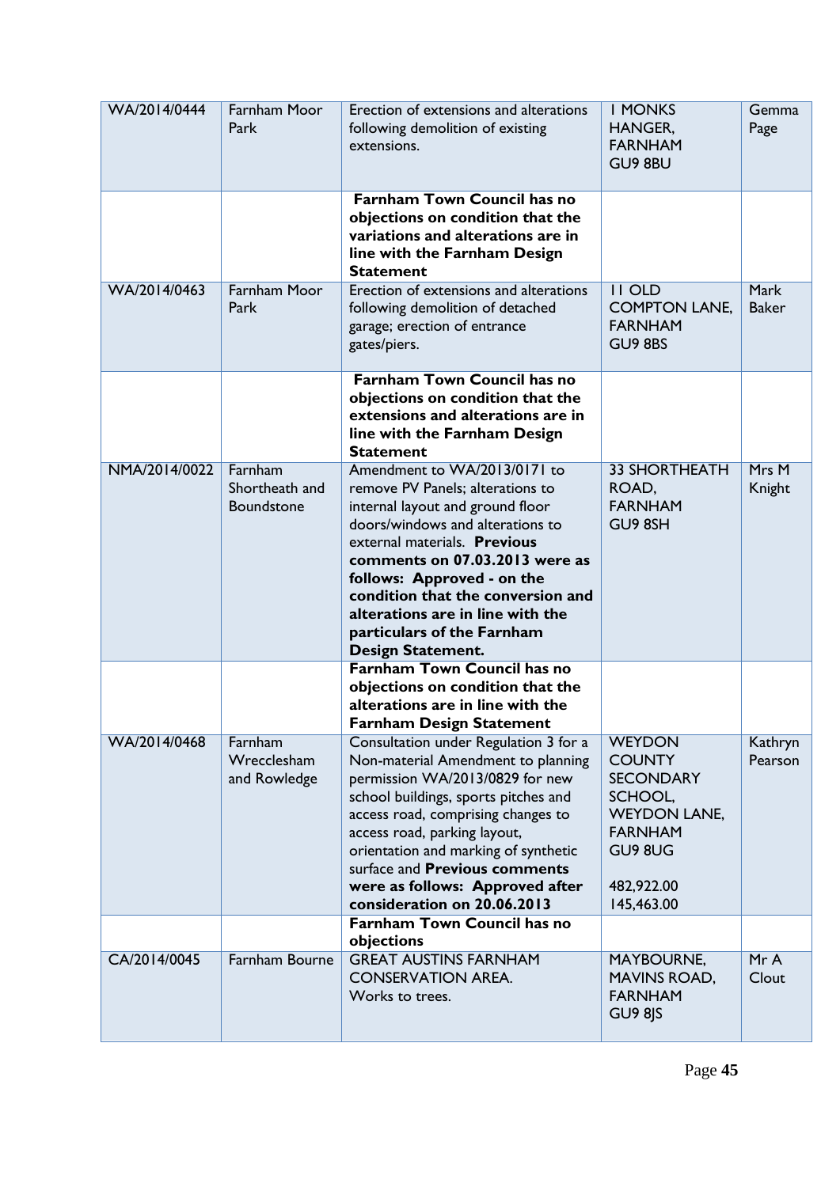| | | | | |
|---|---|---|---|---|
| WA/2014/0444 | Farnham Moor Park | Erection of extensions and alterations following demolition of existing extensions. | 1 MONKS HANGER, FARNHAM GU9 8BU | Gemma Page |
| | | **Farnham Town Council has no objections on condition that the variations and alterations are in line with the Farnham Design Statement** | | |
| WA/2014/0463 | Farnham Moor Park | Erection of extensions and alterations following demolition of detached garage; erection of entrance gates/piers. | 11 OLD COMPTON LANE, FARNHAM GU9 8BS | Mark Baker |
| | | **Farnham Town Council has no objections on condition that the extensions and alterations are in line with the Farnham Design Statement** | | |
| NMA/2014/0022 | Farnham Shortheath and Boundstone | Amendment to WA/2013/0171 to remove PV Panels; alterations to internal layout and ground floor doors/windows and alterations to external materials. **Previous comments on 07.03.2013 were as follows: Approved - on the condition that the conversion and alterations are in line with the particulars of the Farnham Design Statement.** | 33 SHORTHEATH ROAD, FARNHAM GU9 8SH | Mrs M Knight |
| | | **Farnham Town Council has no objections on condition that the alterations are in line with the Farnham Design Statement** | | |
| WA/2014/0468 | Farnham Wrecclesham and Rowledge | Consultation under Regulation 3 for a Non-material Amendment to planning permission WA/2013/0829 for new school buildings, sports pitches and access road, comprising changes to access road, parking layout, orientation and marking of synthetic surface and **Previous comments were as follows: Approved after consideration on 20.06.2013** | WEYDON COUNTY SECONDARY SCHOOL, WEYDON LANE, FARNHAM GU9 8UG<br><br>482,922.00<br>145,463.00 | Kathryn Pearson |
| | | **Farnham Town Council has no objections** | | |
| CA/2014/0045 | Farnham Bourne | GREAT AUSTINS FARNHAM CONSERVATION AREA.<br>Works to trees. | MAYBOURNE, MAVINS ROAD, FARNHAM GU9 8JS | Mr A Clout |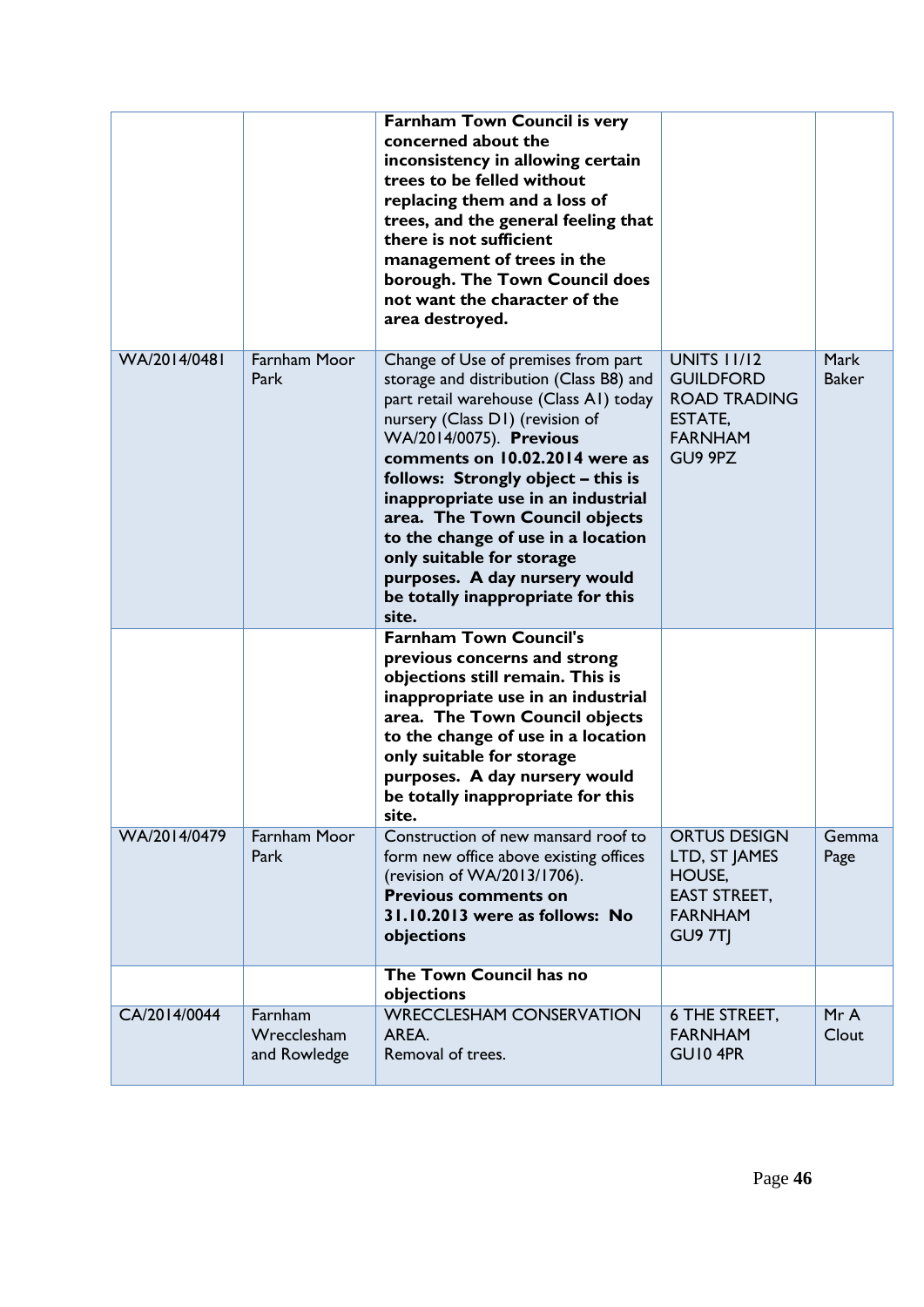| | | | | |
|---|---|---|---|---|
| | | **Farnham Town Council is very concerned about the inconsistency in allowing certain trees to be felled without replacing them and a loss of trees, and the general feeling that there is not sufficient management of trees in the borough. The Town Council does not want the character of the area destroyed.** | | |
| WA/2014/0481 | Farnham Moor Park | Change of Use of premises from part storage and distribution (Class B8) and part retail warehouse (Class A1) today nursery (Class D1) (revision of WA/2014/0075). **Previous comments on 10.02.2014 were as follows: Strongly object – this is inappropriate use in an industrial area. The Town Council objects to the change of use in a location only suitable for storage purposes. A day nursery would be totally inappropriate for this site.** | UNITS 11/12 GUILDFORD ROAD TRADING ESTATE, FARNHAM GU9 9PZ | Mark Baker |
| | | **Farnham Town Council's previous concerns and strong objections still remain. This is inappropriate use in an industrial area. The Town Council objects to the change of use in a location only suitable for storage purposes. A day nursery would be totally inappropriate for this site.** | | |
| WA/2014/0479 | Farnham Moor Park | Construction of new mansard roof to form new office above existing offices (revision of WA/2013/1706). **Previous comments on 31.10.2013 were as follows: No objections** | ORTUS DESIGN LTD, ST JAMES HOUSE, EAST STREET, FARNHAM GU9 7TJ | Gemma Page |
| | | **The Town Council has no objections** | | |
| CA/2014/0044 | Farnham Wrecclesham and Rowledge | WRECCLESHAM CONSERVATION AREA. Removal of trees. | 6 THE STREET, FARNHAM GU10 4PR | Mr A Clout |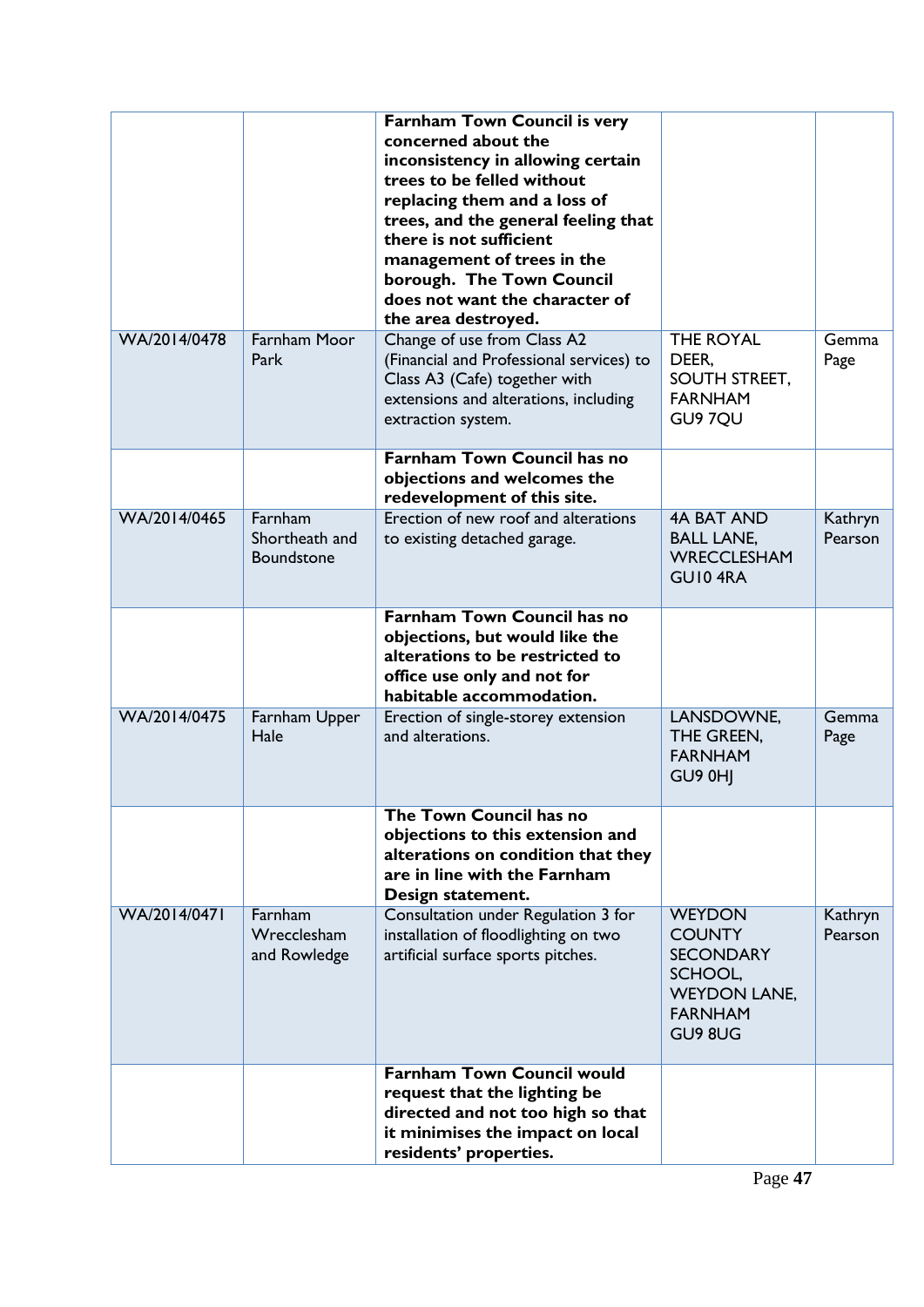| | | **Farnham Town Council is very concerned about the inconsistency in allowing certain trees to be felled without replacing them and a loss of trees, and the general feeling that there is not sufficient management of trees in the borough. The Town Council does not want the character of the area destroyed.** | | |
|---|---|---|---|---|
| WA/2014/0478 | Farnham Moor Park | Change of use from Class A2 (Financial and Professional services) to Class A3 (Cafe) together with extensions and alterations, including extraction system. | THE ROYAL DEER, SOUTH STREET, FARNHAM GU9 7QU | Gemma Page |
| | | **Farnham Town Council has no objections and welcomes the redevelopment of this site.** | | |
| WA/2014/0465 | Farnham Shortheath and Boundstone | Erection of new roof and alterations to existing detached garage. | 4A BAT AND BALL LANE, WRECCLESHAM GU10 4RA | Kathryn Pearson |
| | | **Farnham Town Council has no objections, but would like the alterations to be restricted to office use only and not for habitable accommodation.** | | |
| WA/2014/0475 | Farnham Upper Hale | Erection of single-storey extension and alterations. | LANSDOWNE, THE GREEN, FARNHAM GU9 0HJ | Gemma Page |
| | | **The Town Council has no objections to this extension and alterations on condition that they are in line with the Farnham Design statement.** | | |
| WA/2014/0471 | Farnham Wrecclesham and Rowledge | Consultation under Regulation 3 for installation of floodlighting on two artificial surface sports pitches. | WEYDON COUNTY SECONDARY SCHOOL, WEYDON LANE, FARNHAM GU9 8UG | Kathryn Pearson |
| | | **Farnham Town Council would request that the lighting be directed and not too high so that it minimises the impact on local residents' properties.** | | |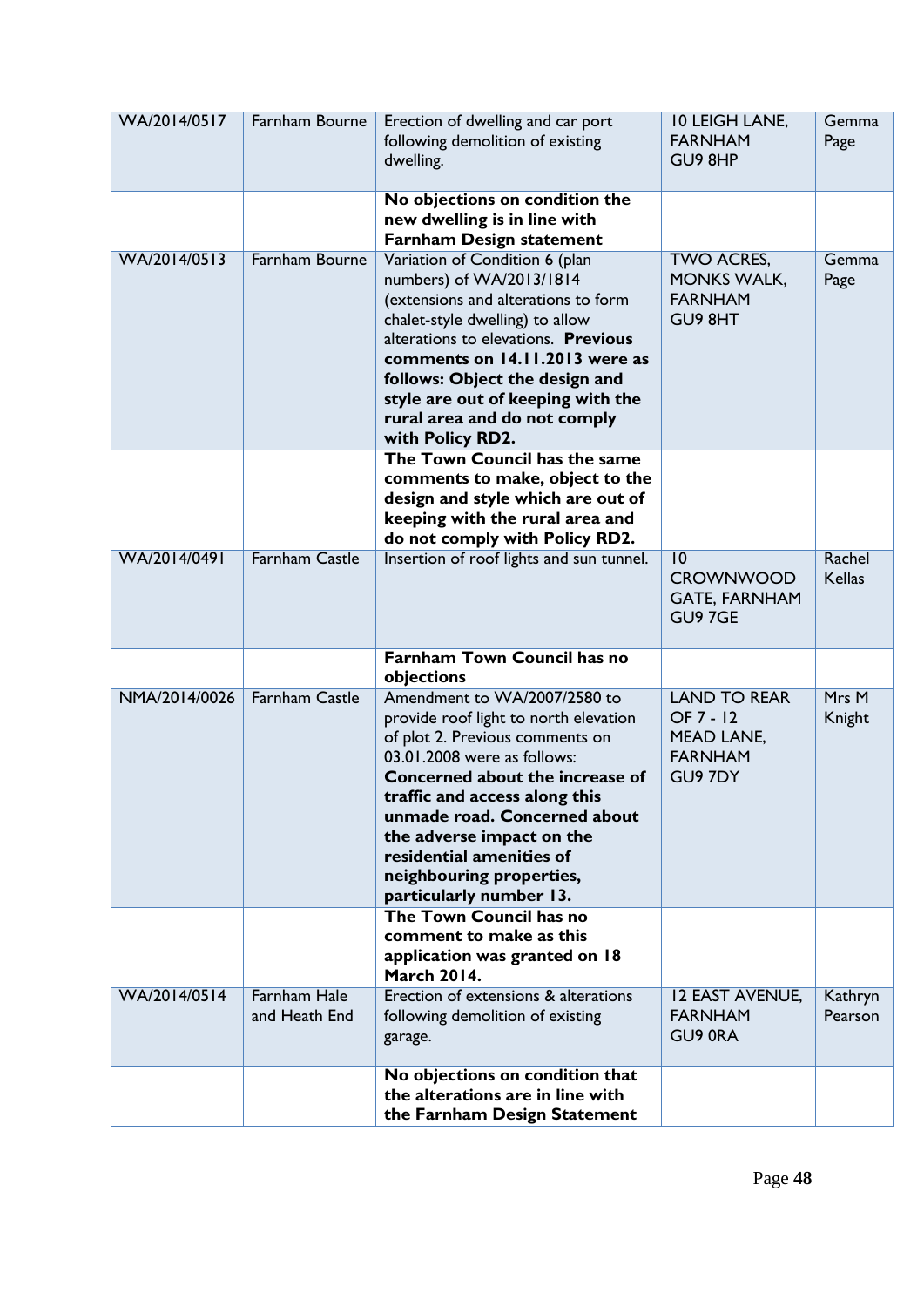| WA/2014/0517 | Farnham Bourne | Erection of dwelling and car port following demolition of existing dwelling. | 10 LEIGH LANE, FARNHAM GU9 8HP | Gemma Page |
|---|---|---|---|---|
| | | **No objections on condition the new dwelling is in line with Farnham Design statement** | | |
| WA/2014/0513 | Farnham Bourne | Variation of Condition 6 (plan numbers) of WA/2013/1814 (extensions and alterations to form chalet-style dwelling) to allow alterations to elevations. **Previous comments on 14.11.2013 were as follows: Object the design and style are out of keeping with the rural area and do not comply with Policy RD2.** | TWO ACRES, MONKS WALK, FARNHAM GU9 8HT | Gemma Page |
| | | **The Town Council has the same comments to make, object to the design and style which are out of keeping with the rural area and do not comply with Policy RD2.** | | |
| WA/2014/0491 | Farnham Castle | Insertion of roof lights and sun tunnel. | 10 CROWNWOOD GATE, FARNHAM GU9 7GE | Rachel Kellas |
| | | **Farnham Town Council has no objections** | | |
| NMA/2014/0026 | Farnham Castle | Amendment to WA/2007/2580 to provide roof light to north elevation of plot 2. Previous comments on 03.01.2008 were as follows: **Concerned about the increase of traffic and access along this unmade road. Concerned about the adverse impact on the residential amenities of neighbouring properties, particularly number 13.** | LAND TO REAR OF 7 - 12 MEAD LANE, FARNHAM GU9 7DY | Mrs M Knight |
| | | **The Town Council has no comment to make as this application was granted on 18 March 2014.** | | |
| WA/2014/0514 | Farnham Hale and Heath End | Erection of extensions & alterations following demolition of existing garage. | 12 EAST AVENUE, FARNHAM GU9 0RA | Kathryn Pearson |
| | | **No objections on condition that the alterations are in line with the Farnham Design Statement** | | |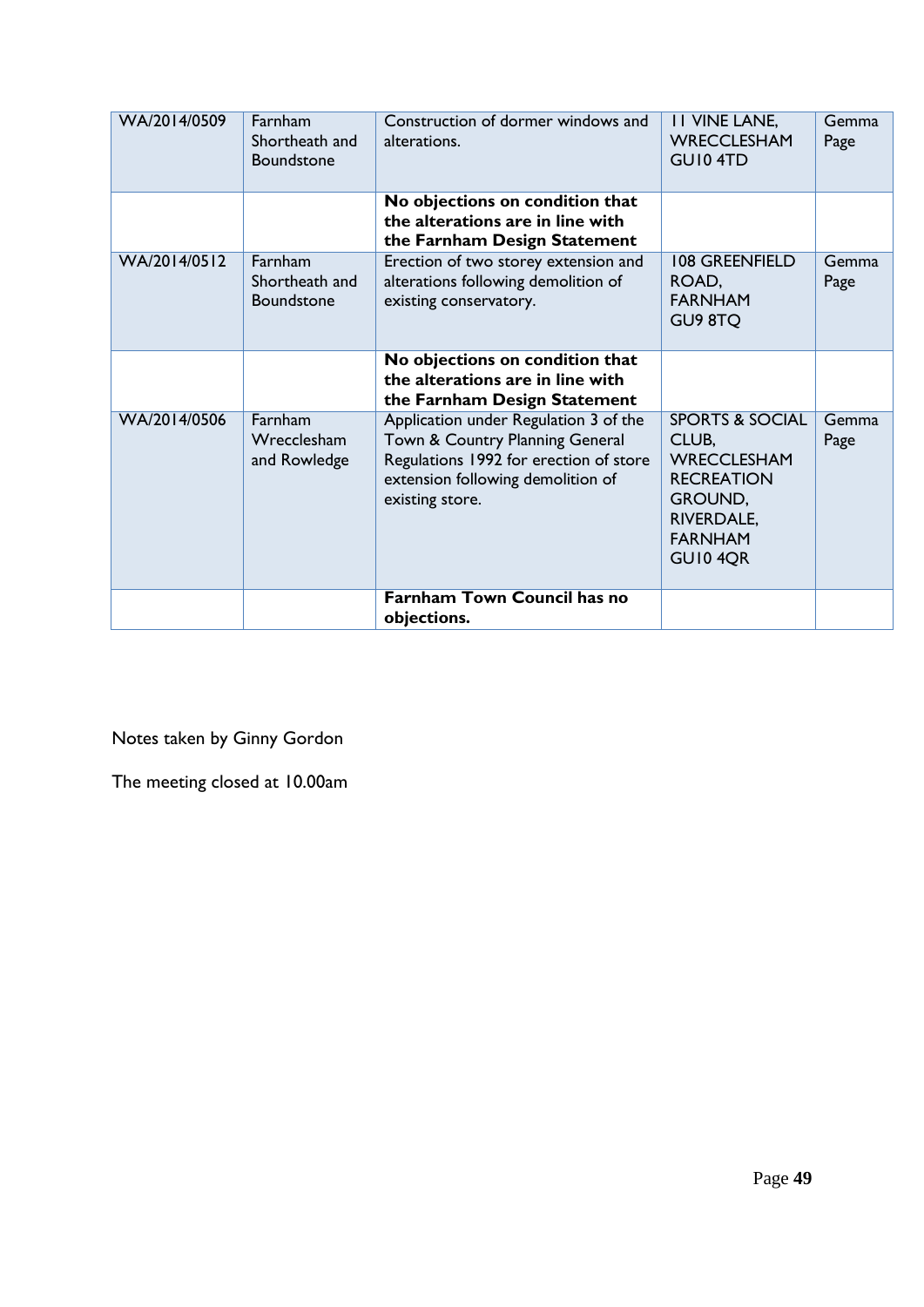| WA/2014/0509 | Farnham Shortheath and Boundstone | Construction of dormer windows and alterations. | 11 VINE LANE, WRECCLESHAM GU10 4TD | Gemma Page |
|---|---|---|---|---|
| | | **No objections on condition that the alterations are in line with the Farnham Design Statement** | | |
| WA/2014/0512 | Farnham Shortheath and Boundstone | Erection of two storey extension and alterations following demolition of existing conservatory. | 108 GREENFIELD ROAD, FARNHAM GU9 8TQ | Gemma Page |
| | | **No objections on condition that the alterations are in line with the Farnham Design Statement** | | |
| WA/2014/0506 | Farnham Wrecclesham and Rowledge | Application under Regulation 3 of the Town & Country Planning General Regulations 1992 for erection of store extension following demolition of existing store. | SPORTS & SOCIAL CLUB, WRECCLESHAM RECREATION GROUND, RIVERDALE, FARNHAM GU10 4QR | Gemma Page |
| | | **Farnham Town Council has no objections.** | | |

Notes taken by Ginny Gordon

The meeting closed at 10.00am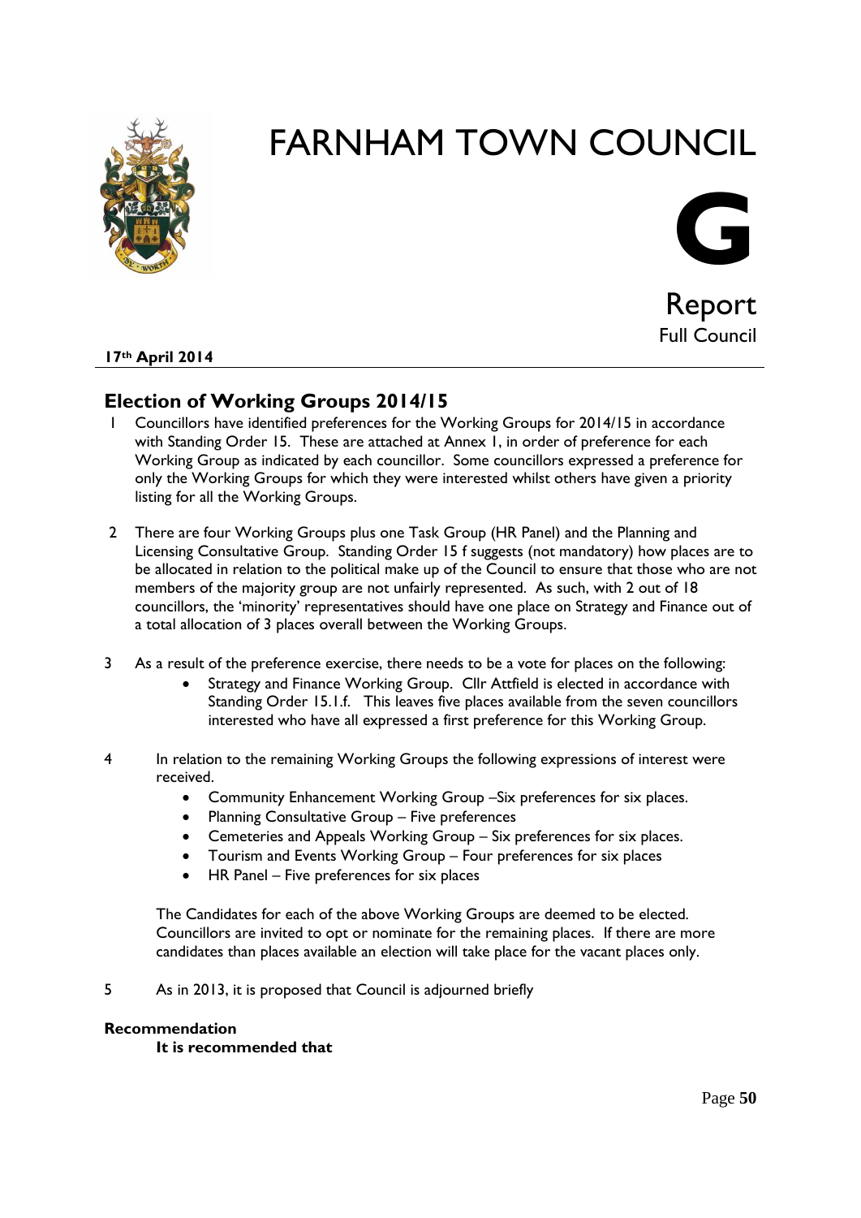# FARNHAM TOWN COUNCIL

# G

## Report
Full Council

**17th April 2014**

## Election of Working Groups 2014/15

1. Councillors have identified preferences for the Working Groups for 2014/15 in accordance with Standing Order 15. These are attached at Annex 1, in order of preference for each Working Group as indicated by each councillor. Some councillors expressed a preference for only the Working Groups for which they were interested whilst others have given a priority listing for all the Working Groups.

2. There are four Working Groups plus one Task Group (HR Panel) and the Planning and Licensing Consultative Group. Standing Order 15 f suggests (not mandatory) how places are to be allocated in relation to the political make up of the Council to ensure that those who are not members of the majority group are not unfairly represented. As such, with 2 out of 18 councillors, the 'minority' representatives should have one place on Strategy and Finance out of a total allocation of 3 places overall between the Working Groups.

3. As a result of the preference exercise, there needs to be a vote for places on the following:
   - Strategy and Finance Working Group. Cllr Attfield is elected in accordance with Standing Order 15.1.f. This leaves five places available from the seven councillors interested who have all expressed a first preference for this Working Group.

4. In relation to the remaining Working Groups the following expressions of interest were received.
   - Community Enhancement Working Group –Six preferences for six places.
   - Planning Consultative Group – Five preferences
   - Cemeteries and Appeals Working Group – Six preferences for six places.
   - Tourism and Events Working Group – Four preferences for six places
   - HR Panel – Five preferences for six places

   The Candidates for each of the above Working Groups are deemed to be elected. Councillors are invited to opt or nominate for the remaining places. If there are more candidates than places available an election will take place for the vacant places only.

5. As in 2013, it is proposed that Council is adjourned briefly

**Recommendation**

**It is recommended that**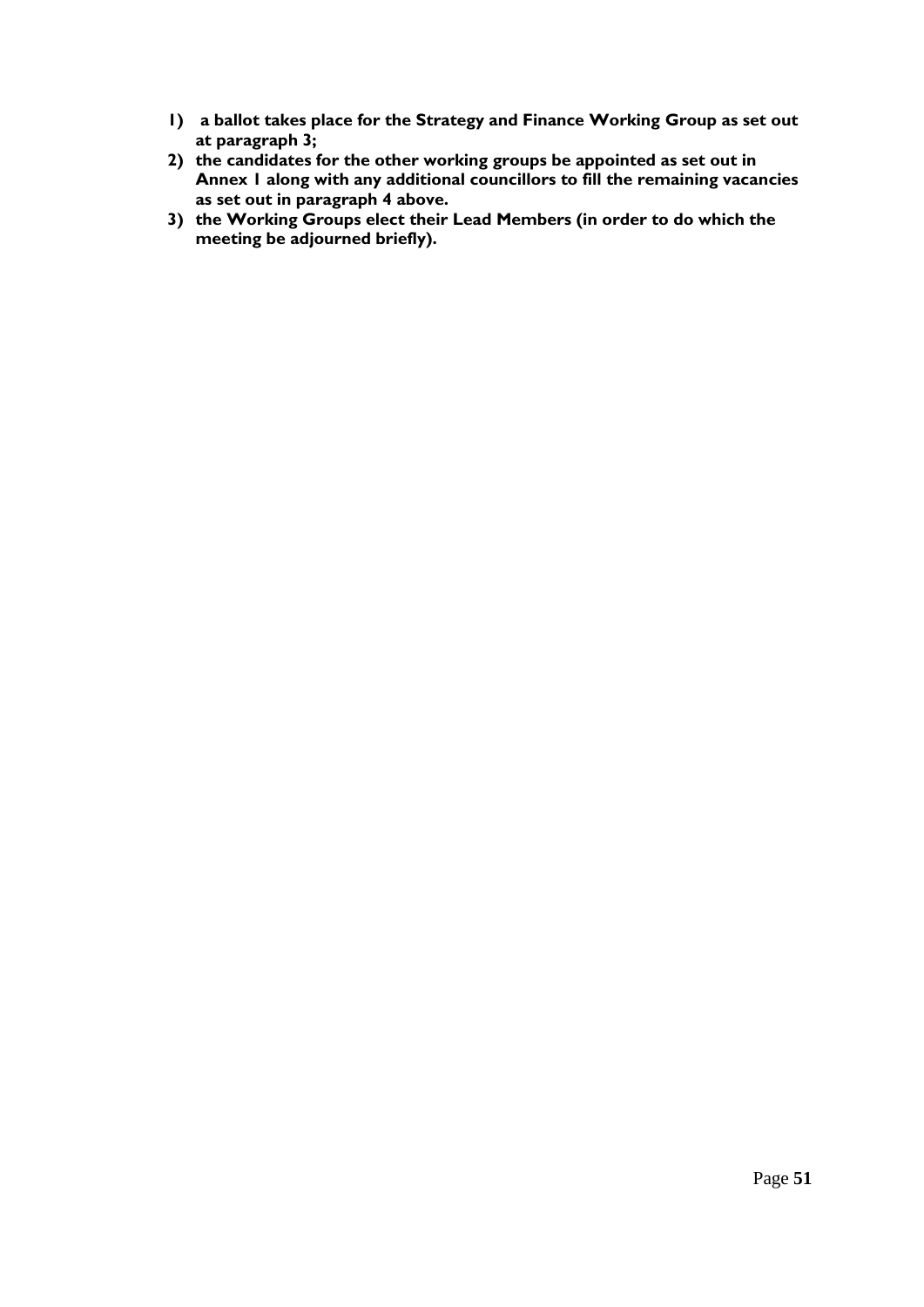1) **a ballot takes place for the Strategy and Finance Working Group as set out at paragraph 3;**
2) **the candidates for the other working groups be appointed as set out in Annex 1 along with any additional councillors to fill the remaining vacancies as set out in paragraph 4 above.**
3) **the Working Groups elect their Lead Members (in order to do which the meeting be adjourned briefly).**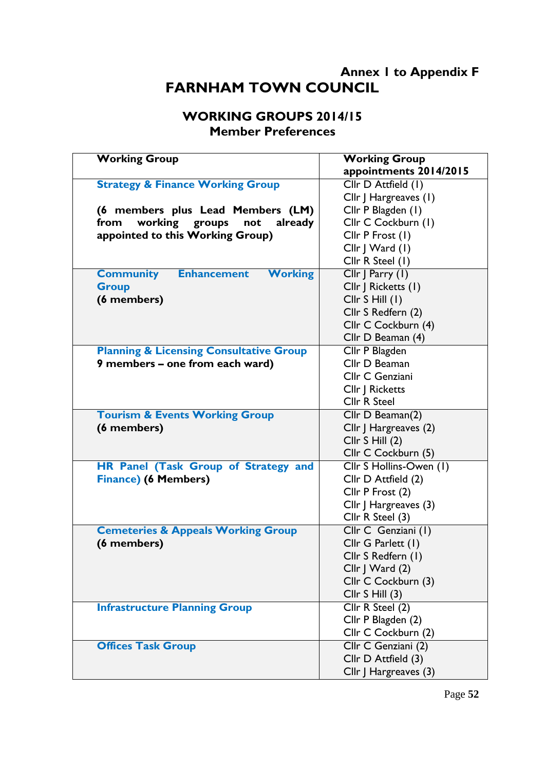**Annex 1 to Appendix F**

# FARNHAM TOWN COUNCIL

## WORKING GROUPS 2014/15
### Member Preferences

| Working Group | Working Group appointments 2014/2015 |
|---|---|
| **Strategy & Finance Working Group**<br><br>**(6 members plus Lead Members (LM) from working groups not already appointed to this Working Group)** | Cllr D Attfield (1)<br>Cllr J Hargreaves (1)<br>Cllr P Blagden (1)<br>Cllr C Cockburn (1)<br>Cllr P Frost (1)<br>Cllr J Ward (1)<br>Cllr R Steel (1) |
| **Community Enhancement Working Group**<br>**(6 members)** | Cllr J Parry (1)<br>Cllr J Ricketts (1)<br>Cllr S Hill (1)<br>Cllr S Redfern (2)<br>Cllr C Cockburn (4)<br>Cllr D Beaman (4) |
| **Planning & Licensing Consultative Group**<br>**9 members – one from each ward)** | Cllr P Blagden<br>Cllr D Beaman<br>Cllr C Genziani<br>Cllr J Ricketts<br>Cllr R Steel |
| **Tourism & Events Working Group**<br>**(6 members)** | Cllr D Beaman(2)<br>Cllr J Hargreaves (2)<br>Cllr S Hill (2)<br>Cllr C Cockburn (5) |
| **HR Panel (Task Group of Strategy and Finance)** **(6 Members)** | Cllr S Hollins-Owen (1)<br>Cllr D Attfield (2)<br>Cllr P Frost (2)<br>Cllr J Hargreaves (3)<br>Cllr R Steel (3) |
| **Cemeteries & Appeals Working Group**<br>**(6 members)** | Cllr C Genziani (1)<br>Cllr G Parlett (1)<br>Cllr S Redfern (1)<br>Cllr J Ward (2)<br>Cllr C Cockburn (3)<br>Cllr S Hill (3) |
| **Infrastructure Planning Group** | Cllr R Steel (2)<br>Cllr P Blagden (2)<br>Cllr C Cockburn (2) |
| **Offices Task Group** | Cllr C Genziani (2)<br>Cllr D Attfield (3)<br>Cllr J Hargreaves (3) |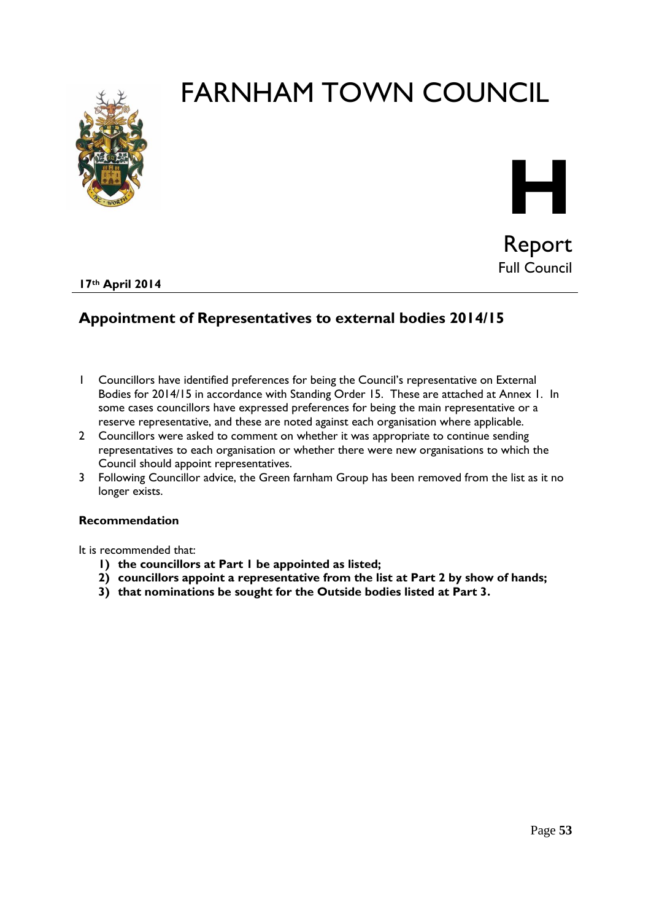# FARNHAM TOWN COUNCIL

**H**

Report
Full Council

**17th April 2014**

## Appointment of Representatives to external bodies 2014/15

1. Councillors have identified preferences for being the Council's representative on External Bodies for 2014/15 in accordance with Standing Order 15. These are attached at Annex 1. In some cases councillors have expressed preferences for being the main representative or a reserve representative, and these are noted against each organisation where applicable.
2. Councillors were asked to comment on whether it was appropriate to continue sending representatives to each organisation or whether there were new organisations to which the Council should appoint representatives.
3. Following Councillor advice, the Green farnham Group has been removed from the list as it no longer exists.

**Recommendation**

It is recommended that:

1) **the councillors at Part 1 be appointed as listed;**
2) **councillors appoint a representative from the list at Part 2 by show of hands;**
3) **that nominations be sought for the Outside bodies listed at Part 3.**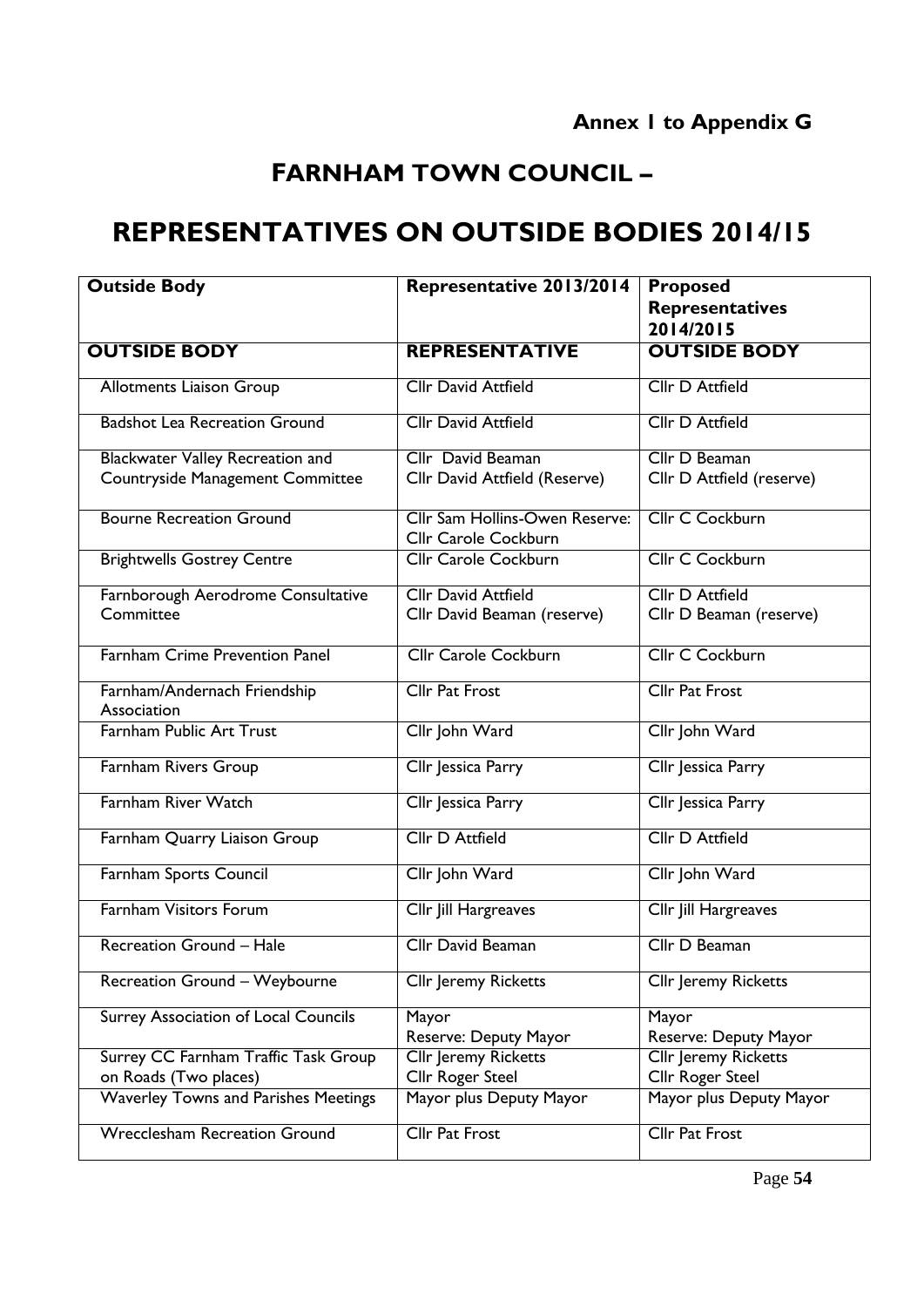**Annex 1 to Appendix G**

# FARNHAM TOWN COUNCIL –

# REPRESENTATIVES ON OUTSIDE BODIES 2014/15

| Outside Body | Representative 2013/2014 | Proposed Representatives 2014/2015 |
|---|---|---|
| **OUTSIDE BODY** | **REPRESENTATIVE** | **OUTSIDE BODY** |
| Allotments Liaison Group | Cllr David Attfield | Cllr D Attfield |
| Badshot Lea Recreation Ground | Cllr David Attfield | Cllr D Attfield |
| Blackwater Valley Recreation and Countryside Management Committee | Cllr David Beaman<br>Cllr David Attfield (Reserve) | Cllr D Beaman<br>Cllr D Attfield (reserve) |
| Bourne Recreation Ground | Cllr Sam Hollins-Owen Reserve: Cllr Carole Cockburn | Cllr C Cockburn |
| Brightwells Gostrey Centre | Cllr Carole Cockburn | Cllr C Cockburn |
| Farnborough Aerodrome Consultative Committee | Cllr David Attfield<br>Cllr David Beaman (reserve) | Cllr D Attfield<br>Cllr D Beaman (reserve) |
| Farnham Crime Prevention Panel | Cllr Carole Cockburn | Cllr C Cockburn |
| Farnham/Andernach Friendship Association | Cllr Pat Frost | Cllr Pat Frost |
| Farnham Public Art Trust | Cllr John Ward | Cllr John Ward |
| Farnham Rivers Group | Cllr Jessica Parry | Cllr Jessica Parry |
| Farnham River Watch | Cllr Jessica Parry | Cllr Jessica Parry |
| Farnham Quarry Liaison Group | Cllr D Attfield | Cllr D Attfield |
| Farnham Sports Council | Cllr John Ward | Cllr John Ward |
| Farnham Visitors Forum | Cllr Jill Hargreaves | Cllr Jill Hargreaves |
| Recreation Ground – Hale | Cllr David Beaman | Cllr D Beaman |
| Recreation Ground – Weybourne | Cllr Jeremy Ricketts | Cllr Jeremy Ricketts |
| Surrey Association of Local Councils | Mayor<br>Reserve: Deputy Mayor | Mayor<br>Reserve: Deputy Mayor |
| Surrey CC Farnham Traffic Task Group on Roads (Two places) | Cllr Jeremy Ricketts<br>Cllr Roger Steel | Cllr Jeremy Ricketts<br>Cllr Roger Steel |
| Waverley Towns and Parishes Meetings | Mayor plus Deputy Mayor | Mayor plus Deputy Mayor |
| Wrecclesham Recreation Ground | Cllr Pat Frost | Cllr Pat Frost |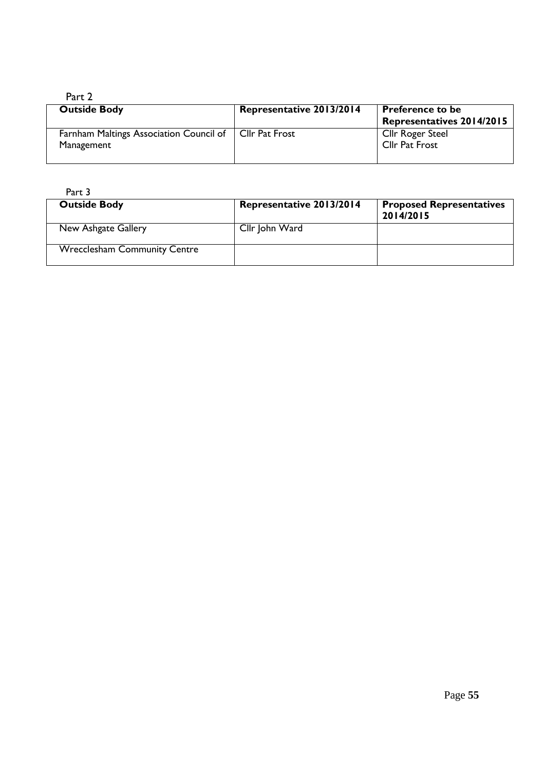Part 2

| Outside Body | Representative 2013/2014 | Preference to be Representatives 2014/2015 |
|---|---|---|
| Farnham Maltings Association Council of Management | Cllr Pat Frost | Cllr Roger Steel<br>Cllr Pat Frost |

Part 3

| Outside Body | Representative 2013/2014 | Proposed Representatives 2014/2015 |
|---|---|---|
| New Ashgate Gallery | Cllr John Ward | |
| Wrecclesham Community Centre | | |